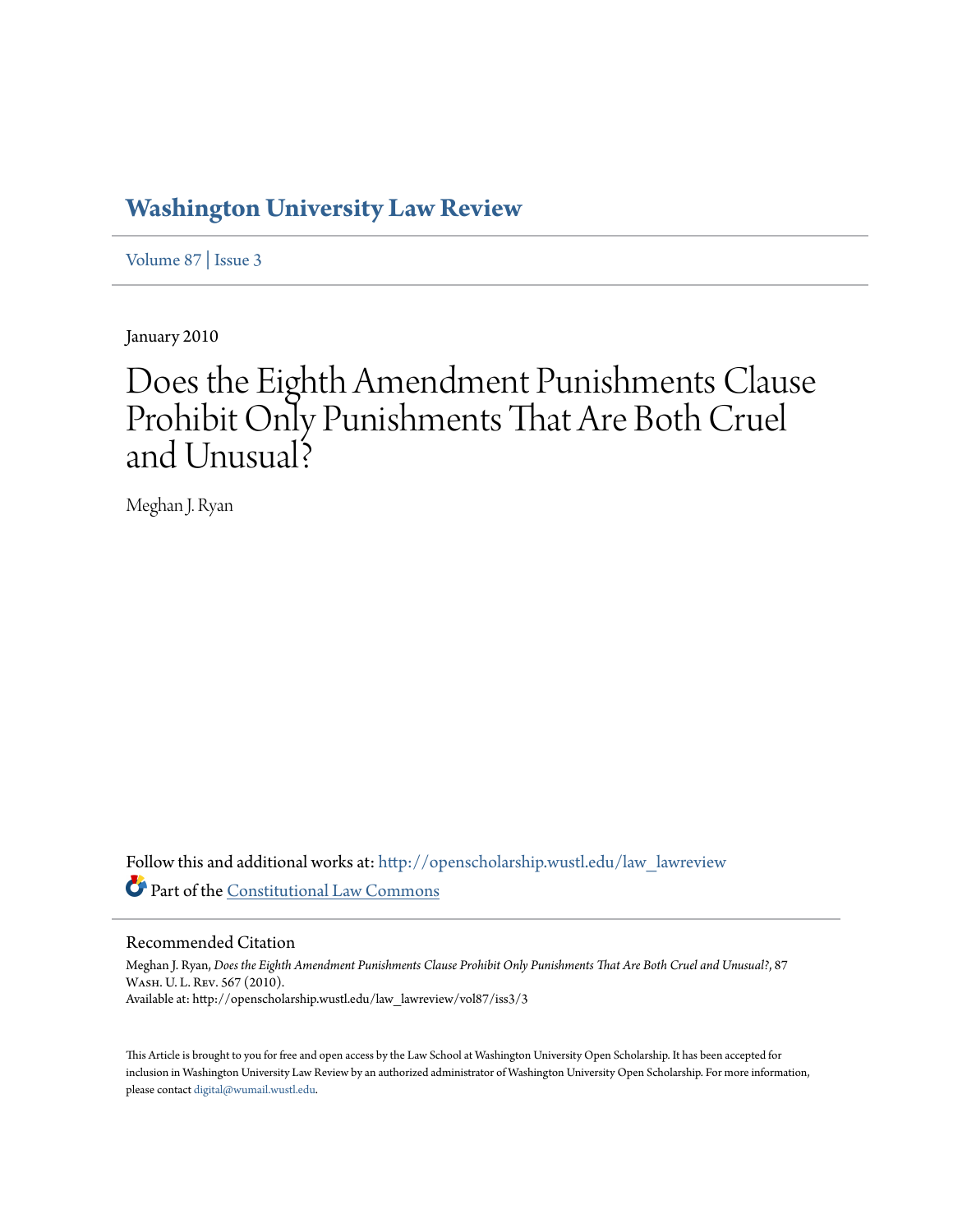# Washington University Law Review

Volume 87 | Issue 3

January 2010

# Does the Eighth Amendment Punishments Clause Prohibit Only Punishments That Are Both Cruel and Unusual?

Meghan J. Ryan

Follow this and additional works at: http://openscholarship.wustl.edu/law_lawreview

Part of the Constitutional Law Commons

## Recommended Citation

Meghan J. Ryan, *Does the Eighth Amendment Punishments Clause Prohibit Only Punishments That Are Both Cruel and Unusual?*, 87 Wash. U. L. Rev. 567 (2010).
Available at: http://openscholarship.wustl.edu/law_lawreview/vol87/iss3/3

This Article is brought to you for free and open access by the Law School at Washington University Open Scholarship. It has been accepted for inclusion in Washington University Law Review by an authorized administrator of Washington University Open Scholarship. For more information, please contact digital@wumail.wustl.edu.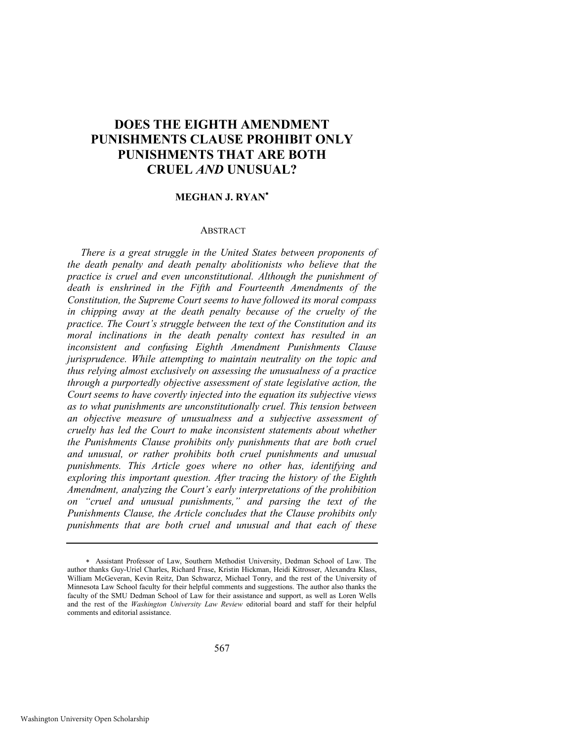# DOES THE EIGHTH AMENDMENT PUNISHMENTS CLAUSE PROHIBIT ONLY PUNISHMENTS THAT ARE BOTH CRUEL *AND* UNUSUAL?

**MEGHAN J. RYAN***

ABSTRACT

*There is a great struggle in the United States between proponents of the death penalty and death penalty abolitionists who believe that the practice is cruel and even unconstitutional. Although the punishment of death is enshrined in the Fifth and Fourteenth Amendments of the Constitution, the Supreme Court seems to have followed its moral compass in chipping away at the death penalty because of the cruelty of the practice. The Court's struggle between the text of the Constitution and its moral inclinations in the death penalty context has resulted in an inconsistent and confusing Eighth Amendment Punishments Clause jurisprudence. While attempting to maintain neutrality on the topic and thus relying almost exclusively on assessing the unusualness of a practice through a purportedly objective assessment of state legislative action, the Court seems to have covertly injected into the equation its subjective views as to what punishments are unconstitutionally cruel. This tension between an objective measure of unusualness and a subjective assessment of cruelty has led the Court to make inconsistent statements about whether the Punishments Clause prohibits only punishments that are both cruel and unusual, or rather prohibits both cruel punishments and unusual punishments. This Article goes where no other has, identifying and exploring this important question. After tracing the history of the Eighth Amendment, analyzing the Court's early interpretations of the prohibition on "cruel and unusual punishments," and parsing the text of the Punishments Clause, the Article concludes that the Clause prohibits only punishments that are both cruel and unusual and that each of these*

---

\* Assistant Professor of Law, Southern Methodist University, Dedman School of Law. The author thanks Guy-Uriel Charles, Richard Frase, Kristin Hickman, Heidi Kitrosser, Alexandra Klass, William McGeveran, Kevin Reitz, Dan Schwarcz, Michael Tonry, and the rest of the University of Minnesota Law School faculty for their helpful comments and suggestions. The author also thanks the faculty of the SMU Dedman School of Law for their assistance and support, as well as Loren Wells and the rest of the *Washington University Law Review* editorial board and staff for their helpful comments and editorial assistance.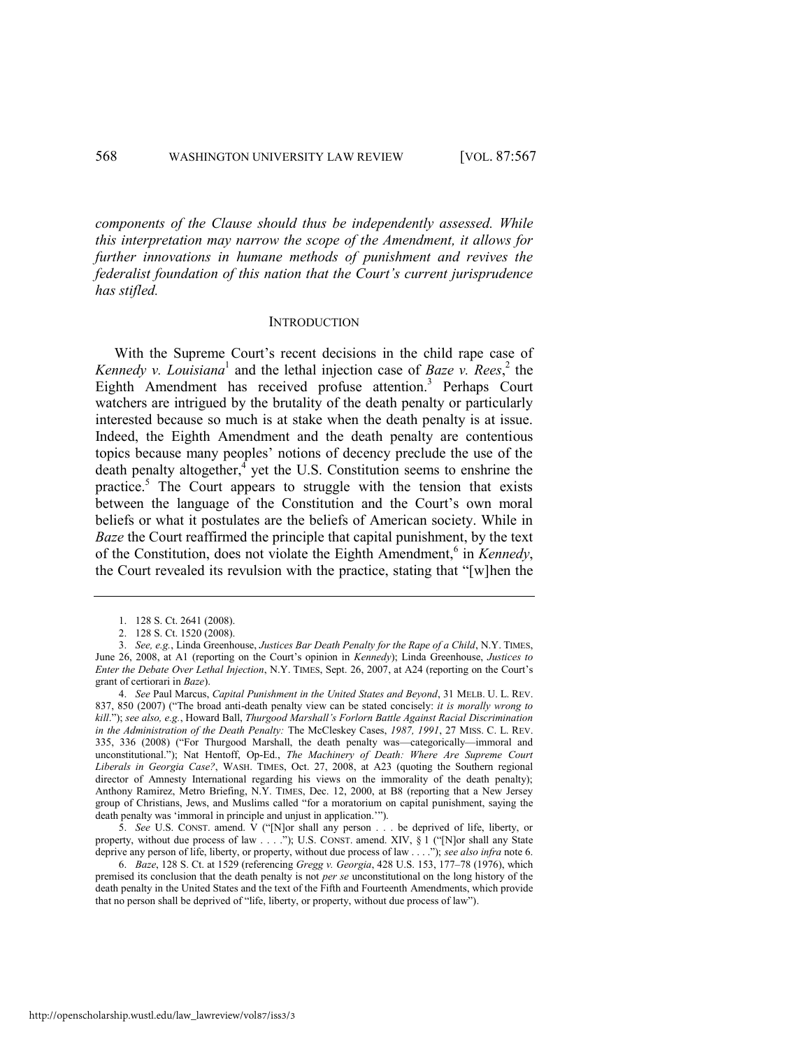*components of the Clause should thus be independently assessed. While this interpretation may narrow the scope of the Amendment, it allows for further innovations in humane methods of punishment and revives the federalist foundation of this nation that the Court's current jurisprudence has stifled.*

## INTRODUCTION

With the Supreme Court's recent decisions in the child rape case of *Kennedy v. Louisiana*[1] and the lethal injection case of *Baze v. Rees*,[2] the Eighth Amendment has received profuse attention.[3] Perhaps Court watchers are intrigued by the brutality of the death penalty or particularly interested because so much is at stake when the death penalty is at issue. Indeed, the Eighth Amendment and the death penalty are contentious topics because many peoples' notions of decency preclude the use of the death penalty altogether,[4] yet the U.S. Constitution seems to enshrine the practice.[5] The Court appears to struggle with the tension that exists between the language of the Constitution and the Court's own moral beliefs or what it postulates are the beliefs of American society. While in *Baze* the Court reaffirmed the principle that capital punishment, by the text of the Constitution, does not violate the Eighth Amendment,[6] in *Kennedy*, the Court revealed its revulsion with the practice, stating that "[w]hen the

---

1. 128 S. Ct. 2641 (2008).

2. 128 S. Ct. 1520 (2008).

3. *See, e.g.*, Linda Greenhouse, *Justices Bar Death Penalty for the Rape of a Child*, N.Y. TIMES, June 26, 2008, at A1 (reporting on the Court's opinion in *Kennedy*); Linda Greenhouse, *Justices to Enter the Debate Over Lethal Injection*, N.Y. TIMES, Sept. 26, 2007, at A24 (reporting on the Court's grant of certiorari in *Baze*).

4. *See* Paul Marcus, *Capital Punishment in the United States and Beyond*, 31 MELB. U. L. REV. 837, 850 (2007) ("The broad anti-death penalty view can be stated concisely: *it is morally wrong to kill*."); *see also, e.g.*, Howard Ball, *Thurgood Marshall's Forlorn Battle Against Racial Discrimination in the Administration of the Death Penalty:* The McCleskey Cases, *1987, 1991*, 27 MISS. C. L. REV. 335, 336 (2008) ("For Thurgood Marshall, the death penalty was—categorically—immoral and unconstitutional."); Nat Hentoff, Op-Ed., *The Machinery of Death: Where Are Supreme Court Liberals in Georgia Case?*, WASH. TIMES, Oct. 27, 2008, at A23 (quoting the Southern regional director of Amnesty International regarding his views on the immorality of the death penalty); Anthony Ramirez, Metro Briefing, N.Y. TIMES, Dec. 12, 2000, at B8 (reporting that a New Jersey group of Christians, Jews, and Muslims called "for a moratorium on capital punishment, saying the death penalty was 'immoral in principle and unjust in application.'").

5. *See* U.S. CONST. amend. V ("[N]or shall any person . . . be deprived of life, liberty, or property, without due process of law . . . ."); U.S. CONST. amend. XIV, § 1 ("[N]or shall any State deprive any person of life, liberty, or property, without due process of law . . . ."); *see also infra* note 6.

6. *Baze*, 128 S. Ct. at 1529 (referencing *Gregg v. Georgia*, 428 U.S. 153, 177–78 (1976), which premised its conclusion that the death penalty is not *per se* unconstitutional on the long history of the death penalty in the United States and the text of the Fifth and Fourteenth Amendments, which provide that no person shall be deprived of "life, liberty, or property, without due process of law").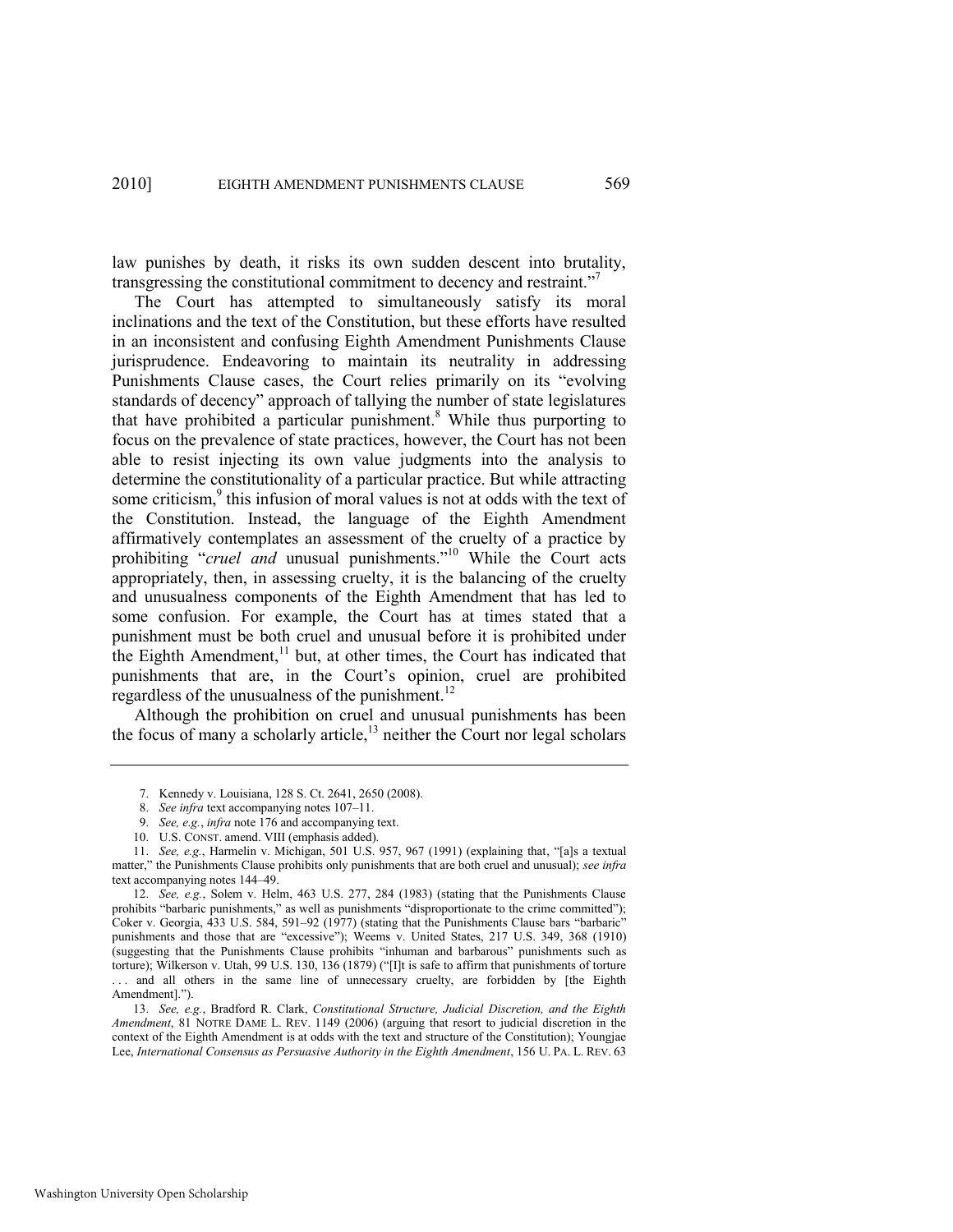law punishes by death, it risks its own sudden descent into brutality, transgressing the constitutional commitment to decency and restraint."[7]

The Court has attempted to simultaneously satisfy its moral inclinations and the text of the Constitution, but these efforts have resulted in an inconsistent and confusing Eighth Amendment Punishments Clause jurisprudence. Endeavoring to maintain its neutrality in addressing Punishments Clause cases, the Court relies primarily on its "evolving standards of decency" approach of tallying the number of state legislatures that have prohibited a particular punishment.[8] While thus purporting to focus on the prevalence of state practices, however, the Court has not been able to resist injecting its own value judgments into the analysis to determine the constitutionality of a particular practice. But while attracting some criticism,[9] this infusion of moral values is not at odds with the text of the Constitution. Instead, the language of the Eighth Amendment affirmatively contemplates an assessment of the cruelty of a practice by prohibiting "*cruel and* unusual punishments."[10] While the Court acts appropriately, then, in assessing cruelty, it is the balancing of the cruelty and unusualness components of the Eighth Amendment that has led to some confusion. For example, the Court has at times stated that a punishment must be both cruel and unusual before it is prohibited under the Eighth Amendment,[11] but, at other times, the Court has indicated that punishments that are, in the Court's opinion, cruel are prohibited regardless of the unusualness of the punishment.[12]

Although the prohibition on cruel and unusual punishments has been the focus of many a scholarly article,[13] neither the Court nor legal scholars

---

7. Kennedy v. Louisiana, 128 S. Ct. 2641, 2650 (2008).

8. *See infra* text accompanying notes 107–11.

9. *See, e.g.*, *infra* note 176 and accompanying text.

10. U.S. CONST. amend. VIII (emphasis added).

11. *See, e.g.*, Harmelin v. Michigan, 501 U.S. 957, 967 (1991) (explaining that, "[a]s a textual matter," the Punishments Clause prohibits only punishments that are both cruel and unusual); *see infra* text accompanying notes 144–49.

12. *See, e.g.*, Solem v. Helm, 463 U.S. 277, 284 (1983) (stating that the Punishments Clause prohibits "barbaric punishments," as well as punishments "disproportionate to the crime committed"); Coker v. Georgia, 433 U.S. 584, 591–92 (1977) (stating that the Punishments Clause bars "barbaric" punishments and those that are "excessive"); Weems v. United States, 217 U.S. 349, 368 (1910) (suggesting that the Punishments Clause prohibits "inhuman and barbarous" punishments such as torture); Wilkerson v. Utah, 99 U.S. 130, 136 (1879) ("[I]t is safe to affirm that punishments of torture . . . and all others in the same line of unnecessary cruelty, are forbidden by [the Eighth Amendment].").

13. *See, e.g.*, Bradford R. Clark, *Constitutional Structure, Judicial Discretion, and the Eighth Amendment*, 81 NOTRE DAME L. REV. 1149 (2006) (arguing that resort to judicial discretion in the context of the Eighth Amendment is at odds with the text and structure of the Constitution); Youngjae Lee, *International Consensus as Persuasive Authority in the Eighth Amendment*, 156 U. PA. L. REV. 63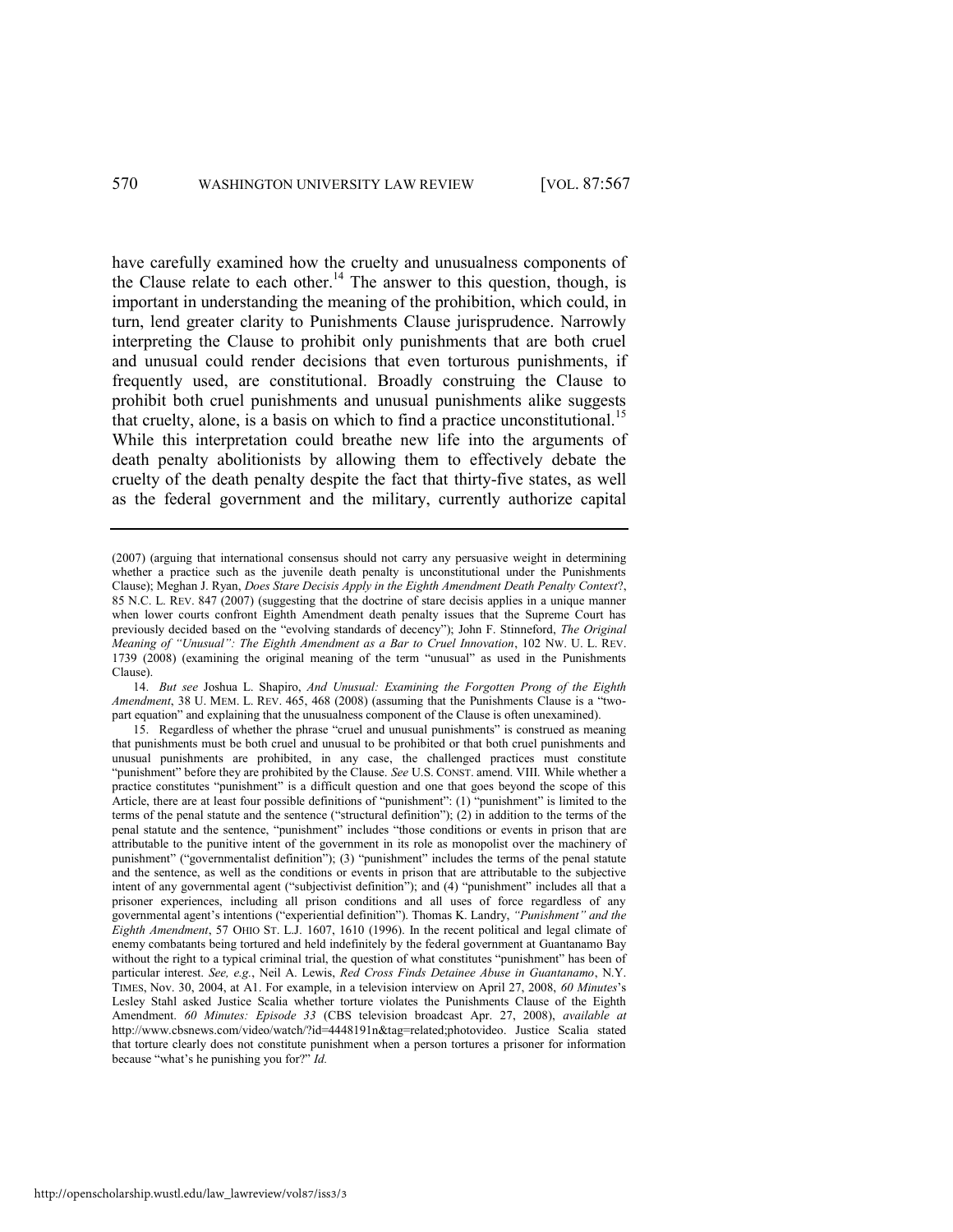have carefully examined how the cruelty and unusualness components of the Clause relate to each other.[14] The answer to this question, though, is important in understanding the meaning of the prohibition, which could, in turn, lend greater clarity to Punishments Clause jurisprudence. Narrowly interpreting the Clause to prohibit only punishments that are both cruel and unusual could render decisions that even torturous punishments, if frequently used, are constitutional. Broadly construing the Clause to prohibit both cruel punishments and unusual punishments alike suggests that cruelty, alone, is a basis on which to find a practice unconstitutional.[15] While this interpretation could breathe new life into the arguments of death penalty abolitionists by allowing them to effectively debate the cruelty of the death penalty despite the fact that thirty-five states, as well as the federal government and the military, currently authorize capital

---

(2007) (arguing that international consensus should not carry any persuasive weight in determining whether a practice such as the juvenile death penalty is unconstitutional under the Punishments Clause); Meghan J. Ryan, *Does Stare Decisis Apply in the Eighth Amendment Death Penalty Context?*, 85 N.C. L. REV. 847 (2007) (suggesting that the doctrine of stare decisis applies in a unique manner when lower courts confront Eighth Amendment death penalty issues that the Supreme Court has previously decided based on the "evolving standards of decency"); John F. Stinneford, *The Original Meaning of "Unusual": The Eighth Amendment as a Bar to Cruel Innovation*, 102 NW. U. L. REV. 1739 (2008) (examining the original meaning of the term "unusual" as used in the Punishments Clause).

14. *But see* Joshua L. Shapiro, *And Unusual: Examining the Forgotten Prong of the Eighth Amendment*, 38 U. MEM. L. REV. 465, 468 (2008) (assuming that the Punishments Clause is a "two-part equation" and explaining that the unusualness component of the Clause is often unexamined).

15. Regardless of whether the phrase "cruel and unusual punishments" is construed as meaning that punishments must be both cruel and unusual to be prohibited or that both cruel punishments and unusual punishments are prohibited, in any case, the challenged practices must constitute "punishment" before they are prohibited by the Clause. *See* U.S. CONST. amend. VIII. While whether a practice constitutes "punishment" is a difficult question and one that goes beyond the scope of this Article, there are at least four possible definitions of "punishment": (1) "punishment" is limited to the terms of the penal statute and the sentence ("structural definition"); (2) in addition to the terms of the penal statute and the sentence, "punishment" includes "those conditions or events in prison that are attributable to the punitive intent of the government in its role as monopolist over the machinery of punishment" ("governmentalist definition"); (3) "punishment" includes the terms of the penal statute and the sentence, as well as the conditions or events in prison that are attributable to the subjective intent of any governmental agent ("subjectivist definition"); and (4) "punishment" includes all that a prisoner experiences, including all prison conditions and all uses of force regardless of any governmental agent's intentions ("experiential definition"). Thomas K. Landry, *"Punishment" and the Eighth Amendment*, 57 OHIO ST. L.J. 1607, 1610 (1996). In the recent political and legal climate of enemy combatants being tortured and held indefinitely by the federal government at Guantanamo Bay without the right to a typical criminal trial, the question of what constitutes "punishment" has been of particular interest. *See, e.g.*, Neil A. Lewis, *Red Cross Finds Detainee Abuse in Guantanamo*, N.Y. TIMES, Nov. 30, 2004, at A1. For example, in a television interview on April 27, 2008, *60 Minutes*'s Lesley Stahl asked Justice Scalia whether torture violates the Punishments Clause of the Eighth Amendment. *60 Minutes: Episode 33* (CBS television broadcast Apr. 27, 2008), *available at* http://www.cbsnews.com/video/watch/?id=4448191n&tag=related;photovideo. Justice Scalia stated that torture clearly does not constitute punishment when a person tortures a prisoner for information because "what's he punishing you for?" *Id.*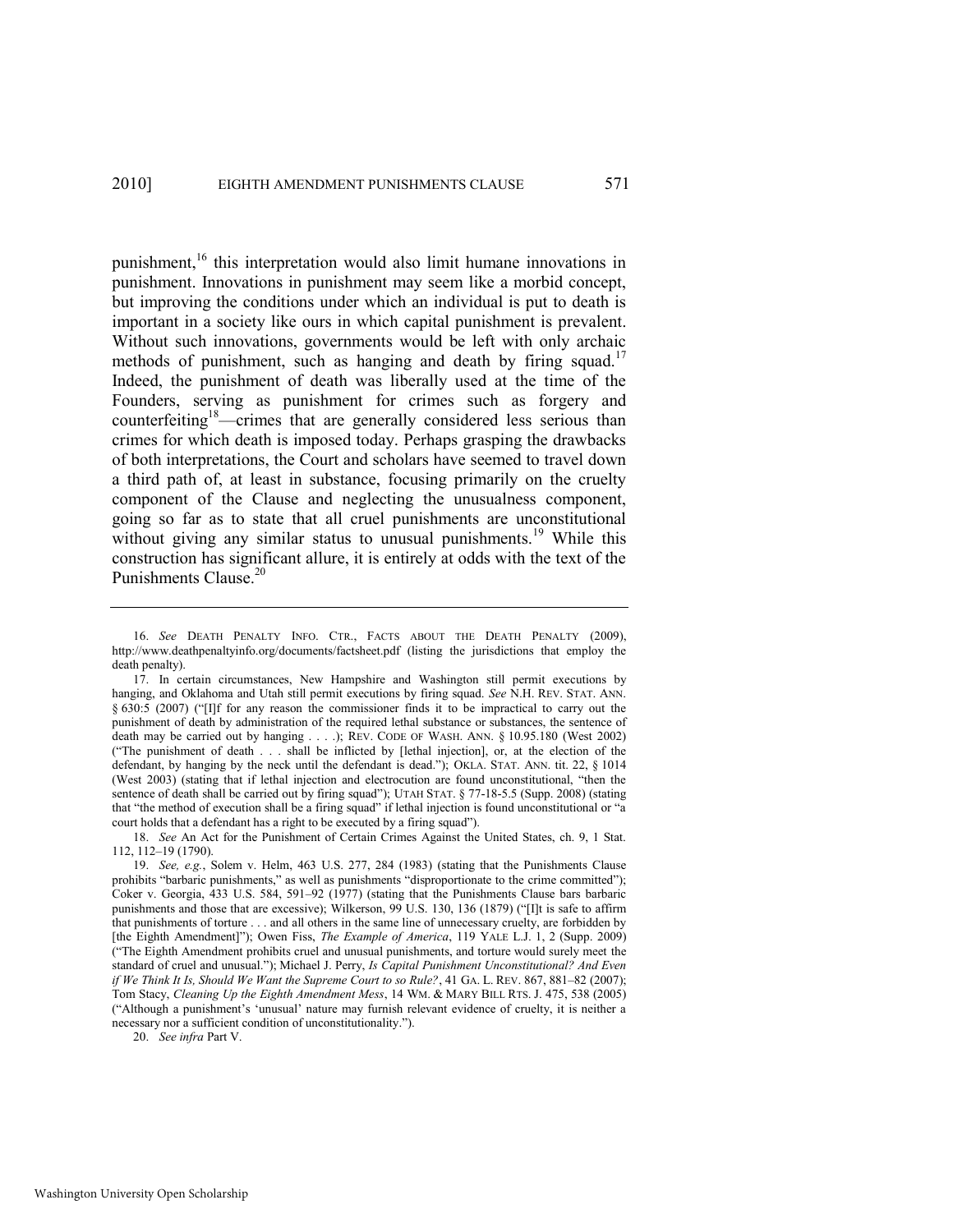punishment,[16] this interpretation would also limit humane innovations in punishment. Innovations in punishment may seem like a morbid concept, but improving the conditions under which an individual is put to death is important in a society like ours in which capital punishment is prevalent. Without such innovations, governments would be left with only archaic methods of punishment, such as hanging and death by firing squad.[17] Indeed, the punishment of death was liberally used at the time of the Founders, serving as punishment for crimes such as forgery and counterfeiting[18]—crimes that are generally considered less serious than crimes for which death is imposed today. Perhaps grasping the drawbacks of both interpretations, the Court and scholars have seemed to travel down a third path of, at least in substance, focusing primarily on the cruelty component of the Clause and neglecting the unusualness component, going so far as to state that all cruel punishments are unconstitutional without giving any similar status to unusual punishments.[19] While this construction has significant allure, it is entirely at odds with the text of the Punishments Clause.[20]

---

16. *See* DEATH PENALTY INFO. CTR., FACTS ABOUT THE DEATH PENALTY (2009), http://www.deathpenaltyinfo.org/documents/factsheet.pdf (listing the jurisdictions that employ the death penalty).

17. In certain circumstances, New Hampshire and Washington still permit executions by hanging, and Oklahoma and Utah still permit executions by firing squad. *See* N.H. REV. STAT. ANN. § 630:5 (2007) ("[I]f for any reason the commissioner finds it to be impractical to carry out the punishment of death by administration of the required lethal substance or substances, the sentence of death may be carried out by hanging . . . ."); REV. CODE OF WASH. ANN. § 10.95.180 (West 2002) ("The punishment of death . . . shall be inflicted by [lethal injection], or, at the election of the defendant, by hanging by the neck until the defendant is dead."); OKLA. STAT. ANN. tit. 22, § 1014 (West 2003) (stating that if lethal injection and electrocution are found unconstitutional, "then the sentence of death shall be carried out by firing squad"); UTAH STAT. § 77-18-5.5 (Supp. 2008) (stating that "the method of execution shall be a firing squad" if lethal injection is found unconstitutional or "a court holds that a defendant has a right to be executed by a firing squad").

18. *See* An Act for the Punishment of Certain Crimes Against the United States, ch. 9, 1 Stat. 112, 112–19 (1790).

19. *See, e.g.*, Solem v. Helm, 463 U.S. 277, 284 (1983) (stating that the Punishments Clause prohibits "barbaric punishments," as well as punishments "disproportionate to the crime committed"); Coker v. Georgia, 433 U.S. 584, 591–92 (1977) (stating that the Punishments Clause bars barbaric punishments and those that are excessive); Wilkerson, 99 U.S. 130, 136 (1879) ("[I]t is safe to affirm that punishments of torture . . . and all others in the same line of unnecessary cruelty, are forbidden by [the Eighth Amendment]"); Owen Fiss, *The Example of America*, 119 YALE L.J. 1, 2 (Supp. 2009) ("The Eighth Amendment prohibits cruel and unusual punishments, and torture would surely meet the standard of cruel and unusual."); Michael J. Perry, *Is Capital Punishment Unconstitutional? And Even if We Think It Is, Should We Want the Supreme Court to so Rule?*, 41 GA. L. REV. 867, 881–82 (2007); Tom Stacy, *Cleaning Up the Eighth Amendment Mess*, 14 WM. & MARY BILL RTS. J. 475, 538 (2005) ("Although a punishment's 'unusual' nature may furnish relevant evidence of cruelty, it is neither a necessary nor a sufficient condition of unconstitutionality.").

20. *See infra* Part V.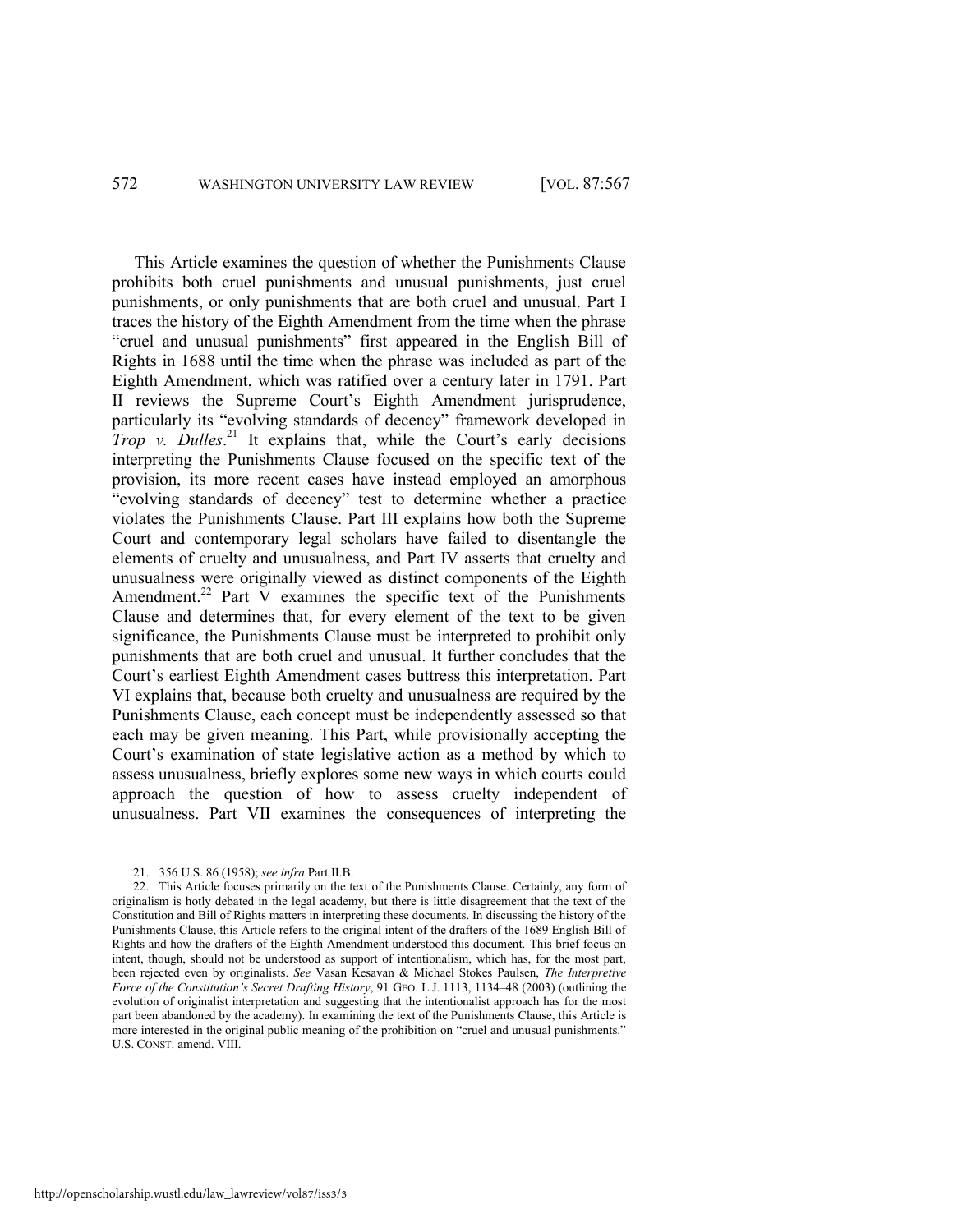This Article examines the question of whether the Punishments Clause prohibits both cruel punishments and unusual punishments, just cruel punishments, or only punishments that are both cruel and unusual. Part I traces the history of the Eighth Amendment from the time when the phrase "cruel and unusual punishments" first appeared in the English Bill of Rights in 1688 until the time when the phrase was included as part of the Eighth Amendment, which was ratified over a century later in 1791. Part II reviews the Supreme Court's Eighth Amendment jurisprudence, particularly its "evolving standards of decency" framework developed in *Trop v. Dulles*.[21] It explains that, while the Court's early decisions interpreting the Punishments Clause focused on the specific text of the provision, its more recent cases have instead employed an amorphous "evolving standards of decency" test to determine whether a practice violates the Punishments Clause. Part III explains how both the Supreme Court and contemporary legal scholars have failed to disentangle the elements of cruelty and unusualness, and Part IV asserts that cruelty and unusualness were originally viewed as distinct components of the Eighth Amendment.[22] Part V examines the specific text of the Punishments Clause and determines that, for every element of the text to be given significance, the Punishments Clause must be interpreted to prohibit only punishments that are both cruel and unusual. It further concludes that the Court's earliest Eighth Amendment cases buttress this interpretation. Part VI explains that, because both cruelty and unusualness are required by the Punishments Clause, each concept must be independently assessed so that each may be given meaning. This Part, while provisionally accepting the Court's examination of state legislative action as a method by which to assess unusualness, briefly explores some new ways in which courts could approach the question of how to assess cruelty independent of unusualness. Part VII examines the consequences of interpreting the

---

21. 356 U.S. 86 (1958); *see infra* Part II.B.

22. This Article focuses primarily on the text of the Punishments Clause. Certainly, any form of originalism is hotly debated in the legal academy, but there is little disagreement that the text of the Constitution and Bill of Rights matters in interpreting these documents. In discussing the history of the Punishments Clause, this Article refers to the original intent of the drafters of the 1689 English Bill of Rights and how the drafters of the Eighth Amendment understood this document. This brief focus on intent, though, should not be understood as support of intentionalism, which has, for the most part, been rejected even by originalists. *See* Vasan Kesavan & Michael Stokes Paulsen, *The Interpretive Force of the Constitution's Secret Drafting History*, 91 GEO. L.J. 1113, 1134–48 (2003) (outlining the evolution of originalist interpretation and suggesting that the intentionalist approach has for the most part been abandoned by the academy). In examining the text of the Punishments Clause, this Article is more interested in the original public meaning of the prohibition on "cruel and unusual punishments." U.S. CONST. amend. VIII.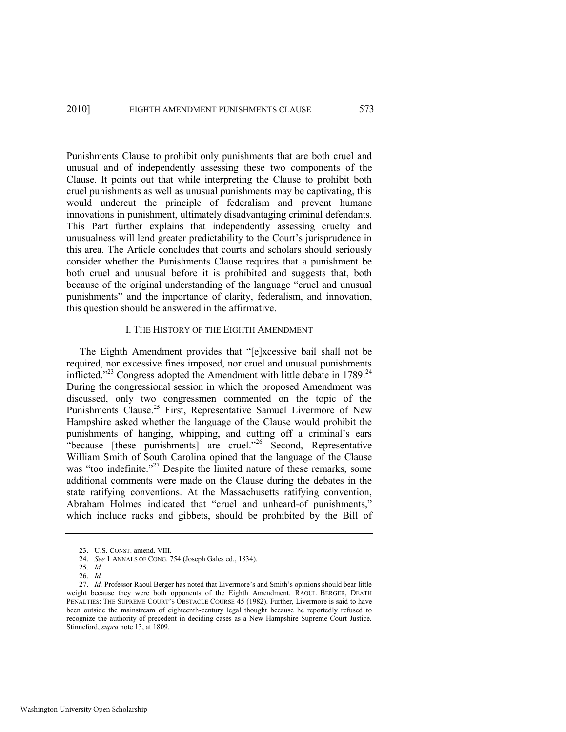Punishments Clause to prohibit only punishments that are both cruel and unusual and of independently assessing these two components of the Clause. It points out that while interpreting the Clause to prohibit both cruel punishments as well as unusual punishments may be captivating, this would undercut the principle of federalism and prevent humane innovations in punishment, ultimately disadvantaging criminal defendants. This Part further explains that independently assessing cruelty and unusualness will lend greater predictability to the Court's jurisprudence in this area. The Article concludes that courts and scholars should seriously consider whether the Punishments Clause requires that a punishment be both cruel and unusual before it is prohibited and suggests that, both because of the original understanding of the language "cruel and unusual punishments" and the importance of clarity, federalism, and innovation, this question should be answered in the affirmative.

## I. THE HISTORY OF THE EIGHTH AMENDMENT

The Eighth Amendment provides that "[e]xcessive bail shall not be required, nor excessive fines imposed, nor cruel and unusual punishments inflicted."[23] Congress adopted the Amendment with little debate in 1789.[24] During the congressional session in which the proposed Amendment was discussed, only two congressmen commented on the topic of the Punishments Clause.[25] First, Representative Samuel Livermore of New Hampshire asked whether the language of the Clause would prohibit the punishments of hanging, whipping, and cutting off a criminal's ears "because [these punishments] are cruel."[26] Second, Representative William Smith of South Carolina opined that the language of the Clause was "too indefinite."[27] Despite the limited nature of these remarks, some additional comments were made on the Clause during the debates in the state ratifying conventions. At the Massachusetts ratifying convention, Abraham Holmes indicated that "cruel and unheard-of punishments," which include racks and gibbets, should be prohibited by the Bill of

---

23. U.S. CONST. amend. VIII.

24. *See* 1 ANNALS OF CONG. 754 (Joseph Gales ed., 1834).

25. *Id.*

26. *Id.*

27. *Id.* Professor Raoul Berger has noted that Livermore's and Smith's opinions should bear little weight because they were both opponents of the Eighth Amendment. RAOUL BERGER, DEATH PENALTIES: THE SUPREME COURT'S OBSTACLE COURSE 45 (1982). Further, Livermore is said to have been outside the mainstream of eighteenth-century legal thought because he reportedly refused to recognize the authority of precedent in deciding cases as a New Hampshire Supreme Court Justice. Stinneford, *supra* note 13, at 1809.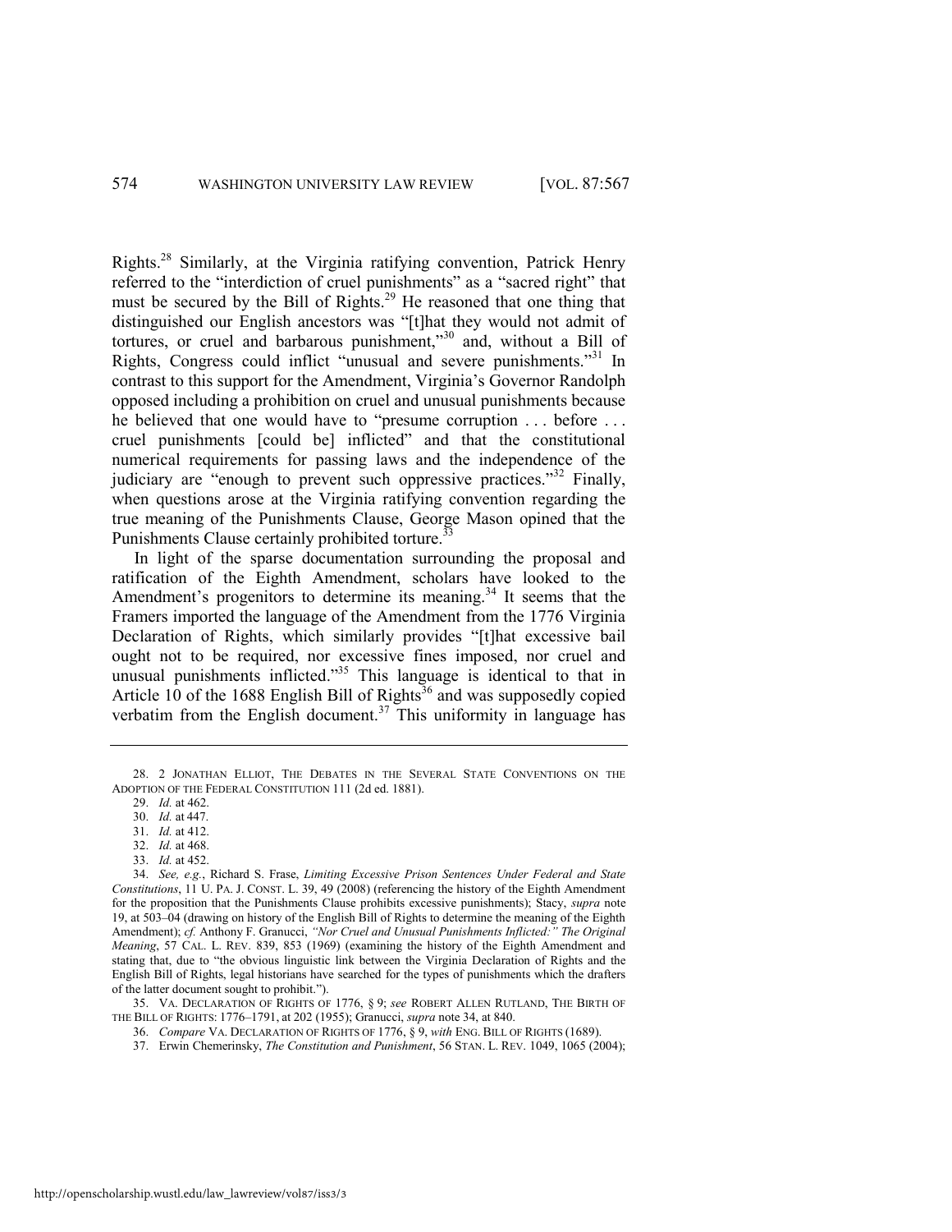Rights.[28] Similarly, at the Virginia ratifying convention, Patrick Henry referred to the "interdiction of cruel punishments" as a "sacred right" that must be secured by the Bill of Rights.[29] He reasoned that one thing that distinguished our English ancestors was "[t]hat they would not admit of tortures, or cruel and barbarous punishment,"[30] and, without a Bill of Rights, Congress could inflict "unusual and severe punishments."[31] In contrast to this support for the Amendment, Virginia's Governor Randolph opposed including a prohibition on cruel and unusual punishments because he believed that one would have to "presume corruption . . . before . . . cruel punishments [could be] inflicted" and that the constitutional numerical requirements for passing laws and the independence of the judiciary are "enough to prevent such oppressive practices."[32] Finally, when questions arose at the Virginia ratifying convention regarding the true meaning of the Punishments Clause, George Mason opined that the Punishments Clause certainly prohibited torture.[33]

In light of the sparse documentation surrounding the proposal and ratification of the Eighth Amendment, scholars have looked to the Amendment's progenitors to determine its meaning.[34] It seems that the Framers imported the language of the Amendment from the 1776 Virginia Declaration of Rights, which similarly provides "[t]hat excessive bail ought not to be required, nor excessive fines imposed, nor cruel and unusual punishments inflicted."[35] This language is identical to that in Article 10 of the 1688 English Bill of Rights[36] and was supposedly copied verbatim from the English document.[37] This uniformity in language has

---

28. 2 JONATHAN ELLIOT, THE DEBATES IN THE SEVERAL STATE CONVENTIONS ON THE ADOPTION OF THE FEDERAL CONSTITUTION 111 (2d ed. 1881).

29. *Id.* at 462.

30. *Id.* at 447.

31. *Id.* at 412.

32. *Id.* at 468.

33. *Id.* at 452.

34. *See, e.g.*, Richard S. Frase, *Limiting Excessive Prison Sentences Under Federal and State Constitutions*, 11 U. PA. J. CONST. L. 39, 49 (2008) (referencing the history of the Eighth Amendment for the proposition that the Punishments Clause prohibits excessive punishments); Stacy, *supra* note 19, at 503–04 (drawing on history of the English Bill of Rights to determine the meaning of the Eighth Amendment); *cf.* Anthony F. Granucci, *"Nor Cruel and Unusual Punishments Inflicted:" The Original Meaning*, 57 CAL. L. REV. 839, 853 (1969) (examining the history of the Eighth Amendment and stating that, due to "the obvious linguistic link between the Virginia Declaration of Rights and the English Bill of Rights, legal historians have searched for the types of punishments which the drafters of the latter document sought to prohibit.").

35. VA. DECLARATION OF RIGHTS OF 1776, § 9; *see* ROBERT ALLEN RUTLAND, THE BIRTH OF THE BILL OF RIGHTS: 1776–1791, at 202 (1955); Granucci, *supra* note 34, at 840.

36. *Compare* VA. DECLARATION OF RIGHTS OF 1776, § 9, *with* ENG. BILL OF RIGHTS (1689).

37. Erwin Chemerinsky, *The Constitution and Punishment*, 56 STAN. L. REV. 1049, 1065 (2004);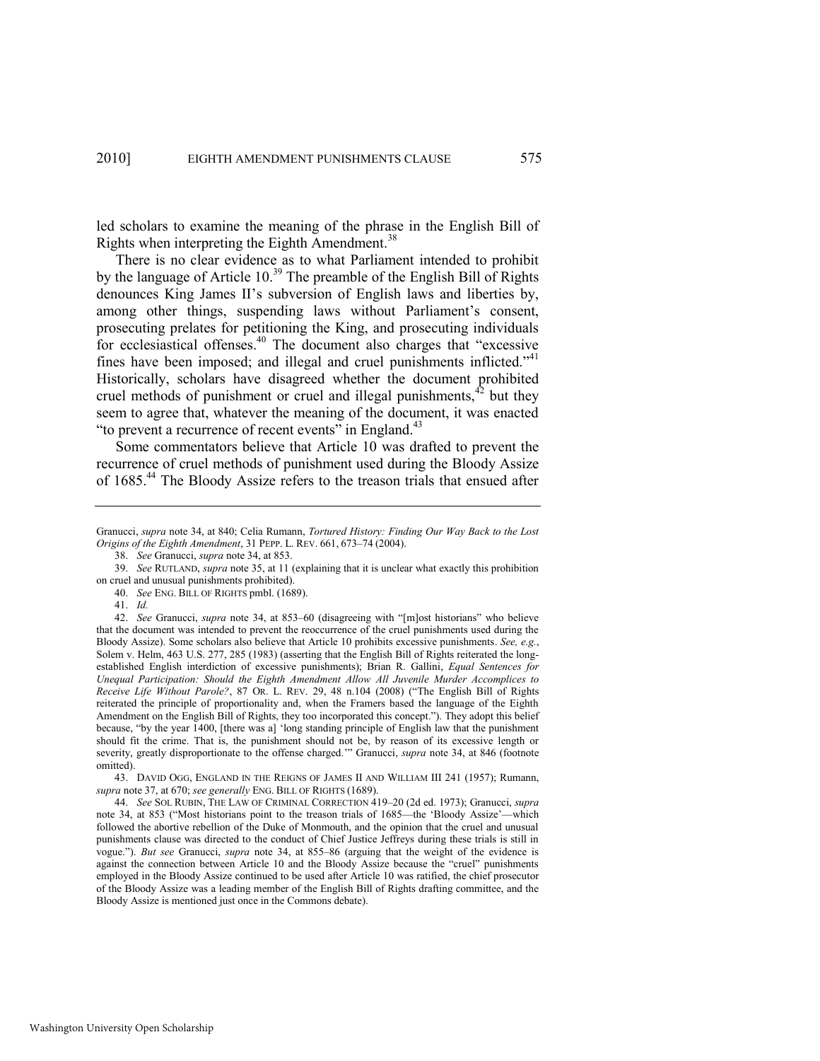led scholars to examine the meaning of the phrase in the English Bill of Rights when interpreting the Eighth Amendment.[38]

There is no clear evidence as to what Parliament intended to prohibit by the language of Article 10.[39] The preamble of the English Bill of Rights denounces King James II's subversion of English laws and liberties by, among other things, suspending laws without Parliament's consent, prosecuting prelates for petitioning the King, and prosecuting individuals for ecclesiastical offenses.[40] The document also charges that "excessive fines have been imposed; and illegal and cruel punishments inflicted."[41] Historically, scholars have disagreed whether the document prohibited cruel methods of punishment or cruel and illegal punishments,[42] but they seem to agree that, whatever the meaning of the document, it was enacted "to prevent a recurrence of recent events" in England.[43]

Some commentators believe that Article 10 was drafted to prevent the recurrence of cruel methods of punishment used during the Bloody Assize of 1685.[44] The Bloody Assize refers to the treason trials that ensued after

---

Granucci, *supra* note 34, at 840; Celia Rumann, *Tortured History: Finding Our Way Back to the Lost Origins of the Eighth Amendment*, 31 PEPP. L. REV. 661, 673–74 (2004).

38. *See* Granucci, *supra* note 34, at 853.

39. *See* RUTLAND, *supra* note 35, at 11 (explaining that it is unclear what exactly this prohibition on cruel and unusual punishments prohibited).

40. *See* ENG. BILL OF RIGHTS pmbl. (1689).

41. *Id.*

42. *See* Granucci, *supra* note 34, at 853–60 (disagreeing with "[m]ost historians" who believe that the document was intended to prevent the reoccurrence of the cruel punishments used during the Bloody Assize). Some scholars also believe that Article 10 prohibits excessive punishments. *See, e.g.*, Solem v. Helm, 463 U.S. 277, 285 (1983) (asserting that the English Bill of Rights reiterated the long-established English interdiction of excessive punishments); Brian R. Gallini, *Equal Sentences for Unequal Participation: Should the Eighth Amendment Allow All Juvenile Murder Accomplices to Receive Life Without Parole?*, 87 OR. L. REV. 29, 48 n.104 (2008) ("The English Bill of Rights reiterated the principle of proportionality and, when the Framers based the language of the Eighth Amendment on the English Bill of Rights, they too incorporated this concept."). They adopt this belief because, "by the year 1400, [there was a] 'long standing principle of English law that the punishment should fit the crime. That is, the punishment should not be, by reason of its excessive length or severity, greatly disproportionate to the offense charged.'" Granucci, *supra* note 34, at 846 (footnote omitted).

43. DAVID OGG, ENGLAND IN THE REIGNS OF JAMES II AND WILLIAM III 241 (1957); Rumann, *supra* note 37, at 670; *see generally* ENG. BILL OF RIGHTS (1689).

44. *See* SOL RUBIN, THE LAW OF CRIMINAL CORRECTION 419–20 (2d ed. 1973); Granucci, *supra* note 34, at 853 ("Most historians point to the treason trials of 1685—the 'Bloody Assize'—which followed the abortive rebellion of the Duke of Monmouth, and the opinion that the cruel and unusual punishments clause was directed to the conduct of Chief Justice Jeffreys during these trials is still in vogue."). *But see* Granucci, *supra* note 34, at 855–86 (arguing that the weight of the evidence is against the connection between Article 10 and the Bloody Assize because the "cruel" punishments employed in the Bloody Assize continued to be used after Article 10 was ratified, the chief prosecutor of the Bloody Assize was a leading member of the English Bill of Rights drafting committee, and the Bloody Assize is mentioned just once in the Commons debate).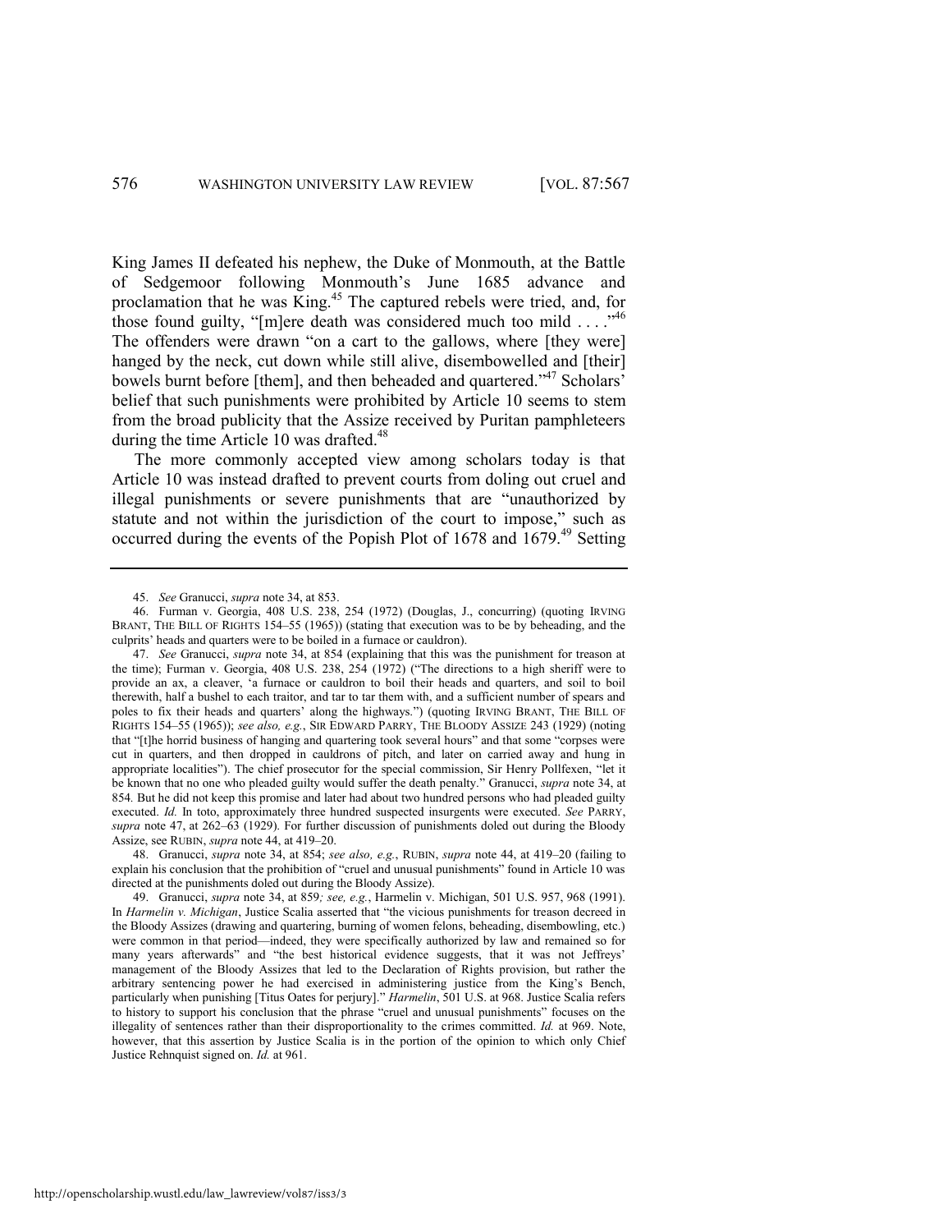King James II defeated his nephew, the Duke of Monmouth, at the Battle of Sedgemoor following Monmouth's June 1685 advance and proclamation that he was King.[45] The captured rebels were tried, and, for those found guilty, "[m]ere death was considered much too mild . . . ."[46] The offenders were drawn "on a cart to the gallows, where [they were] hanged by the neck, cut down while still alive, disembowelled and [their] bowels burnt before [them], and then beheaded and quartered."[47] Scholars' belief that such punishments were prohibited by Article 10 seems to stem from the broad publicity that the Assize received by Puritan pamphleteers during the time Article 10 was drafted.[48]

The more commonly accepted view among scholars today is that Article 10 was instead drafted to prevent courts from doling out cruel and illegal punishments or severe punishments that are "unauthorized by statute and not within the jurisdiction of the court to impose," such as occurred during the events of the Popish Plot of 1678 and 1679.[49] Setting

---

45. *See* Granucci, *supra* note 34, at 853.

46. Furman v. Georgia, 408 U.S. 238, 254 (1972) (Douglas, J., concurring) (quoting IRVING BRANT, THE BILL OF RIGHTS 154–55 (1965)) (stating that execution was to be by beheading, and the culprits' heads and quarters were to be boiled in a furnace or cauldron).

47. *See* Granucci, *supra* note 34, at 854 (explaining that this was the punishment for treason at the time); Furman v. Georgia, 408 U.S. 238, 254 (1972) ("The directions to a high sheriff were to provide an ax, a cleaver, 'a furnace or cauldron to boil their heads and quarters, and soil to boil therewith, half a bushel to each traitor, and tar to tar them with, and a sufficient number of spears and poles to fix their heads and quarters' along the highways.") (quoting IRVING BRANT, THE BILL OF RIGHTS 154–55 (1965)); *see also, e.g.*, SIR EDWARD PARRY, THE BLOODY ASSIZE 243 (1929) (noting that "[t]he horrid business of hanging and quartering took several hours" and that some "corpses were cut in quarters, and then dropped in cauldrons of pitch, and later on carried away and hung in appropriate localities"). The chief prosecutor for the special commission, Sir Henry Pollfexen, "let it be known that no one who pleaded guilty would suffer the death penalty." Granucci, *supra* note 34, at 854*.* But he did not keep this promise and later had about two hundred persons who had pleaded guilty executed. *Id.* In toto, approximately three hundred suspected insurgents were executed. *See* PARRY, *supra* note 47, at 262–63 (1929). For further discussion of punishments doled out during the Bloody Assize, see RUBIN, *supra* note 44, at 419–20.

48. Granucci, *supra* note 34, at 854; *see also, e.g.*, RUBIN, *supra* note 44, at 419–20 (failing to explain his conclusion that the prohibition of "cruel and unusual punishments" found in Article 10 was directed at the punishments doled out during the Bloody Assize).

49. Granucci, *supra* note 34, at 859*; see, e.g.*, Harmelin v. Michigan, 501 U.S. 957, 968 (1991). In *Harmelin v. Michigan*, Justice Scalia asserted that "the vicious punishments for treason decreed in the Bloody Assizes (drawing and quartering, burning of women felons, beheading, disembowling, etc.) were common in that period—indeed, they were specifically authorized by law and remained so for many years afterwards" and "the best historical evidence suggests, that it was not Jeffreys' management of the Bloody Assizes that led to the Declaration of Rights provision, but rather the arbitrary sentencing power he had exercised in administering justice from the King's Bench, particularly when punishing [Titus Oates for perjury]." *Harmelin*, 501 U.S. at 968. Justice Scalia refers to history to support his conclusion that the phrase "cruel and unusual punishments" focuses on the illegality of sentences rather than their disproportionality to the crimes committed. *Id.* at 969. Note, however, that this assertion by Justice Scalia is in the portion of the opinion to which only Chief Justice Rehnquist signed on. *Id.* at 961.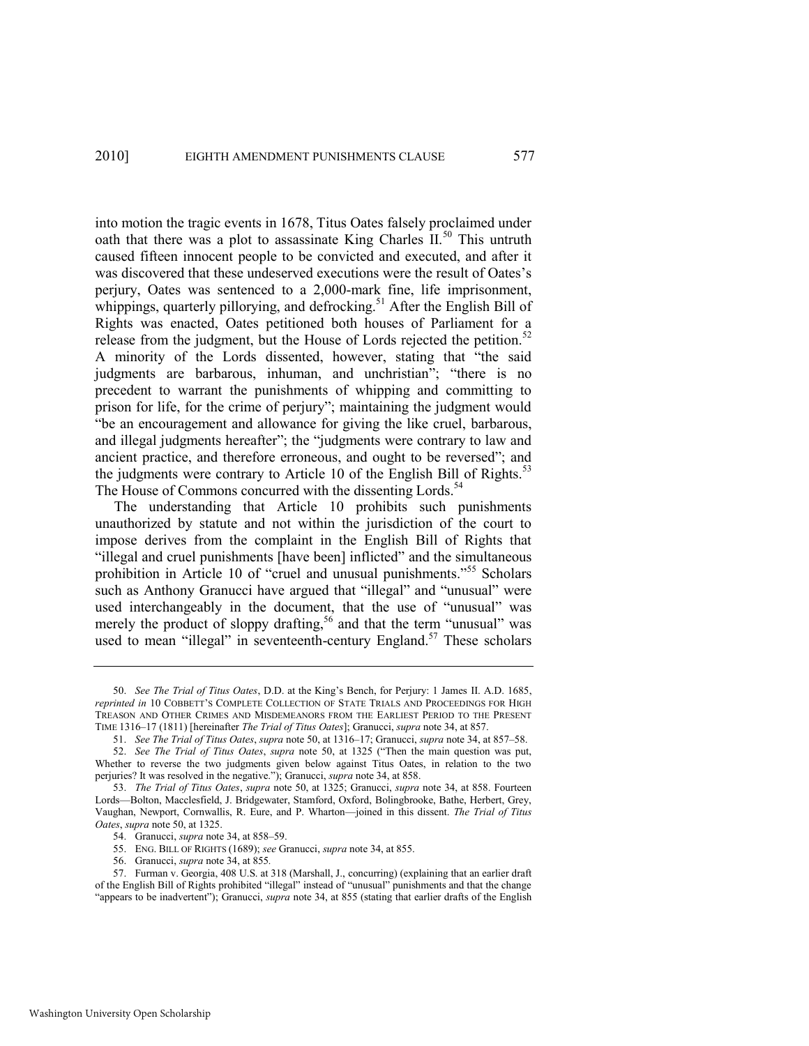into motion the tragic events in 1678, Titus Oates falsely proclaimed under oath that there was a plot to assassinate King Charles II.[50] This untruth caused fifteen innocent people to be convicted and executed, and after it was discovered that these undeserved executions were the result of Oates's perjury, Oates was sentenced to a 2,000-mark fine, life imprisonment, whippings, quarterly pillorying, and defrocking.[51] After the English Bill of Rights was enacted, Oates petitioned both houses of Parliament for a release from the judgment, but the House of Lords rejected the petition.[52] A minority of the Lords dissented, however, stating that "the said judgments are barbarous, inhuman, and unchristian"; "there is no precedent to warrant the punishments of whipping and committing to prison for life, for the crime of perjury"; maintaining the judgment would "be an encouragement and allowance for giving the like cruel, barbarous, and illegal judgments hereafter"; the "judgments were contrary to law and ancient practice, and therefore erroneous, and ought to be reversed"; and the judgments were contrary to Article 10 of the English Bill of Rights.[53] The House of Commons concurred with the dissenting Lords.[54]

The understanding that Article 10 prohibits such punishments unauthorized by statute and not within the jurisdiction of the court to impose derives from the complaint in the English Bill of Rights that "illegal and cruel punishments [have been] inflicted" and the simultaneous prohibition in Article 10 of "cruel and unusual punishments."[55] Scholars such as Anthony Granucci have argued that "illegal" and "unusual" were used interchangeably in the document, that the use of "unusual" was merely the product of sloppy drafting,[56] and that the term "unusual" was used to mean "illegal" in seventeenth-century England.[57] These scholars

---

50. *See The Trial of Titus Oates*, D.D. at the King's Bench, for Perjury: 1 James II. A.D. 1685, *reprinted in* 10 COBBETT'S COMPLETE COLLECTION OF STATE TRIALS AND PROCEEDINGS FOR HIGH TREASON AND OTHER CRIMES AND MISDEMEANORS FROM THE EARLIEST PERIOD TO THE PRESENT TIME 1316–17 (1811) [hereinafter *The Trial of Titus Oates*]; Granucci, *supra* note 34, at 857.

51. *See The Trial of Titus Oates*, *supra* note 50, at 1316–17; Granucci, *supra* note 34, at 857–58.

52. *See The Trial of Titus Oates*, *supra* note 50, at 1325 ("Then the main question was put, Whether to reverse the two judgments given below against Titus Oates, in relation to the two perjuries? It was resolved in the negative."); Granucci, *supra* note 34, at 858.

53. *The Trial of Titus Oates*, *supra* note 50, at 1325; Granucci, *supra* note 34, at 858. Fourteen Lords—Bolton, Macclesfield, J. Bridgewater, Stamford, Oxford, Bolingbrooke, Bathe, Herbert, Grey, Vaughan, Newport, Cornwallis, R. Eure, and P. Wharton—joined in this dissent. *The Trial of Titus Oates*, *supra* note 50, at 1325.

54. Granucci, *supra* note 34, at 858–59.

55. ENG. BILL OF RIGHTS (1689); *see* Granucci, *supra* note 34, at 855.

56. Granucci, *supra* note 34, at 855.

57. Furman v. Georgia, 408 U.S. at 318 (Marshall, J., concurring) (explaining that an earlier draft of the English Bill of Rights prohibited "illegal" instead of "unusual" punishments and that the change "appears to be inadvertent"); Granucci, *supra* note 34, at 855 (stating that earlier drafts of the English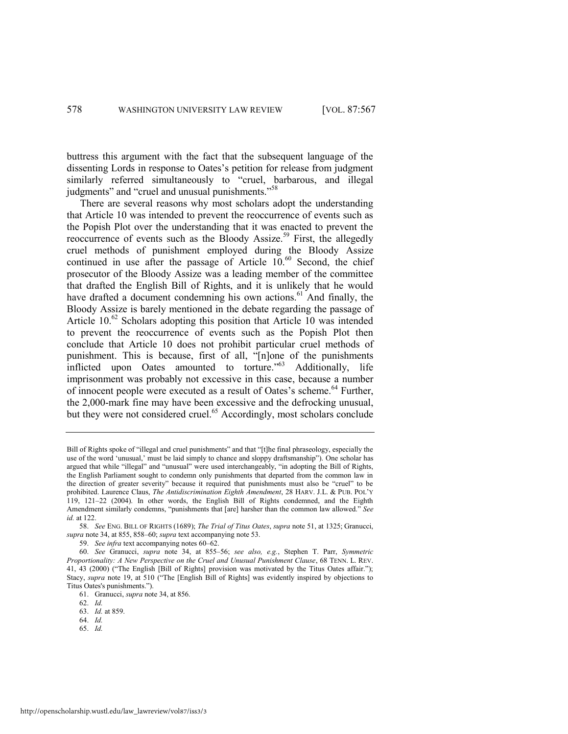buttress this argument with the fact that the subsequent language of the dissenting Lords in response to Oates's petition for release from judgment similarly referred simultaneously to "cruel, barbarous, and illegal judgments" and "cruel and unusual punishments."[58]

There are several reasons why most scholars adopt the understanding that Article 10 was intended to prevent the reoccurrence of events such as the Popish Plot over the understanding that it was enacted to prevent the reoccurrence of events such as the Bloody Assize.[59] First, the allegedly cruel methods of punishment employed during the Bloody Assize continued in use after the passage of Article 10.[60] Second, the chief prosecutor of the Bloody Assize was a leading member of the committee that drafted the English Bill of Rights, and it is unlikely that he would have drafted a document condemning his own actions.[61] And finally, the Bloody Assize is barely mentioned in the debate regarding the passage of Article 10.[62] Scholars adopting this position that Article 10 was intended to prevent the reoccurrence of events such as the Popish Plot then conclude that Article 10 does not prohibit particular cruel methods of punishment. This is because, first of all, "[n]one of the punishments inflicted upon Oates amounted to torture."[63] Additionally, life imprisonment was probably not excessive in this case, because a number of innocent people were executed as a result of Oates's scheme.[64] Further, the 2,000-mark fine may have been excessive and the defrocking unusual, but they were not considered cruel.[65] Accordingly, most scholars conclude

---

Bill of Rights spoke of "illegal and cruel punishments" and that "[t]he final phraseology, especially the use of the word 'unusual,' must be laid simply to chance and sloppy draftsmanship"). One scholar has argued that while "illegal" and "unusual" were used interchangeably, "in adopting the Bill of Rights, the English Parliament sought to condemn only punishments that departed from the common law in the direction of greater severity" because it required that punishments must also be "cruel" to be prohibited. Laurence Claus, *The Antidiscrimination Eighth Amendment*, 28 HARV. J.L. & PUB. POL'Y 119, 121–22 (2004). In other words, the English Bill of Rights condemned, and the Eighth Amendment similarly condemns, "punishments that [are] harsher than the common law allowed." *See id.* at 122.

58. *See* ENG. BILL OF RIGHTS (1689); *The Trial of Titus Oates*, *supra* note 51, at 1325; Granucci, *supra* note 34, at 855, 858–60; *supra* text accompanying note 53.

59. *See infra* text accompanying notes 60–62.

60. *See* Granucci, *supra* note 34, at 855–56; *see also, e.g.*, Stephen T. Parr, *Symmetric Proportionality: A New Perspective on the Cruel and Unusual Punishment Clause*, 68 TENN. L. REV. 41, 43 (2000) ("The English [Bill of Rights] provision was motivated by the Titus Oates affair."); Stacy, *supra* note 19, at 510 ("The [English Bill of Rights] was evidently inspired by objections to Titus Oates's punishments.").

61. Granucci, *supra* note 34, at 856.

62. *Id.*

63. *Id.* at 859.

64. *Id.*

65. *Id.*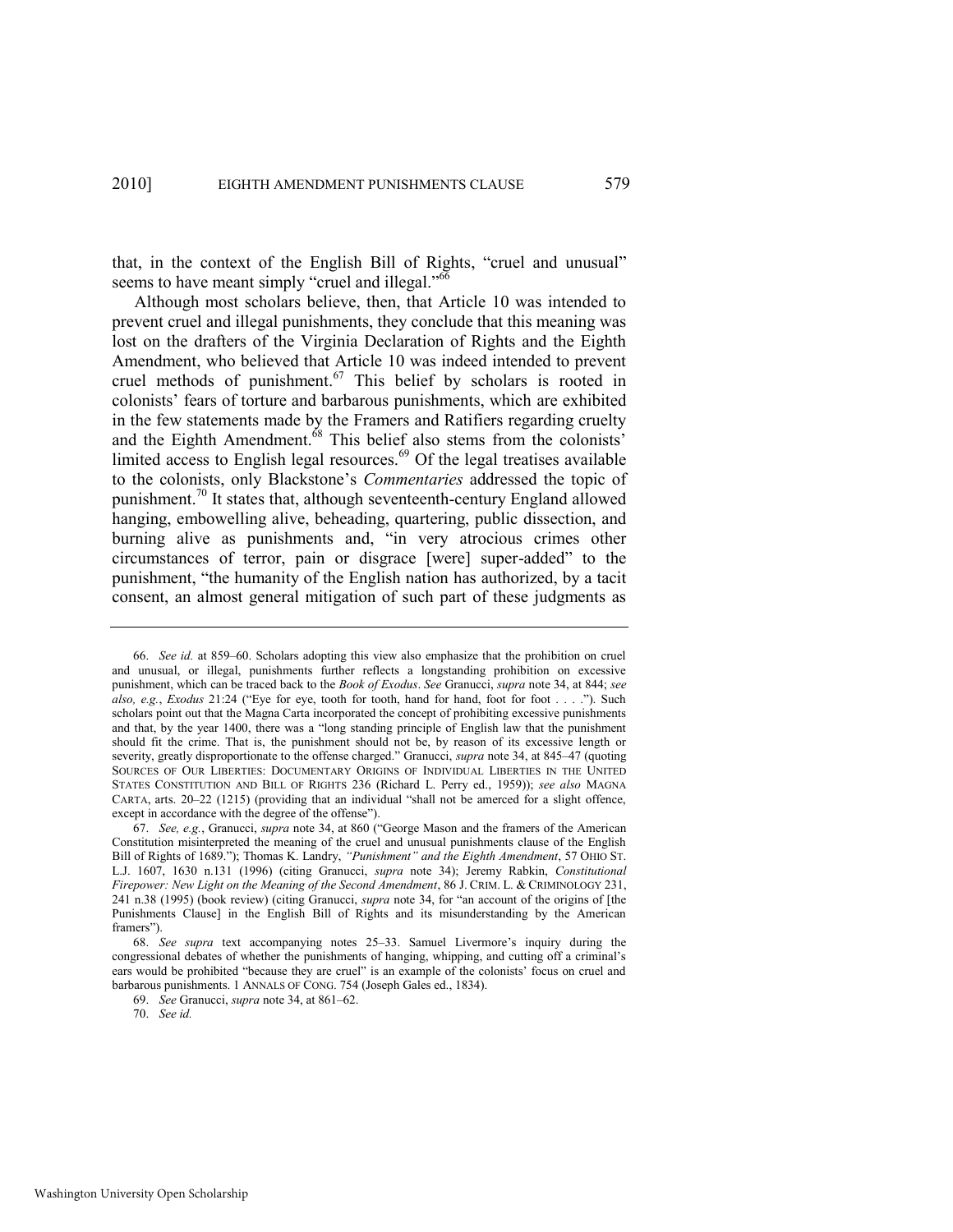that, in the context of the English Bill of Rights, "cruel and unusual" seems to have meant simply "cruel and illegal."[66]

Although most scholars believe, then, that Article 10 was intended to prevent cruel and illegal punishments, they conclude that this meaning was lost on the drafters of the Virginia Declaration of Rights and the Eighth Amendment, who believed that Article 10 was indeed intended to prevent cruel methods of punishment.[67] This belief by scholars is rooted in colonists' fears of torture and barbarous punishments, which are exhibited in the few statements made by the Framers and Ratifiers regarding cruelty and the Eighth Amendment.[68] This belief also stems from the colonists' limited access to English legal resources.[69] Of the legal treatises available to the colonists, only Blackstone's *Commentaries* addressed the topic of punishment.[70] It states that, although seventeenth-century England allowed hanging, embowelling alive, beheading, quartering, public dissection, and burning alive as punishments and, "in very atrocious crimes other circumstances of terror, pain or disgrace [were] super-added" to the punishment, "the humanity of the English nation has authorized, by a tacit consent, an almost general mitigation of such part of these judgments as

---

66. *See id.* at 859–60. Scholars adopting this view also emphasize that the prohibition on cruel and unusual, or illegal, punishments further reflects a longstanding prohibition on excessive punishment, which can be traced back to the *Book of Exodus*. *See* Granucci, *supra* note 34, at 844; *see also, e.g.*, *Exodus* 21:24 ("Eye for eye, tooth for tooth, hand for hand, foot for foot . . . ."). Such scholars point out that the Magna Carta incorporated the concept of prohibiting excessive punishments and that, by the year 1400, there was a "long standing principle of English law that the punishment should fit the crime. That is, the punishment should not be, by reason of its excessive length or severity, greatly disproportionate to the offense charged." Granucci, *supra* note 34, at 845–47 (quoting SOURCES OF OUR LIBERTIES: DOCUMENTARY ORIGINS OF INDIVIDUAL LIBERTIES IN THE UNITED STATES CONSTITUTION AND BILL OF RIGHTS 236 (Richard L. Perry ed., 1959)); *see also* MAGNA CARTA, arts. 20–22 (1215) (providing that an individual "shall not be amerced for a slight offence, except in accordance with the degree of the offense").

67. *See, e.g.*, Granucci, *supra* note 34, at 860 ("George Mason and the framers of the American Constitution misinterpreted the meaning of the cruel and unusual punishments clause of the English Bill of Rights of 1689."); Thomas K. Landry, *"Punishment" and the Eighth Amendment*, 57 OHIO ST. L.J. 1607, 1630 n.131 (1996) (citing Granucci, *supra* note 34); Jeremy Rabkin, *Constitutional Firepower: New Light on the Meaning of the Second Amendment*, 86 J. CRIM. L. & CRIMINOLOGY 231, 241 n.38 (1995) (book review) (citing Granucci, *supra* note 34, for "an account of the origins of [the Punishments Clause] in the English Bill of Rights and its misunderstanding by the American framers").

68. *See supra* text accompanying notes 25–33. Samuel Livermore's inquiry during the congressional debates of whether the punishments of hanging, whipping, and cutting off a criminal's ears would be prohibited "because they are cruel" is an example of the colonists' focus on cruel and barbarous punishments. 1 ANNALS OF CONG. 754 (Joseph Gales ed., 1834).

69. *See* Granucci, *supra* note 34, at 861–62.

70. *See id.*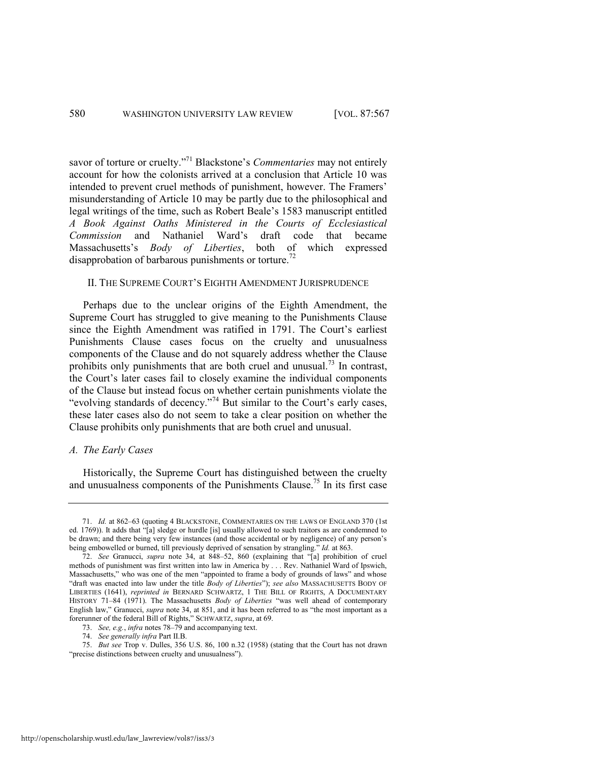savor of torture or cruelty."[71] Blackstone's *Commentaries* may not entirely account for how the colonists arrived at a conclusion that Article 10 was intended to prevent cruel methods of punishment, however. The Framers' misunderstanding of Article 10 may be partly due to the philosophical and legal writings of the time, such as Robert Beale's 1583 manuscript entitled *A Book Against Oaths Ministered in the Courts of Ecclesiastical Commission* and Nathaniel Ward's draft code that became Massachusetts's *Body of Liberties*, both of which expressed disapprobation of barbarous punishments or torture.[72]

## II. THE SUPREME COURT'S EIGHTH AMENDMENT JURISPRUDENCE

Perhaps due to the unclear origins of the Eighth Amendment, the Supreme Court has struggled to give meaning to the Punishments Clause since the Eighth Amendment was ratified in 1791. The Court's earliest Punishments Clause cases focus on the cruelty and unusualness components of the Clause and do not squarely address whether the Clause prohibits only punishments that are both cruel and unusual.[73] In contrast, the Court's later cases fail to closely examine the individual components of the Clause but instead focus on whether certain punishments violate the "evolving standards of decency."[74] But similar to the Court's early cases, these later cases also do not seem to take a clear position on whether the Clause prohibits only punishments that are both cruel and unusual.

### *A. The Early Cases*

Historically, the Supreme Court has distinguished between the cruelty and unusualness components of the Punishments Clause.[75] In its first case

---

71. *Id.* at 862–63 (quoting 4 BLACKSTONE, COMMENTARIES ON THE LAWS OF ENGLAND 370 (1st ed. 1769)). It adds that "[a] sledge or hurdle [is] usually allowed to such traitors as are condemned to be drawn; and there being very few instances (and those accidental or by negligence) of any person's being embowelled or burned, till previously deprived of sensation by strangling." *Id.* at 863.

72. *See* Granucci, *supra* note 34, at 848–52, 860 (explaining that "[a] prohibition of cruel methods of punishment was first written into law in America by . . . Rev. Nathaniel Ward of Ipswich, Massachusetts," who was one of the men "appointed to frame a body of grounds of laws" and whose "draft was enacted into law under the title *Body of Liberties*"); *see also* MASSACHUSETTS BODY OF LIBERTIES (1641), *reprinted in* BERNARD SCHWARTZ, 1 THE BILL OF RIGHTS, A DOCUMENTARY HISTORY 71–84 (1971). The Massachusetts *Body of Liberties* "was well ahead of contemporary English law," Granucci, *supra* note 34, at 851, and it has been referred to as "the most important as a forerunner of the federal Bill of Rights," SCHWARTZ, *supra*, at 69.

73. *See, e.g.*, *infra* notes 78–79 and accompanying text.

74. *See generally infra* Part II.B.

75. *But see* Trop v. Dulles, 356 U.S. 86, 100 n.32 (1958) (stating that the Court has not drawn "precise distinctions between cruelty and unusualness").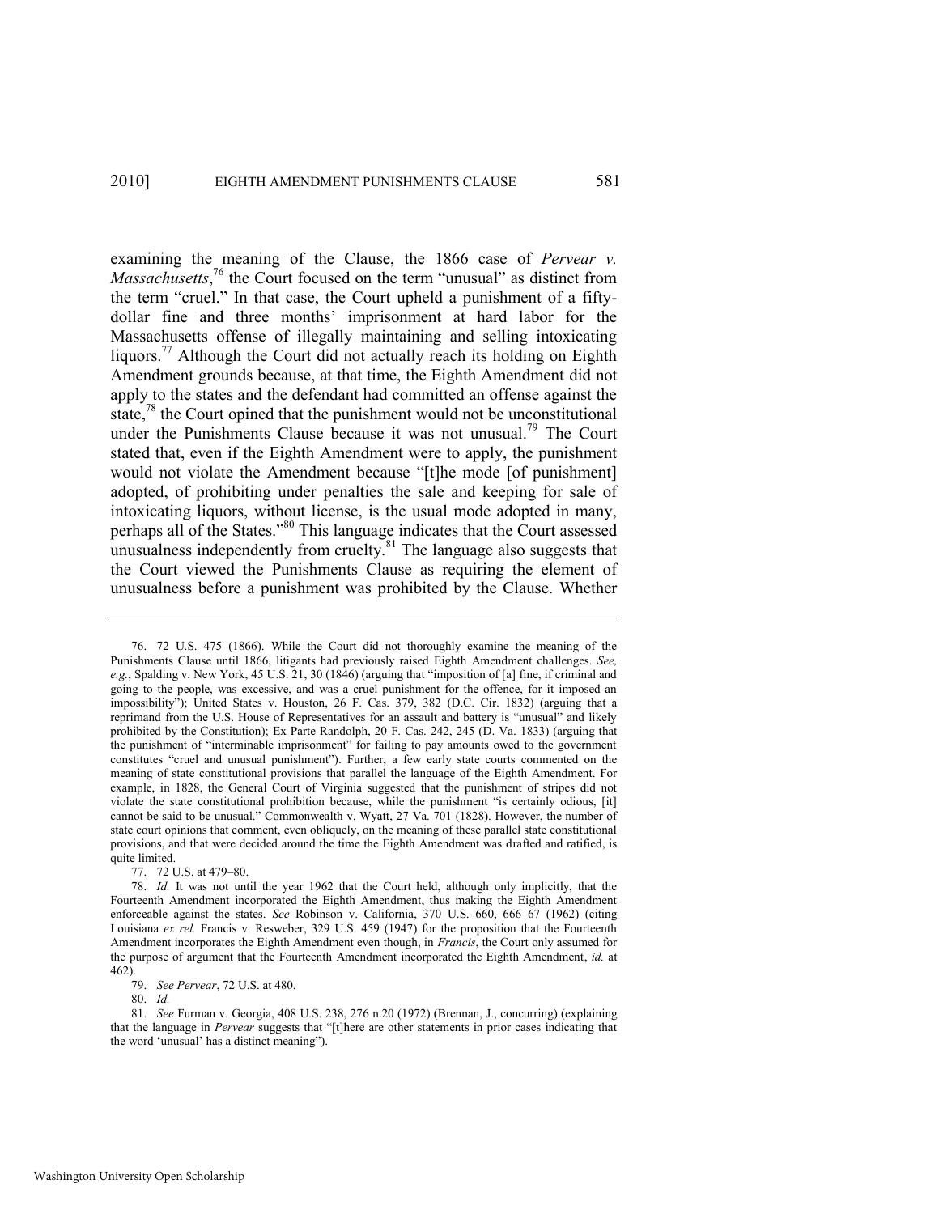examining the meaning of the Clause, the 1866 case of *Pervear v. Massachusetts*,[76] the Court focused on the term "unusual" as distinct from the term "cruel." In that case, the Court upheld a punishment of a fifty-dollar fine and three months' imprisonment at hard labor for the Massachusetts offense of illegally maintaining and selling intoxicating liquors.[77] Although the Court did not actually reach its holding on Eighth Amendment grounds because, at that time, the Eighth Amendment did not apply to the states and the defendant had committed an offense against the state,[78] the Court opined that the punishment would not be unconstitutional under the Punishments Clause because it was not unusual.[79] The Court stated that, even if the Eighth Amendment were to apply, the punishment would not violate the Amendment because "[t]he mode [of punishment] adopted, of prohibiting under penalties the sale and keeping for sale of intoxicating liquors, without license, is the usual mode adopted in many, perhaps all of the States."[80] This language indicates that the Court assessed unusualness independently from cruelty.[81] The language also suggests that the Court viewed the Punishments Clause as requiring the element of unusualness before a punishment was prohibited by the Clause. Whether

---

76. 72 U.S. 475 (1866). While the Court did not thoroughly examine the meaning of the Punishments Clause until 1866, litigants had previously raised Eighth Amendment challenges. *See, e.g.*, Spalding v. New York, 45 U.S. 21, 30 (1846) (arguing that "imposition of [a] fine, if criminal and going to the people, was excessive, and was a cruel punishment for the offence, for it imposed an impossibility"); United States v. Houston, 26 F. Cas. 379, 382 (D.C. Cir. 1832) (arguing that a reprimand from the U.S. House of Representatives for an assault and battery is "unusual" and likely prohibited by the Constitution); Ex Parte Randolph, 20 F. Cas. 242, 245 (D. Va. 1833) (arguing that the punishment of "interminable imprisonment" for failing to pay amounts owed to the government constitutes "cruel and unusual punishment"). Further, a few early state courts commented on the meaning of state constitutional provisions that parallel the language of the Eighth Amendment. For example, in 1828, the General Court of Virginia suggested that the punishment of stripes did not violate the state constitutional prohibition because, while the punishment "is certainly odious, [it] cannot be said to be unusual." Commonwealth v. Wyatt, 27 Va. 701 (1828). However, the number of state court opinions that comment, even obliquely, on the meaning of these parallel state constitutional provisions, and that were decided around the time the Eighth Amendment was drafted and ratified, is quite limited.

77. 72 U.S. at 479–80.

78. *Id.* It was not until the year 1962 that the Court held, although only implicitly, that the Fourteenth Amendment incorporated the Eighth Amendment, thus making the Eighth Amendment enforceable against the states. *See* Robinson v. California, 370 U.S. 660, 666–67 (1962) (citing Louisiana *ex rel.* Francis v. Resweber, 329 U.S. 459 (1947) for the proposition that the Fourteenth Amendment incorporates the Eighth Amendment even though, in *Francis*, the Court only assumed for the purpose of argument that the Fourteenth Amendment incorporated the Eighth Amendment, *id.* at 462).

79. *See Pervear*, 72 U.S. at 480.

80. *Id.*

81. *See* Furman v. Georgia, 408 U.S. 238, 276 n.20 (1972) (Brennan, J., concurring) (explaining that the language in *Pervear* suggests that "[t]here are other statements in prior cases indicating that the word 'unusual' has a distinct meaning").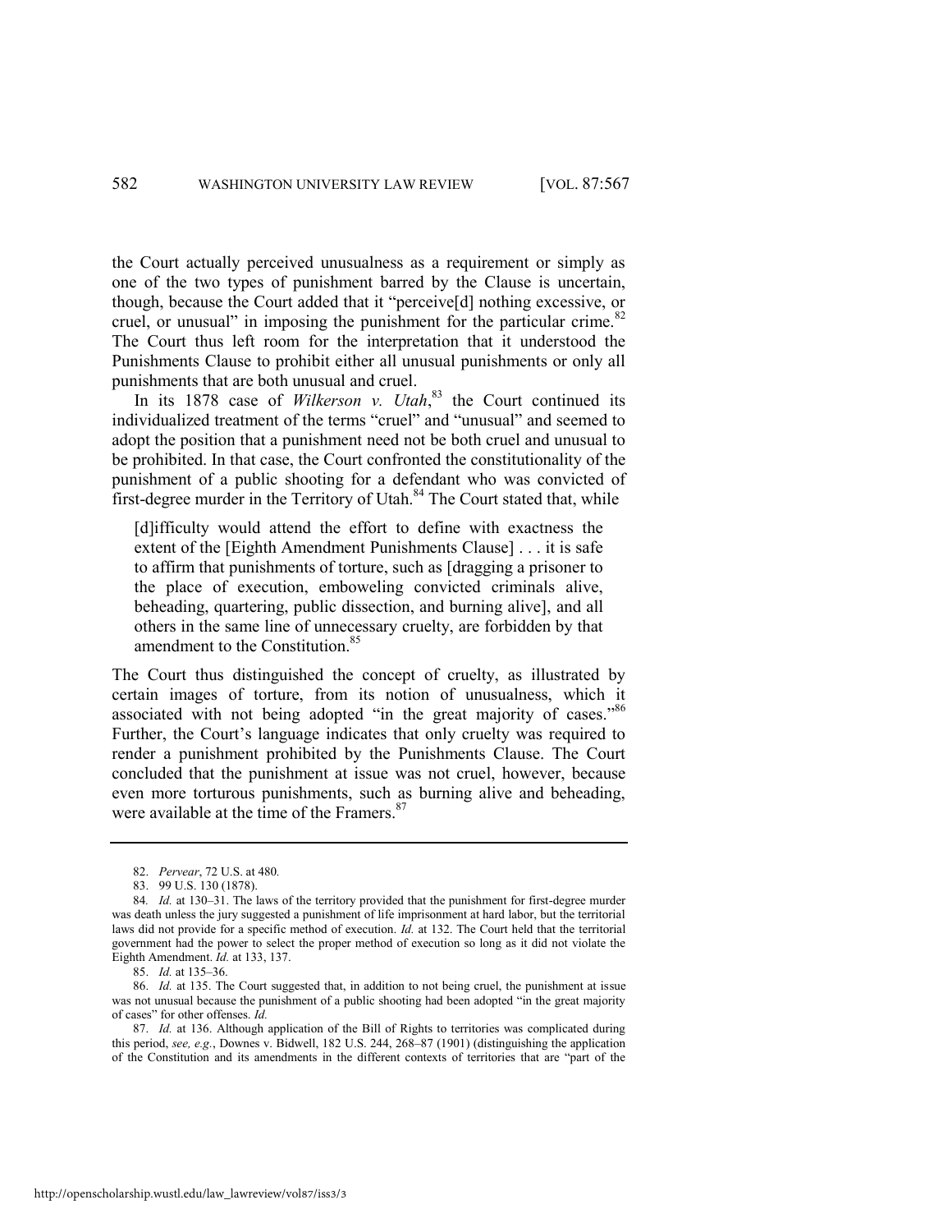the Court actually perceived unusualness as a requirement or simply as one of the two types of punishment barred by the Clause is uncertain, though, because the Court added that it "perceive[d] nothing excessive, or cruel, or unusual" in imposing the punishment for the particular crime.[82] The Court thus left room for the interpretation that it understood the Punishments Clause to prohibit either all unusual punishments or only all punishments that are both unusual and cruel.

In its 1878 case of *Wilkerson v. Utah*,[83] the Court continued its individualized treatment of the terms "cruel" and "unusual" and seemed to adopt the position that a punishment need not be both cruel and unusual to be prohibited. In that case, the Court confronted the constitutionality of the punishment of a public shooting for a defendant who was convicted of first-degree murder in the Territory of Utah.[84] The Court stated that, while

> [d]ifficulty would attend the effort to define with exactness the extent of the [Eighth Amendment Punishments Clause] . . . it is safe to affirm that punishments of torture, such as [dragging a prisoner to the place of execution, emboweling convicted criminals alive, beheading, quartering, public dissection, and burning alive], and all others in the same line of unnecessary cruelty, are forbidden by that amendment to the Constitution.[85]

The Court thus distinguished the concept of cruelty, as illustrated by certain images of torture, from its notion of unusualness, which it associated with not being adopted "in the great majority of cases."[86] Further, the Court's language indicates that only cruelty was required to render a punishment prohibited by the Punishments Clause. The Court concluded that the punishment at issue was not cruel, however, because even more torturous punishments, such as burning alive and beheading, were available at the time of the Framers.[87]

---

82. *Pervear*, 72 U.S. at 480.

83. 99 U.S. 130 (1878).

84. *Id.* at 130–31. The laws of the territory provided that the punishment for first-degree murder was death unless the jury suggested a punishment of life imprisonment at hard labor, but the territorial laws did not provide for a specific method of execution. *Id.* at 132. The Court held that the territorial government had the power to select the proper method of execution so long as it did not violate the Eighth Amendment. *Id.* at 133, 137.

85. *Id.* at 135–36.

86. *Id.* at 135. The Court suggested that, in addition to not being cruel, the punishment at issue was not unusual because the punishment of a public shooting had been adopted "in the great majority of cases" for other offenses. *Id.*

87. *Id.* at 136. Although application of the Bill of Rights to territories was complicated during this period, *see, e.g.*, Downes v. Bidwell, 182 U.S. 244, 268–87 (1901) (distinguishing the application of the Constitution and its amendments in the different contexts of territories that are "part of the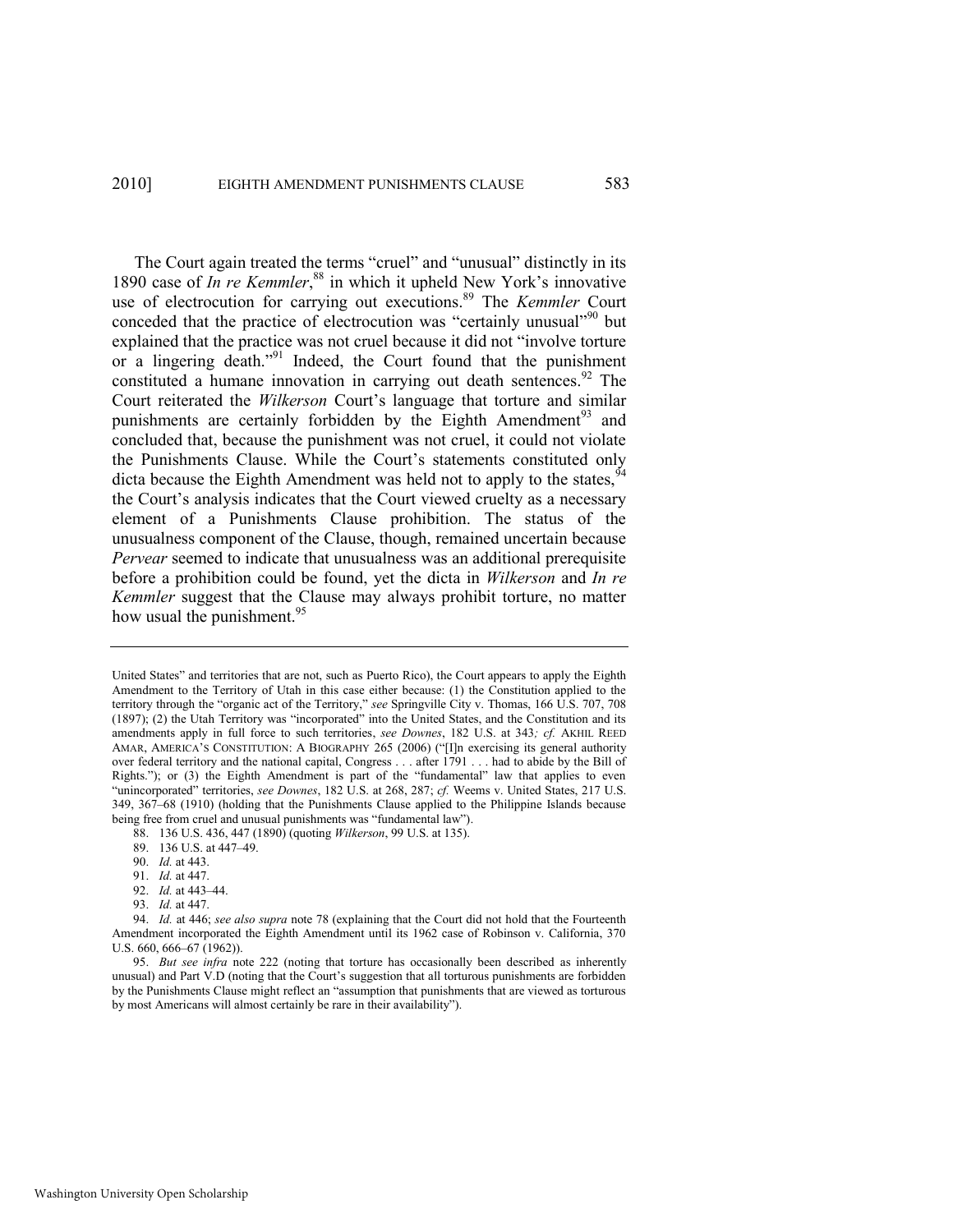The Court again treated the terms "cruel" and "unusual" distinctly in its 1890 case of *In re Kemmler*,[88] in which it upheld New York's innovative use of electrocution for carrying out executions.[89] The *Kemmler* Court conceded that the practice of electrocution was "certainly unusual"[90] but explained that the practice was not cruel because it did not "involve torture or a lingering death."[91] Indeed, the Court found that the punishment constituted a humane innovation in carrying out death sentences.[92] The Court reiterated the *Wilkerson* Court's language that torture and similar punishments are certainly forbidden by the Eighth Amendment[93] and concluded that, because the punishment was not cruel, it could not violate the Punishments Clause. While the Court's statements constituted only dicta because the Eighth Amendment was held not to apply to the states,[94] the Court's analysis indicates that the Court viewed cruelty as a necessary element of a Punishments Clause prohibition. The status of the unusualness component of the Clause, though, remained uncertain because *Pervear* seemed to indicate that unusualness was an additional prerequisite before a prohibition could be found, yet the dicta in *Wilkerson* and *In re Kemmler* suggest that the Clause may always prohibit torture, no matter how usual the punishment.[95]

---

United States" and territories that are not, such as Puerto Rico), the Court appears to apply the Eighth Amendment to the Territory of Utah in this case either because: (1) the Constitution applied to the territory through the "organic act of the Territory," *see* Springville City v. Thomas, 166 U.S. 707, 708 (1897); (2) the Utah Territory was "incorporated" into the United States, and the Constitution and its amendments apply in full force to such territories, *see Downes*, 182 U.S. at 343*; cf.* AKHIL REED AMAR, AMERICA'S CONSTITUTION: A BIOGRAPHY 265 (2006) ("[I]n exercising its general authority over federal territory and the national capital, Congress . . . after 1791 . . . had to abide by the Bill of Rights."); or (3) the Eighth Amendment is part of the "fundamental" law that applies to even "unincorporated" territories, *see Downes*, 182 U.S. at 268, 287; *cf.* Weems v. United States, 217 U.S. 349, 367–68 (1910) (holding that the Punishments Clause applied to the Philippine Islands because being free from cruel and unusual punishments was "fundamental law").

88. 136 U.S. 436, 447 (1890) (quoting *Wilkerson*, 99 U.S. at 135).

89. 136 U.S. at 447–49.

90. *Id.* at 443.

91. *Id.* at 447.

92. *Id.* at 443–44.

93. *Id.* at 447.

94. *Id.* at 446; *see also supra* note 78 (explaining that the Court did not hold that the Fourteenth Amendment incorporated the Eighth Amendment until its 1962 case of Robinson v. California, 370 U.S. 660, 666–67 (1962)).

95. *But see infra* note 222 (noting that torture has occasionally been described as inherently unusual) and Part V.D (noting that the Court's suggestion that all torturous punishments are forbidden by the Punishments Clause might reflect an "assumption that punishments that are viewed as torturous by most Americans will almost certainly be rare in their availability").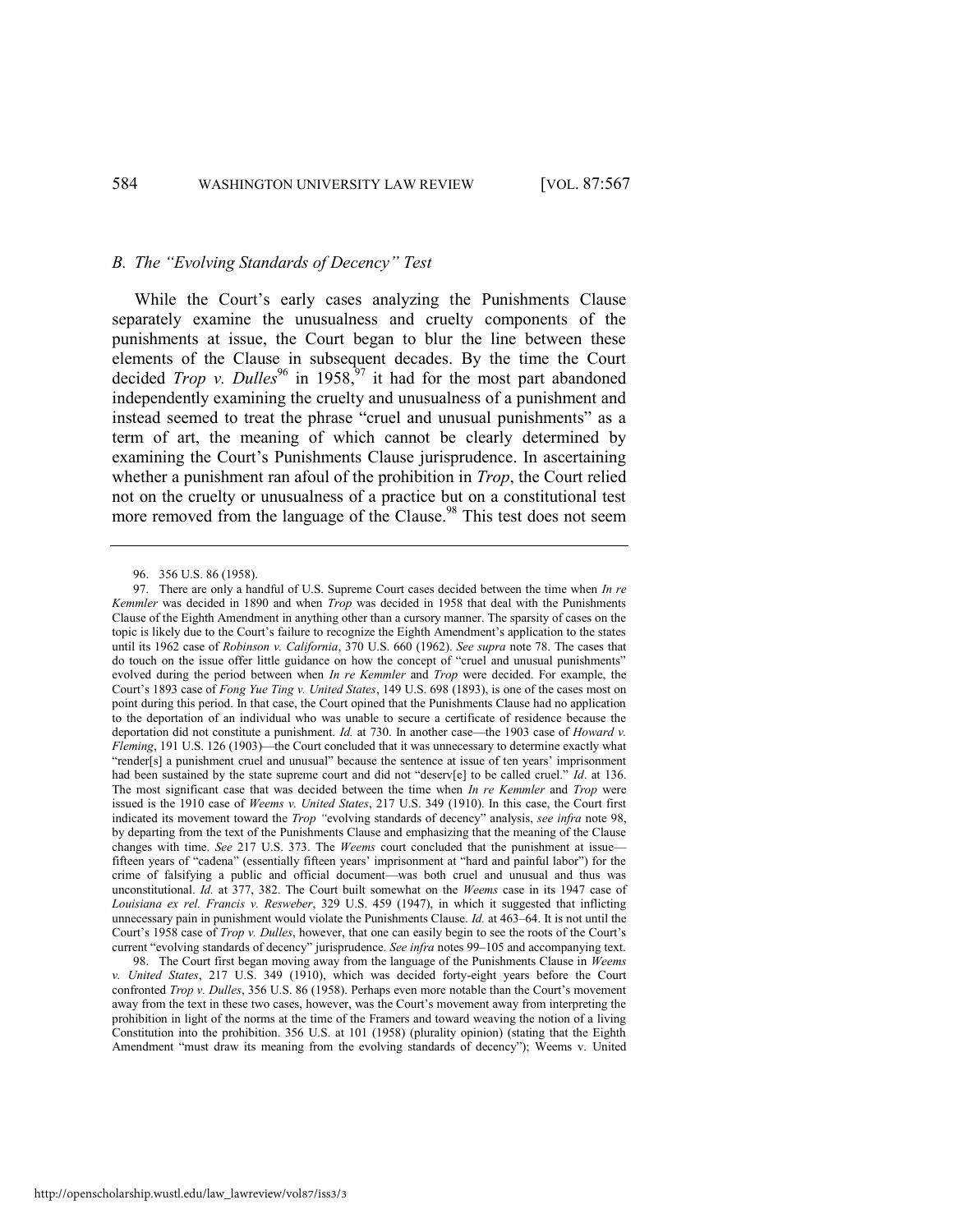### B. The "Evolving Standards of Decency" Test

While the Court's early cases analyzing the Punishments Clause separately examine the unusualness and cruelty components of the punishments at issue, the Court began to blur the line between these elements of the Clause in subsequent decades. By the time the Court decided *Trop v. Dulles*[96] in 1958,[97] it had for the most part abandoned independently examining the cruelty and unusualness of a punishment and instead seemed to treat the phrase "cruel and unusual punishments" as a term of art, the meaning of which cannot be clearly determined by examining the Court's Punishments Clause jurisprudence. In ascertaining whether a punishment ran afoul of the prohibition in *Trop*, the Court relied not on the cruelty or unusualness of a practice but on a constitutional test more removed from the language of the Clause.[98] This test does not seem

---

96. 356 U.S. 86 (1958).

97. There are only a handful of U.S. Supreme Court cases decided between the time when *In re Kemmler* was decided in 1890 and when *Trop* was decided in 1958 that deal with the Punishments Clause of the Eighth Amendment in anything other than a cursory manner. The sparsity of cases on the topic is likely due to the Court's failure to recognize the Eighth Amendment's application to the states until its 1962 case of *Robinson v. California*, 370 U.S. 660 (1962). *See supra* note 78. The cases that do touch on the issue offer little guidance on how the concept of "cruel and unusual punishments" evolved during the period between when *In re Kemmler* and *Trop* were decided. For example, the Court's 1893 case of *Fong Yue Ting v. United States*, 149 U.S. 698 (1893), is one of the cases most on point during this period. In that case, the Court opined that the Punishments Clause had no application to the deportation of an individual who was unable to secure a certificate of residence because the deportation did not constitute a punishment. *Id.* at 730. In another case—the 1903 case of *Howard v. Fleming*, 191 U.S. 126 (1903)—the Court concluded that it was unnecessary to determine exactly what "render[s] a punishment cruel and unusual" because the sentence at issue of ten years' imprisonment had been sustained by the state supreme court and did not "deserv[e] to be called cruel." *Id*. at 136. The most significant case that was decided between the time when *In re Kemmler* and *Trop* were issued is the 1910 case of *Weems v. United States*, 217 U.S. 349 (1910). In this case, the Court first indicated its movement toward the *Trop* "evolving standards of decency" analysis, *see infra* note 98, by departing from the text of the Punishments Clause and emphasizing that the meaning of the Clause changes with time. *See* 217 U.S. 373. The *Weems* court concluded that the punishment at issue—fifteen years of "cadena" (essentially fifteen years' imprisonment at "hard and painful labor") for the crime of falsifying a public and official document—was both cruel and unusual and thus was unconstitutional. *Id.* at 377, 382. The Court built somewhat on the *Weems* case in its 1947 case of *Louisiana ex rel. Francis v. Resweber*, 329 U.S. 459 (1947), in which it suggested that inflicting unnecessary pain in punishment would violate the Punishments Clause. *Id.* at 463–64. It is not until the Court's 1958 case of *Trop v. Dulles*, however, that one can easily begin to see the roots of the Court's current "evolving standards of decency" jurisprudence. *See infra* notes 99–105 and accompanying text.

98. The Court first began moving away from the language of the Punishments Clause in *Weems v. United States*, 217 U.S. 349 (1910), which was decided forty-eight years before the Court confronted *Trop v. Dulles*, 356 U.S. 86 (1958). Perhaps even more notable than the Court's movement away from the text in these two cases, however, was the Court's movement away from interpreting the prohibition in light of the norms at the time of the Framers and toward weaving the notion of a living Constitution into the prohibition. 356 U.S. at 101 (1958) (plurality opinion) (stating that the Eighth Amendment "must draw its meaning from the evolving standards of decency"); Weems v. United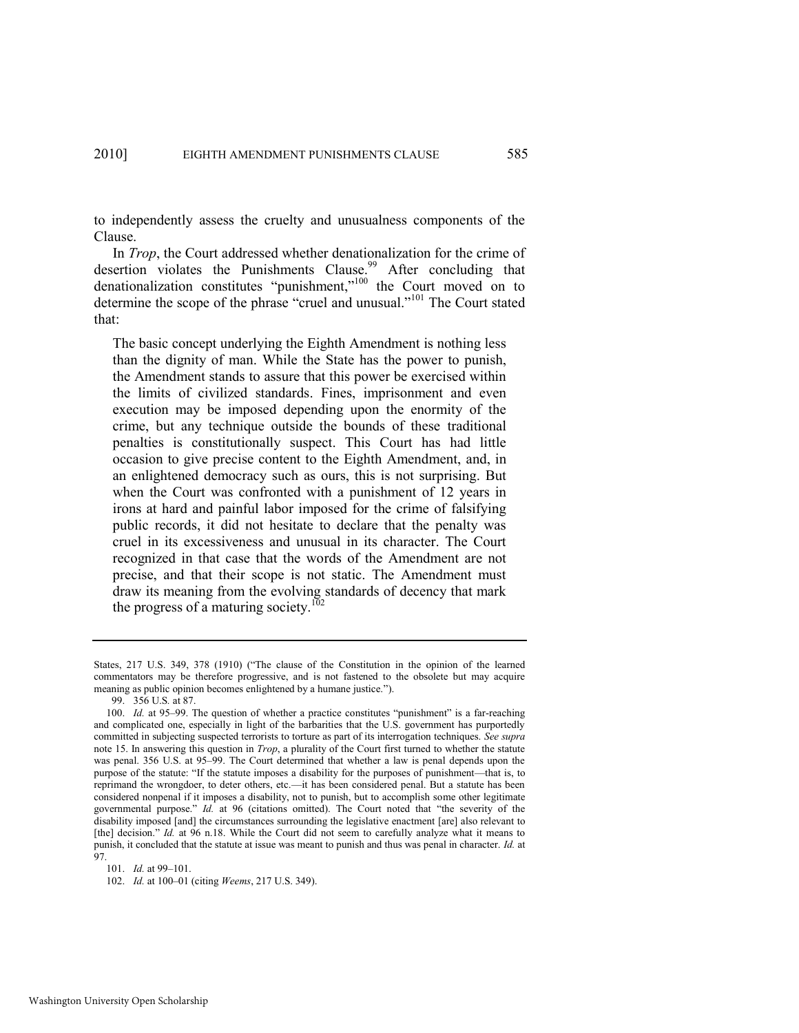to independently assess the cruelty and unusualness components of the Clause.

In *Trop*, the Court addressed whether denationalization for the crime of desertion violates the Punishments Clause.[99] After concluding that denationalization constitutes "punishment,"[100] the Court moved on to determine the scope of the phrase "cruel and unusual."[101] The Court stated that:

> The basic concept underlying the Eighth Amendment is nothing less than the dignity of man. While the State has the power to punish, the Amendment stands to assure that this power be exercised within the limits of civilized standards. Fines, imprisonment and even execution may be imposed depending upon the enormity of the crime, but any technique outside the bounds of these traditional penalties is constitutionally suspect. This Court has had little occasion to give precise content to the Eighth Amendment, and, in an enlightened democracy such as ours, this is not surprising. But when the Court was confronted with a punishment of 12 years in irons at hard and painful labor imposed for the crime of falsifying public records, it did not hesitate to declare that the penalty was cruel in its excessiveness and unusual in its character. The Court recognized in that case that the words of the Amendment are not precise, and that their scope is not static. The Amendment must draw its meaning from the evolving standards of decency that mark the progress of a maturing society.[102]

---

States, 217 U.S. 349, 378 (1910) ("The clause of the Constitution in the opinion of the learned commentators may be therefore progressive, and is not fastened to the obsolete but may acquire meaning as public opinion becomes enlightened by a humane justice.").

99. 356 U.S. at 87.

100. *Id.* at 95–99. The question of whether a practice constitutes "punishment" is a far-reaching and complicated one, especially in light of the barbarities that the U.S. government has purportedly committed in subjecting suspected terrorists to torture as part of its interrogation techniques. *See supra* note 15. In answering this question in *Trop*, a plurality of the Court first turned to whether the statute was penal. 356 U.S. at 95–99. The Court determined that whether a law is penal depends upon the purpose of the statute: "If the statute imposes a disability for the purposes of punishment—that is, to reprimand the wrongdoer, to deter others, etc.—it has been considered penal. But a statute has been considered nonpenal if it imposes a disability, not to punish, but to accomplish some other legitimate governmental purpose." *Id.* at 96 (citations omitted). The Court noted that "the severity of the disability imposed [and] the circumstances surrounding the legislative enactment [are] also relevant to [the] decision." *Id.* at 96 n.18. While the Court did not seem to carefully analyze what it means to punish, it concluded that the statute at issue was meant to punish and thus was penal in character. *Id.* at 97.

101. *Id.* at 99–101.

102. *Id.* at 100–01 (citing *Weems*, 217 U.S. 349).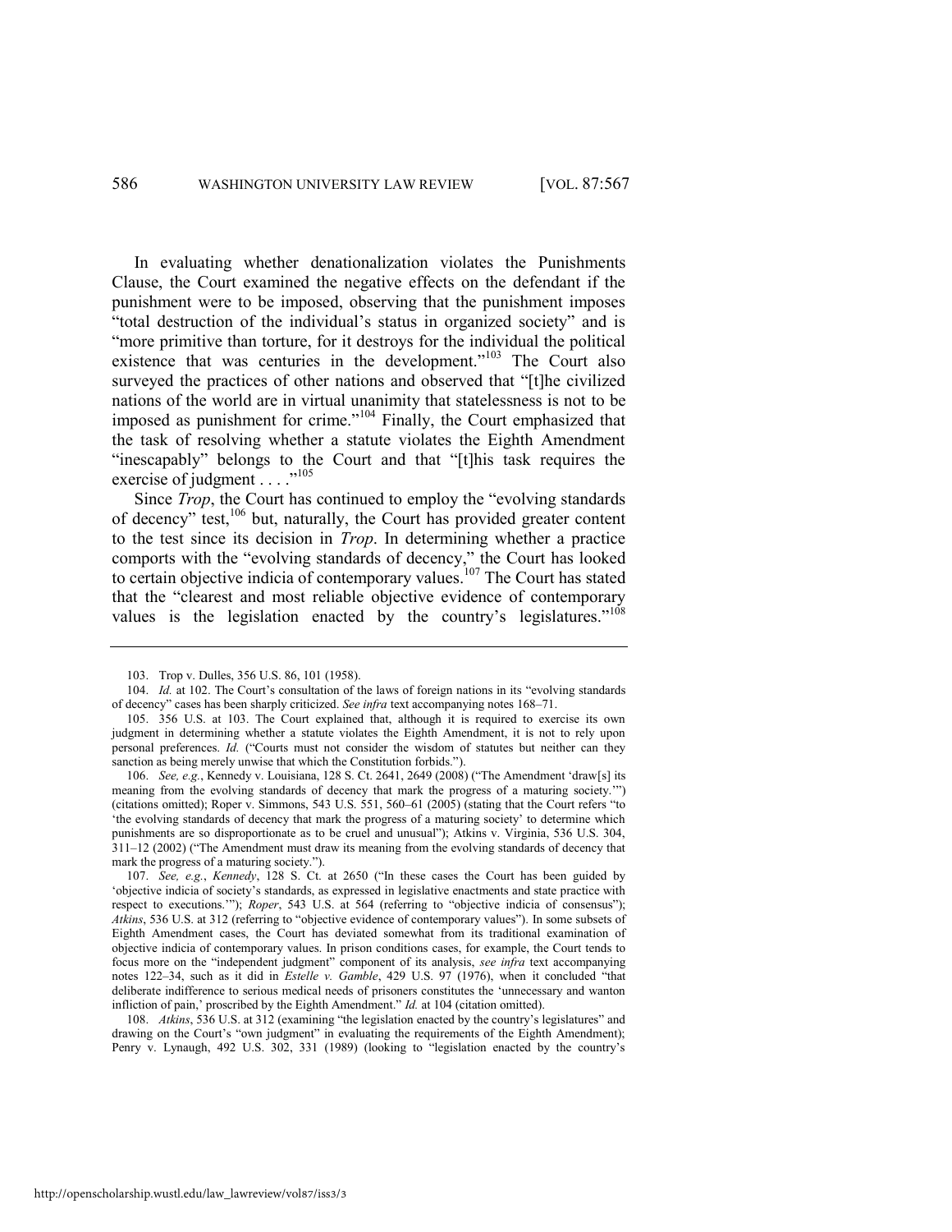In evaluating whether denationalization violates the Punishments Clause, the Court examined the negative effects on the defendant if the punishment were to be imposed, observing that the punishment imposes "total destruction of the individual's status in organized society" and is "more primitive than torture, for it destroys for the individual the political existence that was centuries in the development."[103] The Court also surveyed the practices of other nations and observed that "[t]he civilized nations of the world are in virtual unanimity that statelessness is not to be imposed as punishment for crime."[104] Finally, the Court emphasized that the task of resolving whether a statute violates the Eighth Amendment "inescapably" belongs to the Court and that "[t]his task requires the exercise of judgment . . . ."[105]

Since *Trop*, the Court has continued to employ the "evolving standards of decency" test,[106] but, naturally, the Court has provided greater content to the test since its decision in *Trop*. In determining whether a practice comports with the "evolving standards of decency," the Court has looked to certain objective indicia of contemporary values.[107] The Court has stated that the "clearest and most reliable objective evidence of contemporary values is the legislation enacted by the country's legislatures."[108]

---

103. Trop v. Dulles, 356 U.S. 86, 101 (1958).

104. *Id.* at 102. The Court's consultation of the laws of foreign nations in its "evolving standards of decency" cases has been sharply criticized. *See infra* text accompanying notes 168–71.

105. 356 U.S. at 103. The Court explained that, although it is required to exercise its own judgment in determining whether a statute violates the Eighth Amendment, it is not to rely upon personal preferences. *Id.* ("Courts must not consider the wisdom of statutes but neither can they sanction as being merely unwise that which the Constitution forbids.").

106. *See, e.g.*, Kennedy v. Louisiana, 128 S. Ct. 2641, 2649 (2008) ("The Amendment 'draw[s] its meaning from the evolving standards of decency that mark the progress of a maturing society.'") (citations omitted); Roper v. Simmons, 543 U.S. 551, 560–61 (2005) (stating that the Court refers "to 'the evolving standards of decency that mark the progress of a maturing society' to determine which punishments are so disproportionate as to be cruel and unusual"); Atkins v. Virginia, 536 U.S. 304, 311–12 (2002) ("The Amendment must draw its meaning from the evolving standards of decency that mark the progress of a maturing society.").

107. *See, e.g.*, *Kennedy*, 128 S. Ct. at 2650 ("In these cases the Court has been guided by 'objective indicia of society's standards, as expressed in legislative enactments and state practice with respect to executions.'"); *Roper*, 543 U.S. at 564 (referring to "objective indicia of consensus"); *Atkins*, 536 U.S. at 312 (referring to "objective evidence of contemporary values"). In some subsets of Eighth Amendment cases, the Court has deviated somewhat from its traditional examination of objective indicia of contemporary values. In prison conditions cases, for example, the Court tends to focus more on the "independent judgment" component of its analysis, *see infra* text accompanying notes 122–34, such as it did in *Estelle v. Gamble*, 429 U.S. 97 (1976), when it concluded "that deliberate indifference to serious medical needs of prisoners constitutes the 'unnecessary and wanton infliction of pain,' proscribed by the Eighth Amendment." *Id.* at 104 (citation omitted).

108. *Atkins*, 536 U.S. at 312 (examining "the legislation enacted by the country's legislatures" and drawing on the Court's "own judgment" in evaluating the requirements of the Eighth Amendment); Penry v. Lynaugh, 492 U.S. 302, 331 (1989) (looking to "legislation enacted by the country's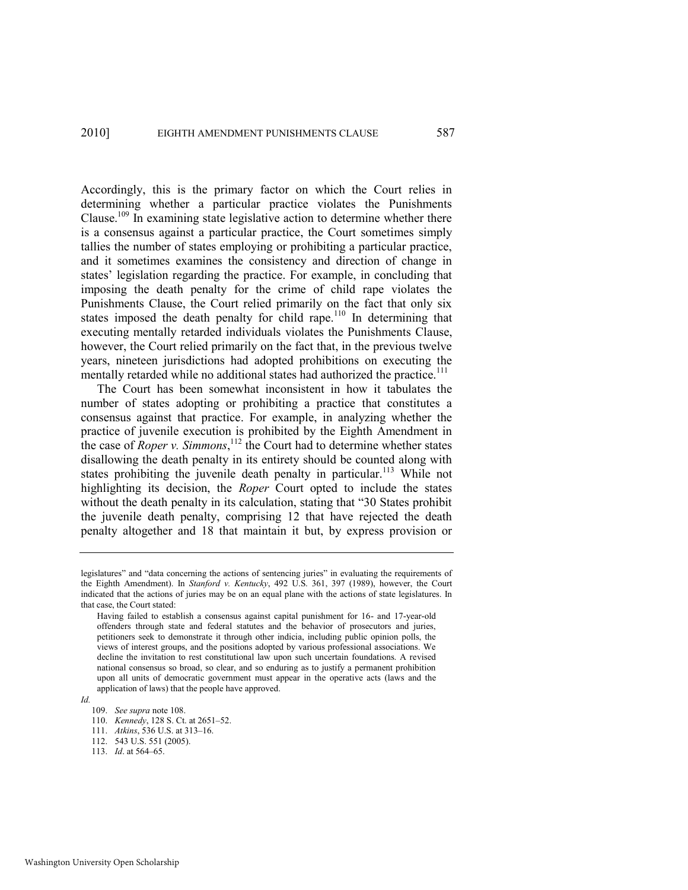Accordingly, this is the primary factor on which the Court relies in determining whether a particular practice violates the Punishments Clause.[109] In examining state legislative action to determine whether there is a consensus against a particular practice, the Court sometimes simply tallies the number of states employing or prohibiting a particular practice, and it sometimes examines the consistency and direction of change in states' legislation regarding the practice. For example, in concluding that imposing the death penalty for the crime of child rape violates the Punishments Clause, the Court relied primarily on the fact that only six states imposed the death penalty for child rape.[110] In determining that executing mentally retarded individuals violates the Punishments Clause, however, the Court relied primarily on the fact that, in the previous twelve years, nineteen jurisdictions had adopted prohibitions on executing the mentally retarded while no additional states had authorized the practice.[111]

The Court has been somewhat inconsistent in how it tabulates the number of states adopting or prohibiting a practice that constitutes a consensus against that practice. For example, in analyzing whether the practice of juvenile execution is prohibited by the Eighth Amendment in the case of *Roper v. Simmons*,[112] the Court had to determine whether states disallowing the death penalty in its entirety should be counted along with states prohibiting the juvenile death penalty in particular.[113] While not highlighting its decision, the *Roper* Court opted to include the states without the death penalty in its calculation, stating that "30 States prohibit the juvenile death penalty, comprising 12 that have rejected the death penalty altogether and 18 that maintain it but, by express provision or

---

legislatures" and "data concerning the actions of sentencing juries" in evaluating the requirements of the Eighth Amendment). In *Stanford v. Kentucky*, 492 U.S. 361, 397 (1989), however, the Court indicated that the actions of juries may be on an equal plane with the actions of state legislatures. In that case, the Court stated:

> Having failed to establish a consensus against capital punishment for 16- and 17-year-old offenders through state and federal statutes and the behavior of prosecutors and juries, petitioners seek to demonstrate it through other indicia, including public opinion polls, the views of interest groups, and the positions adopted by various professional associations. We decline the invitation to rest constitutional law upon such uncertain foundations. A revised national consensus so broad, so clear, and so enduring as to justify a permanent prohibition upon all units of democratic government must appear in the operative acts (laws and the application of laws) that the people have approved.

*Id.*

109. *See supra* note 108.
110. *Kennedy*, 128 S. Ct. at 2651–52.
111. *Atkins*, 536 U.S. at 313–16.
112. 543 U.S. 551 (2005).
113. *Id*. at 564–65.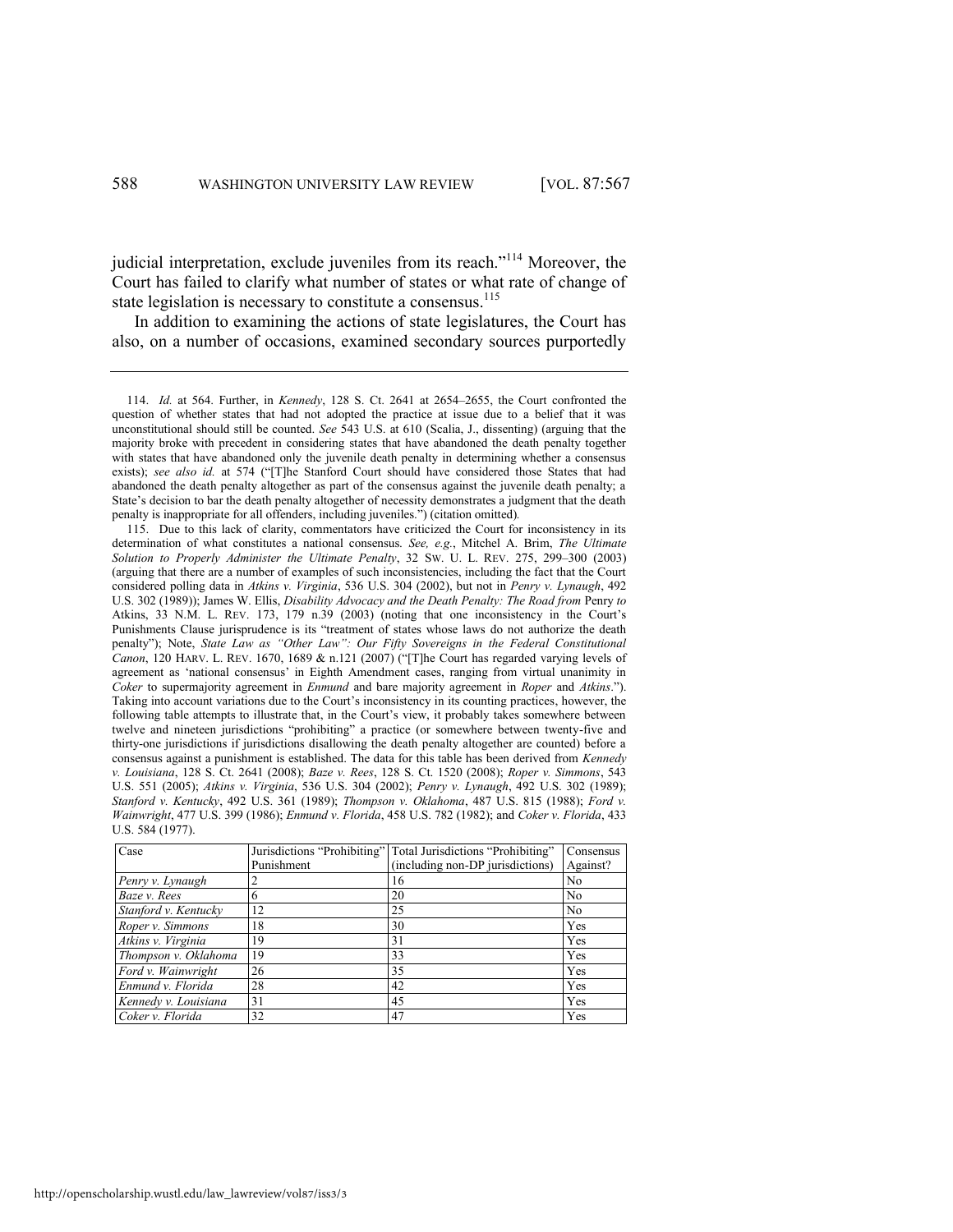judicial interpretation, exclude juveniles from its reach."[114] Moreover, the Court has failed to clarify what number of states or what rate of change of state legislation is necessary to constitute a consensus.[115]

In addition to examining the actions of state legislatures, the Court has also, on a number of occasions, examined secondary sources purportedly

---

114. *Id.* at 564. Further, in *Kennedy*, 128 S. Ct. 2641 at 2654–2655, the Court confronted the question of whether states that had not adopted the practice at issue due to a belief that it was unconstitutional should still be counted. *See* 543 U.S. at 610 (Scalia, J., dissenting) (arguing that the majority broke with precedent in considering states that have abandoned the death penalty together with states that have abandoned only the juvenile death penalty in determining whether a consensus exists); *see also id.* at 574 ("[T]he Stanford Court should have considered those States that had abandoned the death penalty altogether as part of the consensus against the juvenile death penalty; a State's decision to bar the death penalty altogether of necessity demonstrates a judgment that the death penalty is inappropriate for all offenders, including juveniles.") (citation omitted).

115. Due to this lack of clarity, commentators have criticized the Court for inconsistency in its determination of what constitutes a national consensus. *See, e.g.*, Mitchel A. Brim, *The Ultimate Solution to Properly Administer the Ultimate Penalty*, 32 SW. U. L. REV. 275, 299–300 (2003) (arguing that there are a number of examples of such inconsistencies, including the fact that the Court considered polling data in *Atkins v. Virginia*, 536 U.S. 304 (2002), but not in *Penry v. Lynaugh*, 492 U.S. 302 (1989)); James W. Ellis, *Disability Advocacy and the Death Penalty: The Road from* Penry *to* Atkins, 33 N.M. L. REV. 173, 179 n.39 (2003) (noting that one inconsistency in the Court's Punishments Clause jurisprudence is its "treatment of states whose laws do not authorize the death penalty"); Note, *State Law as "Other Law": Our Fifty Sovereigns in the Federal Constitutional Canon*, 120 HARV. L. REV. 1670, 1689 & n.121 (2007) ("[T]he Court has regarded varying levels of agreement as 'national consensus' in Eighth Amendment cases, ranging from virtual unanimity in *Coker* to supermajority agreement in *Enmund* and bare majority agreement in *Roper* and *Atkins*."). Taking into account variations due to the Court's inconsistency in its counting practices, however, the following table attempts to illustrate that, in the Court's view, it probably takes somewhere between twelve and nineteen jurisdictions "prohibiting" a practice (or somewhere between twenty-five and thirty-one jurisdictions if jurisdictions disallowing the death penalty altogether are counted) before a consensus against a punishment is established. The data for this table has been derived from *Kennedy v. Louisiana*, 128 S. Ct. 2641 (2008); *Baze v. Rees*, 128 S. Ct. 1520 (2008); *Roper v. Simmons*, 543 U.S. 551 (2005); *Atkins v. Virginia*, 536 U.S. 304 (2002); *Penry v. Lynaugh*, 492 U.S. 302 (1989); *Stanford v. Kentucky*, 492 U.S. 361 (1989); *Thompson v. Oklahoma*, 487 U.S. 815 (1988); *Ford v. Wainwright*, 477 U.S. 399 (1986); *Enmund v. Florida*, 458 U.S. 782 (1982); and *Coker v. Florida*, 433 U.S. 584 (1977).

| Case | Jurisdictions "Prohibiting" Punishment | Total Jurisdictions "Prohibiting" (including non-DP jurisdictions) | Consensus Against? |
|---|---|---|---|
| *Penry v. Lynaugh* | 2 | 16 | No |
| *Baze v. Rees* | 6 | 20 | No |
| *Stanford v. Kentucky* | 12 | 25 | No |
| *Roper v. Simmons* | 18 | 30 | Yes |
| *Atkins v. Virginia* | 19 | 31 | Yes |
| *Thompson v. Oklahoma* | 19 | 33 | Yes |
| *Ford v. Wainwright* | 26 | 35 | Yes |
| *Enmund v. Florida* | 28 | 42 | Yes |
| *Kennedy v. Louisiana* | 31 | 45 | Yes |
| *Coker v. Florida* | 32 | 47 | Yes |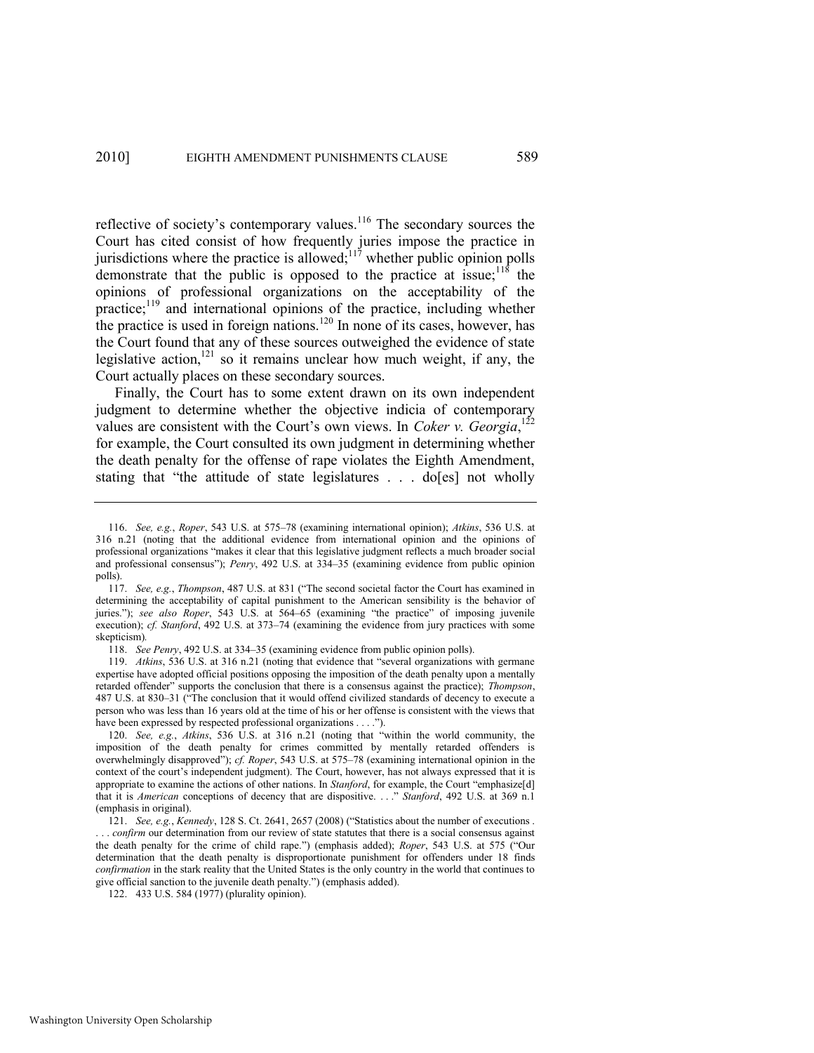reflective of society's contemporary values.[116] The secondary sources the Court has cited consist of how frequently juries impose the practice in jurisdictions where the practice is allowed;[117] whether public opinion polls demonstrate that the public is opposed to the practice at issue;[118] the opinions of professional organizations on the acceptability of the practice;[119] and international opinions of the practice, including whether the practice is used in foreign nations.[120] In none of its cases, however, has the Court found that any of these sources outweighed the evidence of state legislative action,[121] so it remains unclear how much weight, if any, the Court actually places on these secondary sources.

Finally, the Court has to some extent drawn on its own independent judgment to determine whether the objective indicia of contemporary values are consistent with the Court's own views. In *Coker v. Georgia*,[122] for example, the Court consulted its own judgment in determining whether the death penalty for the offense of rape violates the Eighth Amendment, stating that "the attitude of state legislatures . . . do[es] not wholly

---

116. *See, e.g.*, *Roper*, 543 U.S. at 575–78 (examining international opinion); *Atkins*, 536 U.S. at 316 n.21 (noting that the additional evidence from international opinion and the opinions of professional organizations "makes it clear that this legislative judgment reflects a much broader social and professional consensus"); *Penry*, 492 U.S. at 334–35 (examining evidence from public opinion polls).

117. *See, e.g.*, *Thompson*, 487 U.S. at 831 ("The second societal factor the Court has examined in determining the acceptability of capital punishment to the American sensibility is the behavior of juries."); *see also Roper*, 543 U.S. at 564–65 (examining "the practice" of imposing juvenile execution); *cf. Stanford*, 492 U.S. at 373–74 (examining the evidence from jury practices with some skepticism).

118. *See Penry*, 492 U.S. at 334–35 (examining evidence from public opinion polls).

119. *Atkins*, 536 U.S. at 316 n.21 (noting that evidence that "several organizations with germane expertise have adopted official positions opposing the imposition of the death penalty upon a mentally retarded offender" supports the conclusion that there is a consensus against the practice); *Thompson*, 487 U.S. at 830–31 ("The conclusion that it would offend civilized standards of decency to execute a person who was less than 16 years old at the time of his or her offense is consistent with the views that have been expressed by respected professional organizations . . . .").

120. *See, e.g.*, *Atkins*, 536 U.S. at 316 n.21 (noting that "within the world community, the imposition of the death penalty for crimes committed by mentally retarded offenders is overwhelmingly disapproved"); *cf. Roper*, 543 U.S. at 575–78 (examining international opinion in the context of the court's independent judgment). The Court, however, has not always expressed that it is appropriate to examine the actions of other nations. In *Stanford*, for example, the Court "emphasize[d] that it is *American* conceptions of decency that are dispositive. . . ." *Stanford*, 492 U.S. at 369 n.1 (emphasis in original).

121. *See, e.g.*, *Kennedy*, 128 S. Ct. 2641, 2657 (2008) ("Statistics about the number of executions . . . *confirm* our determination from our review of state statutes that there is a social consensus against the death penalty for the crime of child rape.") (emphasis added); *Roper*, 543 U.S. at 575 ("Our determination that the death penalty is disproportionate punishment for offenders under 18 finds *confirmation* in the stark reality that the United States is the only country in the world that continues to give official sanction to the juvenile death penalty.") (emphasis added).

122. 433 U.S. 584 (1977) (plurality opinion).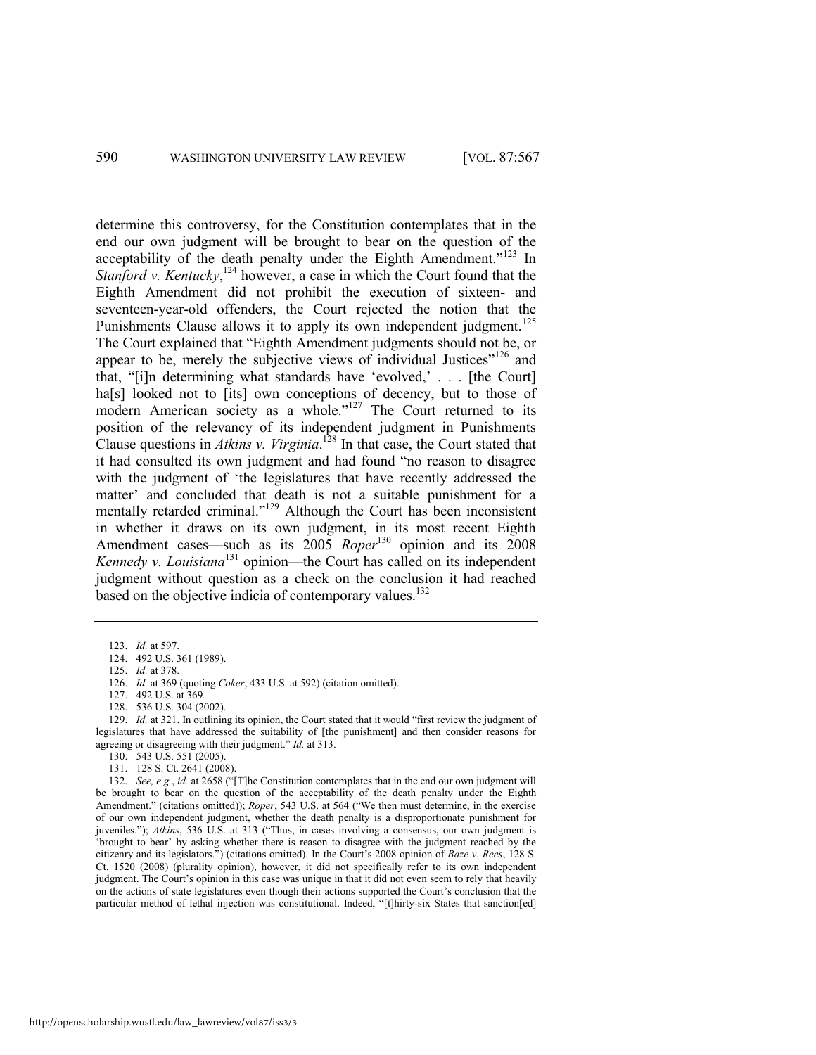determine this controversy, for the Constitution contemplates that in the end our own judgment will be brought to bear on the question of the acceptability of the death penalty under the Eighth Amendment."[123] In *Stanford v. Kentucky*,[124] however, a case in which the Court found that the Eighth Amendment did not prohibit the execution of sixteen- and seventeen-year-old offenders, the Court rejected the notion that the Punishments Clause allows it to apply its own independent judgment.[125] The Court explained that "Eighth Amendment judgments should not be, or appear to be, merely the subjective views of individual Justices"[126] and that, "[i]n determining what standards have 'evolved,' . . . [the Court] ha[s] looked not to [its] own conceptions of decency, but to those of modern American society as a whole."[127] The Court returned to its position of the relevancy of its independent judgment in Punishments Clause questions in *Atkins v. Virginia*.[128] In that case, the Court stated that it had consulted its own judgment and had found "no reason to disagree with the judgment of 'the legislatures that have recently addressed the matter' and concluded that death is not a suitable punishment for a mentally retarded criminal."[129] Although the Court has been inconsistent in whether it draws on its own judgment, in its most recent Eighth Amendment cases—such as its 2005 *Roper*[130] opinion and its 2008 *Kennedy v. Louisiana*[131] opinion—the Court has called on its independent judgment without question as a check on the conclusion it had reached based on the objective indicia of contemporary values.[132]

---

123. *Id.* at 597.

124. 492 U.S. 361 (1989).

125. *Id.* at 378.

126. *Id.* at 369 (quoting *Coker*, 433 U.S. at 592) (citation omitted).

127. 492 U.S. at 369.

128. 536 U.S. 304 (2002).

129. *Id.* at 321. In outlining its opinion, the Court stated that it would "first review the judgment of legislatures that have addressed the suitability of [the punishment] and then consider reasons for agreeing or disagreeing with their judgment." *Id.* at 313.

130. 543 U.S. 551 (2005).

131. 128 S. Ct. 2641 (2008).

132. *See, e.g.*, *id.* at 2658 ("[T]he Constitution contemplates that in the end our own judgment will be brought to bear on the question of the acceptability of the death penalty under the Eighth Amendment." (citations omitted)); *Roper*, 543 U.S. at 564 ("We then must determine, in the exercise of our own independent judgment, whether the death penalty is a disproportionate punishment for juveniles."); *Atkins*, 536 U.S. at 313 ("Thus, in cases involving a consensus, our own judgment is 'brought to bear' by asking whether there is reason to disagree with the judgment reached by the citizenry and its legislators.") (citations omitted). In the Court's 2008 opinion of *Baze v. Rees*, 128 S. Ct. 1520 (2008) (plurality opinion), however, it did not specifically refer to its own independent judgment. The Court's opinion in this case was unique in that it did not even seem to rely that heavily on the actions of state legislatures even though their actions supported the Court's conclusion that the particular method of lethal injection was constitutional. Indeed, "[t]hirty-six States that sanction[ed]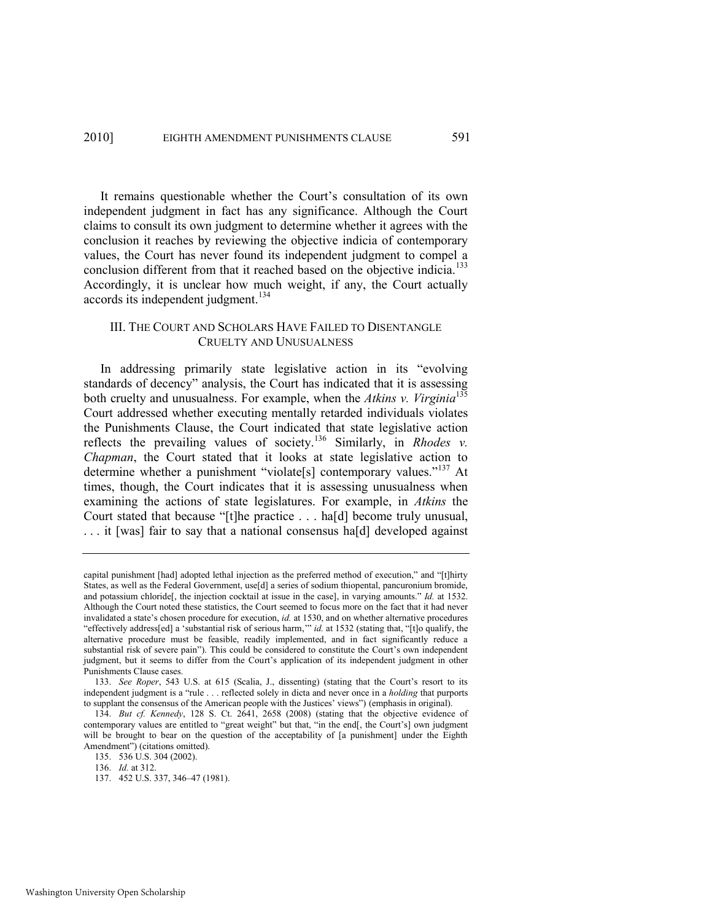It remains questionable whether the Court's consultation of its own independent judgment in fact has any significance. Although the Court claims to consult its own judgment to determine whether it agrees with the conclusion it reaches by reviewing the objective indicia of contemporary values, the Court has never found its independent judgment to compel a conclusion different from that it reached based on the objective indicia.[133] Accordingly, it is unclear how much weight, if any, the Court actually accords its independent judgment.[134]

## III. THE COURT AND SCHOLARS HAVE FAILED TO DISENTANGLE CRUELTY AND UNUSUALNESS

In addressing primarily state legislative action in its "evolving standards of decency" analysis, the Court has indicated that it is assessing both cruelty and unusualness. For example, when the *Atkins v. Virginia*[135] Court addressed whether executing mentally retarded individuals violates the Punishments Clause, the Court indicated that state legislative action reflects the prevailing values of society.[136] Similarly, in *Rhodes v. Chapman*, the Court stated that it looks at state legislative action to determine whether a punishment "violate[s] contemporary values."[137] At times, though, the Court indicates that it is assessing unusualness when examining the actions of state legislatures. For example, in *Atkins* the Court stated that because "[t]he practice . . . ha[d] become truly unusual, . . . it [was] fair to say that a national consensus ha[d] developed against

---

capital punishment [had] adopted lethal injection as the preferred method of execution," and "[t]hirty States, as well as the Federal Government, use[d] a series of sodium thiopental, pancuronium bromide, and potassium chloride[, the injection cocktail at issue in the case], in varying amounts." *Id.* at 1532. Although the Court noted these statistics, the Court seemed to focus more on the fact that it had never invalidated a state's chosen procedure for execution, *id.* at 1530, and on whether alternative procedures "effectively address[ed] a 'substantial risk of serious harm,'" *id.* at 1532 (stating that, "[t]o qualify, the alternative procedure must be feasible, readily implemented, and in fact significantly reduce a substantial risk of severe pain"). This could be considered to constitute the Court's own independent judgment, but it seems to differ from the Court's application of its independent judgment in other Punishments Clause cases.

133. *See Roper*, 543 U.S. at 615 (Scalia, J., dissenting) (stating that the Court's resort to its independent judgment is a "rule . . . reflected solely in dicta and never once in a *holding* that purports to supplant the consensus of the American people with the Justices' views") (emphasis in original).

134. *But cf. Kennedy*, 128 S. Ct. 2641, 2658 (2008) (stating that the objective evidence of contemporary values are entitled to "great weight" but that, "in the end[, the Court's] own judgment will be brought to bear on the question of the acceptability of [a punishment] under the Eighth Amendment") (citations omitted).

135. 536 U.S. 304 (2002).

136. *Id.* at 312.

137. 452 U.S. 337, 346–47 (1981).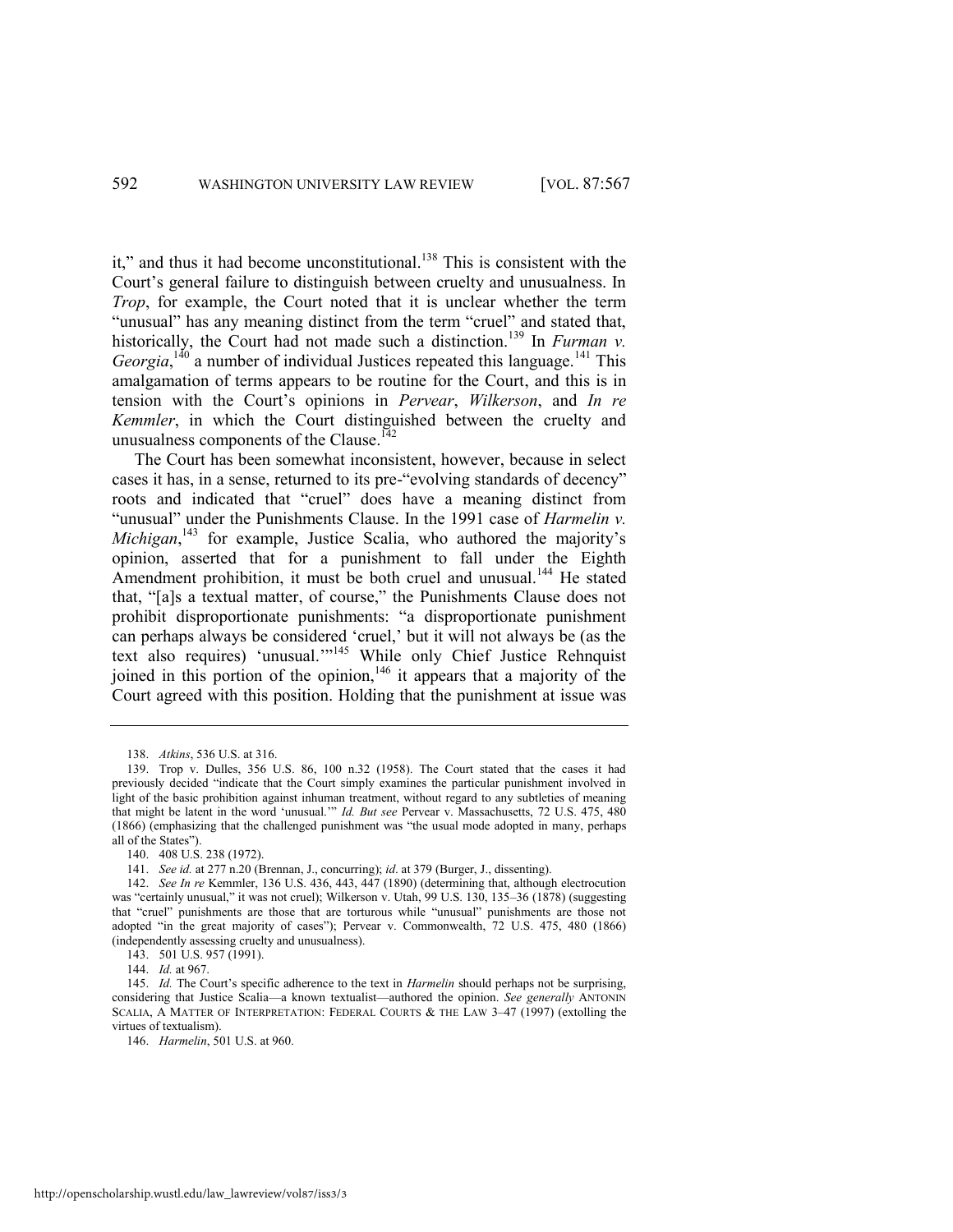it," and thus it had become unconstitutional.[138] This is consistent with the Court's general failure to distinguish between cruelty and unusualness. In *Trop*, for example, the Court noted that it is unclear whether the term "unusual" has any meaning distinct from the term "cruel" and stated that, historically, the Court had not made such a distinction.[139] In *Furman v. Georgia*,[140] a number of individual Justices repeated this language.[141] This amalgamation of terms appears to be routine for the Court, and this is in tension with the Court's opinions in *Pervear*, *Wilkerson*, and *In re Kemmler*, in which the Court distinguished between the cruelty and unusualness components of the Clause.[142]

The Court has been somewhat inconsistent, however, because in select cases it has, in a sense, returned to its pre-"evolving standards of decency" roots and indicated that "cruel" does have a meaning distinct from "unusual" under the Punishments Clause. In the 1991 case of *Harmelin v. Michigan*,[143] for example, Justice Scalia, who authored the majority's opinion, asserted that for a punishment to fall under the Eighth Amendment prohibition, it must be both cruel and unusual.[144] He stated that, "[a]s a textual matter, of course," the Punishments Clause does not prohibit disproportionate punishments: "a disproportionate punishment can perhaps always be considered 'cruel,' but it will not always be (as the text also requires) 'unusual.'"[145] While only Chief Justice Rehnquist joined in this portion of the opinion,[146] it appears that a majority of the Court agreed with this position. Holding that the punishment at issue was

---

138. *Atkins*, 536 U.S. at 316.

139. Trop v. Dulles, 356 U.S. 86, 100 n.32 (1958). The Court stated that the cases it had previously decided "indicate that the Court simply examines the particular punishment involved in light of the basic prohibition against inhuman treatment, without regard to any subtleties of meaning that might be latent in the word 'unusual.'" *Id. But see* Pervear v. Massachusetts, 72 U.S. 475, 480 (1866) (emphasizing that the challenged punishment was "the usual mode adopted in many, perhaps all of the States").

140. 408 U.S. 238 (1972).

141. *See id.* at 277 n.20 (Brennan, J., concurring); *id.* at 379 (Burger, J., dissenting).

142. *See In re* Kemmler, 136 U.S. 436, 443, 447 (1890) (determining that, although electrocution was "certainly unusual," it was not cruel); Wilkerson v. Utah, 99 U.S. 130, 135–36 (1878) (suggesting that "cruel" punishments are those that are torturous while "unusual" punishments are those not adopted "in the great majority of cases"); Pervear v. Commonwealth, 72 U.S. 475, 480 (1866) (independently assessing cruelty and unusualness).

143. 501 U.S. 957 (1991).

144. *Id.* at 967.

145. *Id.* The Court's specific adherence to the text in *Harmelin* should perhaps not be surprising, considering that Justice Scalia—a known textualist—authored the opinion. *See generally* ANTONIN SCALIA, A MATTER OF INTERPRETATION: FEDERAL COURTS & THE LAW 3–47 (1997) (extolling the virtues of textualism).

146. *Harmelin*, 501 U.S. at 960.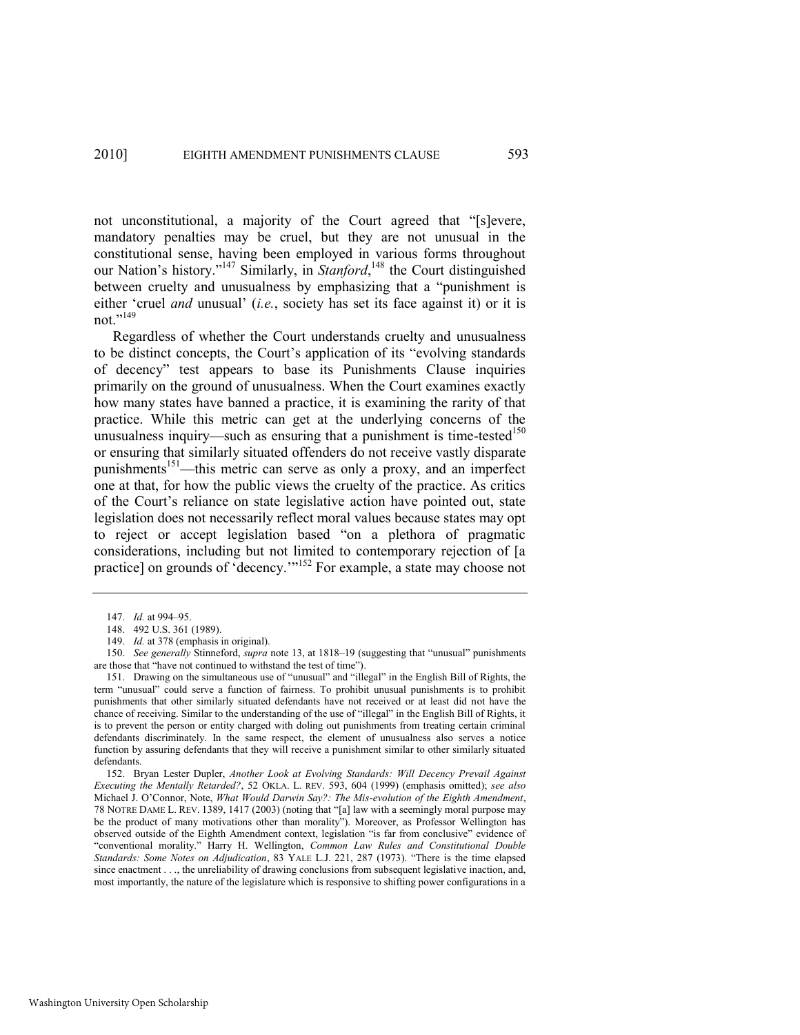not unconstitutional, a majority of the Court agreed that "[s]evere, mandatory penalties may be cruel, but they are not unusual in the constitutional sense, having been employed in various forms throughout our Nation's history."[147] Similarly, in *Stanford*,[148] the Court distinguished between cruelty and unusualness by emphasizing that a "punishment is either 'cruel *and* unusual' (*i.e.*, society has set its face against it) or it is not."[149]

Regardless of whether the Court understands cruelty and unusualness to be distinct concepts, the Court's application of its "evolving standards of decency" test appears to base its Punishments Clause inquiries primarily on the ground of unusualness. When the Court examines exactly how many states have banned a practice, it is examining the rarity of that practice. While this metric can get at the underlying concerns of the unusualness inquiry—such as ensuring that a punishment is time-tested[150] or ensuring that similarly situated offenders do not receive vastly disparate punishments[151]—this metric can serve as only a proxy, and an imperfect one at that, for how the public views the cruelty of the practice. As critics of the Court's reliance on state legislative action have pointed out, state legislation does not necessarily reflect moral values because states may opt to reject or accept legislation based "on a plethora of pragmatic considerations, including but not limited to contemporary rejection of [a practice] on grounds of 'decency.'"[152] For example, a state may choose not

---

147. *Id.* at 994–95.

148. 492 U.S. 361 (1989).

149. *Id.* at 378 (emphasis in original).

150. *See generally* Stinneford, *supra* note 13, at 1818–19 (suggesting that "unusual" punishments are those that "have not continued to withstand the test of time").

151. Drawing on the simultaneous use of "unusual" and "illegal" in the English Bill of Rights, the term "unusual" could serve a function of fairness. To prohibit unusual punishments is to prohibit punishments that other similarly situated defendants have not received or at least did not have the chance of receiving. Similar to the understanding of the use of "illegal" in the English Bill of Rights, it is to prevent the person or entity charged with doling out punishments from treating certain criminal defendants discriminately. In the same respect, the element of unusualness also serves a notice function by assuring defendants that they will receive a punishment similar to other similarly situated defendants.

152. Bryan Lester Dupler, *Another Look at Evolving Standards: Will Decency Prevail Against Executing the Mentally Retarded?*, 52 OKLA. L. REV. 593, 604 (1999) (emphasis omitted); *see also* Michael J. O'Connor, Note, *What Would Darwin Say?: The Mis-evolution of the Eighth Amendment*, 78 NOTRE DAME L. REV. 1389, 1417 (2003) (noting that "[a] law with a seemingly moral purpose may be the product of many motivations other than morality"). Moreover, as Professor Wellington has observed outside of the Eighth Amendment context, legislation "is far from conclusive" evidence of "conventional morality." Harry H. Wellington, *Common Law Rules and Constitutional Double Standards: Some Notes on Adjudication*, 83 YALE L.J. 221, 287 (1973). "There is the time elapsed since enactment . . ., the unreliability of drawing conclusions from subsequent legislative inaction, and, most importantly, the nature of the legislature which is responsive to shifting power configurations in a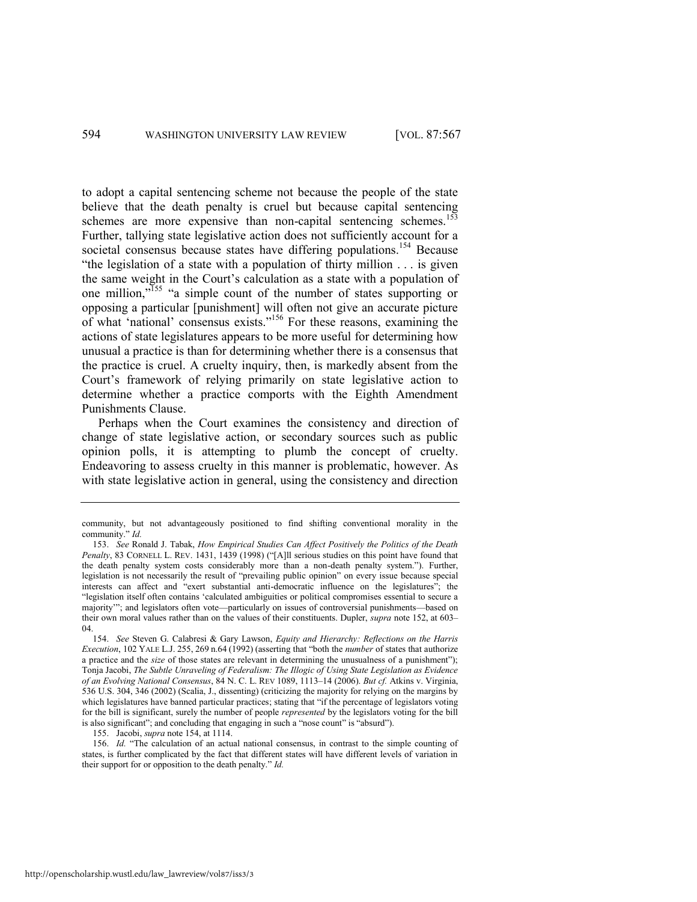to adopt a capital sentencing scheme not because the people of the state believe that the death penalty is cruel but because capital sentencing schemes are more expensive than non-capital sentencing schemes.[153] Further, tallying state legislative action does not sufficiently account for a societal consensus because states have differing populations.[154] Because "the legislation of a state with a population of thirty million . . . is given the same weight in the Court's calculation as a state with a population of one million,"[155] "a simple count of the number of states supporting or opposing a particular [punishment] will often not give an accurate picture of what 'national' consensus exists."[156] For these reasons, examining the actions of state legislatures appears to be more useful for determining how unusual a practice is than for determining whether there is a consensus that the practice is cruel. A cruelty inquiry, then, is markedly absent from the Court's framework of relying primarily on state legislative action to determine whether a practice comports with the Eighth Amendment Punishments Clause.

Perhaps when the Court examines the consistency and direction of change of state legislative action, or secondary sources such as public opinion polls, it is attempting to plumb the concept of cruelty. Endeavoring to assess cruelty in this manner is problematic, however. As with state legislative action in general, using the consistency and direction

---

community, but not advantageously positioned to find shifting conventional morality in the community." *Id.*

153. *See* Ronald J. Tabak, *How Empirical Studies Can Affect Positively the Politics of the Death Penalty*, 83 CORNELL L. REV. 1431, 1439 (1998) ("[A]ll serious studies on this point have found that the death penalty system costs considerably more than a non-death penalty system."). Further, legislation is not necessarily the result of "prevailing public opinion" on every issue because special interests can affect and "exert substantial anti-democratic influence on the legislatures"; the "legislation itself often contains 'calculated ambiguities or political compromises essential to secure a majority'"; and legislators often vote—particularly on issues of controversial punishments—based on their own moral values rather than on the values of their constituents. Dupler, *supra* note 152, at 603–04.

154. *See* Steven G. Calabresi & Gary Lawson, *Equity and Hierarchy: Reflections on the Harris Execution*, 102 YALE L.J. 255, 269 n.64 (1992) (asserting that "both the *number* of states that authorize a practice and the *size* of those states are relevant in determining the unusualness of a punishment"); Tonja Jacobi, *The Subtle Unraveling of Federalism: The Illogic of Using State Legislation as Evidence of an Evolving National Consensus*, 84 N. C. L. REV 1089, 1113–14 (2006). *But cf.* Atkins v. Virginia, 536 U.S. 304, 346 (2002) (Scalia, J., dissenting) (criticizing the majority for relying on the margins by which legislatures have banned particular practices; stating that "if the percentage of legislators voting for the bill is significant, surely the number of people *represented* by the legislators voting for the bill is also significant"; and concluding that engaging in such a "nose count" is "absurd").

155. Jacobi, *supra* note 154, at 1114.

156. *Id.* "The calculation of an actual national consensus, in contrast to the simple counting of states, is further complicated by the fact that different states will have different levels of variation in their support for or opposition to the death penalty." *Id.*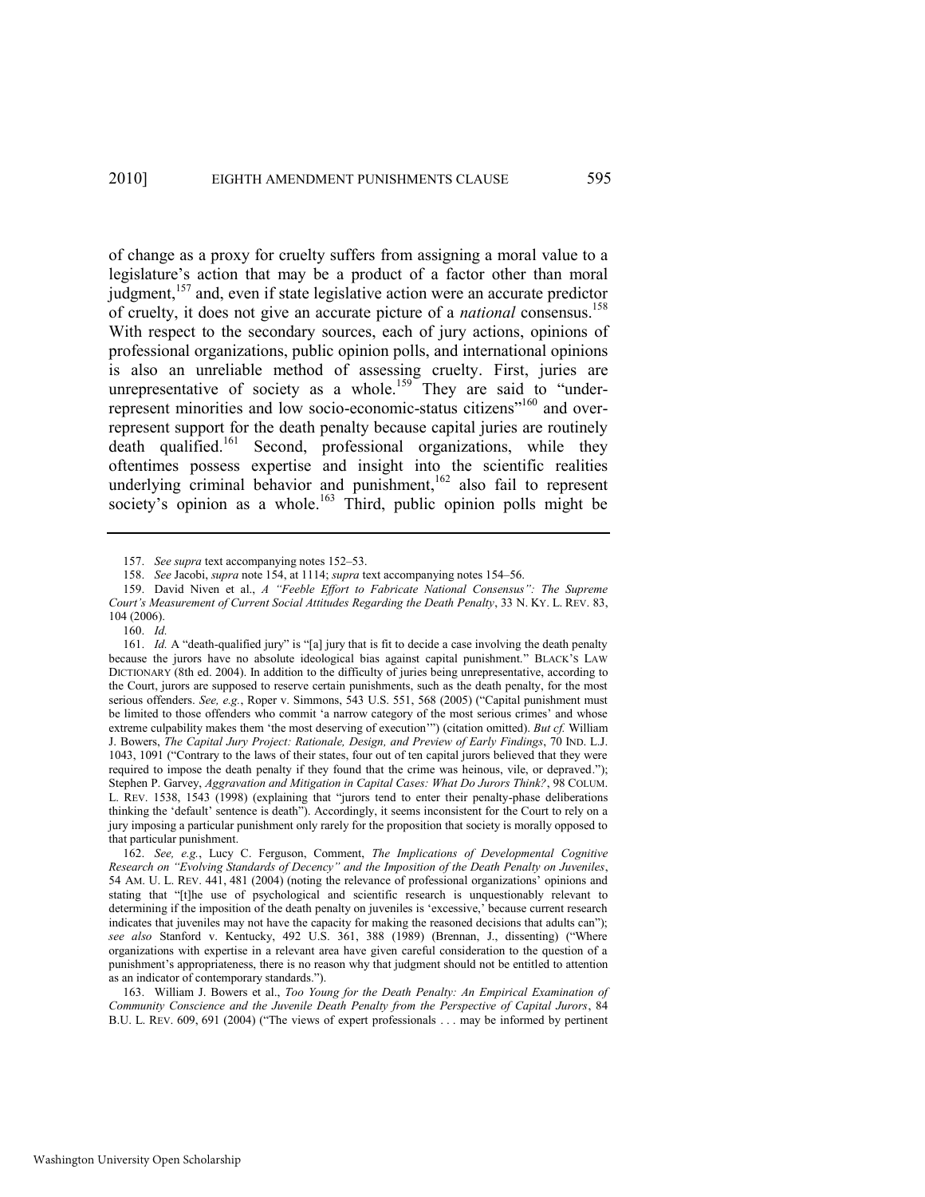of change as a proxy for cruelty suffers from assigning a moral value to a legislature's action that may be a product of a factor other than moral judgment,[157] and, even if state legislative action were an accurate predictor of cruelty, it does not give an accurate picture of a *national* consensus.[158] With respect to the secondary sources, each of jury actions, opinions of professional organizations, public opinion polls, and international opinions is also an unreliable method of assessing cruelty. First, juries are unrepresentative of society as a whole.[159] They are said to "under-represent minorities and low socio-economic-status citizens"[160] and over-represent support for the death penalty because capital juries are routinely death qualified.[161] Second, professional organizations, while they oftentimes possess expertise and insight into the scientific realities underlying criminal behavior and punishment,[162] also fail to represent society's opinion as a whole.[163] Third, public opinion polls might be

---

157. *See supra* text accompanying notes 152–53.

158. *See* Jacobi, *supra* note 154, at 1114; *supra* text accompanying notes 154–56.

159. David Niven et al., *A "Feeble Effort to Fabricate National Consensus": The Supreme Court's Measurement of Current Social Attitudes Regarding the Death Penalty*, 33 N. KY. L. REV. 83, 104 (2006).

160. *Id.*

161. *Id.* A "death-qualified jury" is "[a] jury that is fit to decide a case involving the death penalty because the jurors have no absolute ideological bias against capital punishment." BLACK'S LAW DICTIONARY (8th ed. 2004). In addition to the difficulty of juries being unrepresentative, according to the Court, jurors are supposed to reserve certain punishments, such as the death penalty, for the most serious offenders. *See, e.g.*, Roper v. Simmons, 543 U.S. 551, 568 (2005) ("Capital punishment must be limited to those offenders who commit 'a narrow category of the most serious crimes' and whose extreme culpability makes them 'the most deserving of execution'") (citation omitted). *But cf.* William J. Bowers, *The Capital Jury Project: Rationale, Design, and Preview of Early Findings*, 70 IND. L.J. 1043, 1091 ("Contrary to the laws of their states, four out of ten capital jurors believed that they were required to impose the death penalty if they found that the crime was heinous, vile, or depraved."); Stephen P. Garvey, *Aggravation and Mitigation in Capital Cases: What Do Jurors Think?*, 98 COLUM. L. REV. 1538, 1543 (1998) (explaining that "jurors tend to enter their penalty-phase deliberations thinking the 'default' sentence is death"). Accordingly, it seems inconsistent for the Court to rely on a jury imposing a particular punishment only rarely for the proposition that society is morally opposed to that particular punishment.

162. *See, e.g.*, Lucy C. Ferguson, Comment, *The Implications of Developmental Cognitive Research on "Evolving Standards of Decency" and the Imposition of the Death Penalty on Juveniles*, 54 AM. U. L. REV. 441, 481 (2004) (noting the relevance of professional organizations' opinions and stating that "[t]he use of psychological and scientific research is unquestionably relevant to determining if the imposition of the death penalty on juveniles is 'excessive,' because current research indicates that juveniles may not have the capacity for making the reasoned decisions that adults can"); *see also* Stanford v. Kentucky, 492 U.S. 361, 388 (1989) (Brennan, J., dissenting) ("Where organizations with expertise in a relevant area have given careful consideration to the question of a punishment's appropriateness, there is no reason why that judgment should not be entitled to attention as an indicator of contemporary standards.").

163. William J. Bowers et al., *Too Young for the Death Penalty: An Empirical Examination of Community Conscience and the Juvenile Death Penalty from the Perspective of Capital Jurors*, 84 B.U. L. REV. 609, 691 (2004) ("The views of expert professionals . . . may be informed by pertinent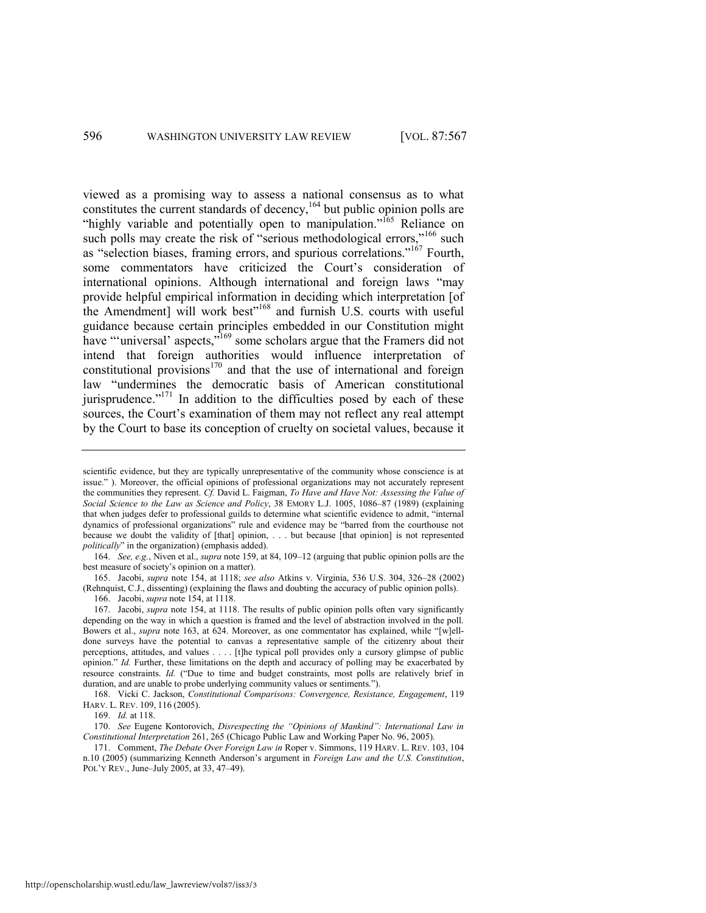viewed as a promising way to assess a national consensus as to what constitutes the current standards of decency,[164] but public opinion polls are "highly variable and potentially open to manipulation."[165] Reliance on such polls may create the risk of "serious methodological errors,"[166] such as "selection biases, framing errors, and spurious correlations."[167] Fourth, some commentators have criticized the Court's consideration of international opinions. Although international and foreign laws "may provide helpful empirical information in deciding which interpretation [of the Amendment] will work best"[168] and furnish U.S. courts with useful guidance because certain principles embedded in our Constitution might have "'universal' aspects,"[169] some scholars argue that the Framers did not intend that foreign authorities would influence interpretation of constitutional provisions[170] and that the use of international and foreign law "undermines the democratic basis of American constitutional jurisprudence."[171] In addition to the difficulties posed by each of these sources, the Court's examination of them may not reflect any real attempt by the Court to base its conception of cruelty on societal values, because it

---

scientific evidence, but they are typically unrepresentative of the community whose conscience is at issue." ). Moreover, the official opinions of professional organizations may not accurately represent the communities they represent. *Cf.* David L. Faigman, *To Have and Have Not: Assessing the Value of Social Science to the Law as Science and Policy*, 38 EMORY L.J. 1005, 1086–87 (1989) (explaining that when judges defer to professional guilds to determine what scientific evidence to admit, "internal dynamics of professional organizations" rule and evidence may be "barred from the courthouse not because we doubt the validity of [that] opinion, . . . but because [that opinion] is not represented *politically*" in the organization) (emphasis added).

164. *See, e.g.*, Niven et al., *supra* note 159, at 84, 109–12 (arguing that public opinion polls are the best measure of society's opinion on a matter).

165. Jacobi, *supra* note 154, at 1118; *see also* Atkins v. Virginia, 536 U.S. 304, 326–28 (2002) (Rehnquist, C.J., dissenting) (explaining the flaws and doubting the accuracy of public opinion polls).

166. Jacobi, *supra* note 154, at 1118.

167. Jacobi, *supra* note 154, at 1118. The results of public opinion polls often vary significantly depending on the way in which a question is framed and the level of abstraction involved in the poll. Bowers et al., *supra* note 163, at 624. Moreover, as one commentator has explained, while "[w]ell-done surveys have the potential to canvas a representative sample of the citizenry about their perceptions, attitudes, and values . . . . [t]he typical poll provides only a cursory glimpse of public opinion." *Id.* Further, these limitations on the depth and accuracy of polling may be exacerbated by resource constraints. *Id.* ("Due to time and budget constraints, most polls are relatively brief in duration, and are unable to probe underlying community values or sentiments.").

168. Vicki C. Jackson, *Constitutional Comparisons: Convergence, Resistance, Engagement*, 119 HARV. L. REV. 109, 116 (2005).

169. *Id.* at 118.

170. *See* Eugene Kontorovich, *Disrespecting the "Opinions of Mankind": International Law in Constitutional Interpretation* 261, 265 (Chicago Public Law and Working Paper No. 96, 2005).

171. Comment, *The Debate Over Foreign Law in* Roper v. Simmons, 119 HARV. L. REV. 103, 104 n.10 (2005) (summarizing Kenneth Anderson's argument in *Foreign Law and the U.S. Constitution*, POL'Y REV., June–July 2005, at 33, 47–49).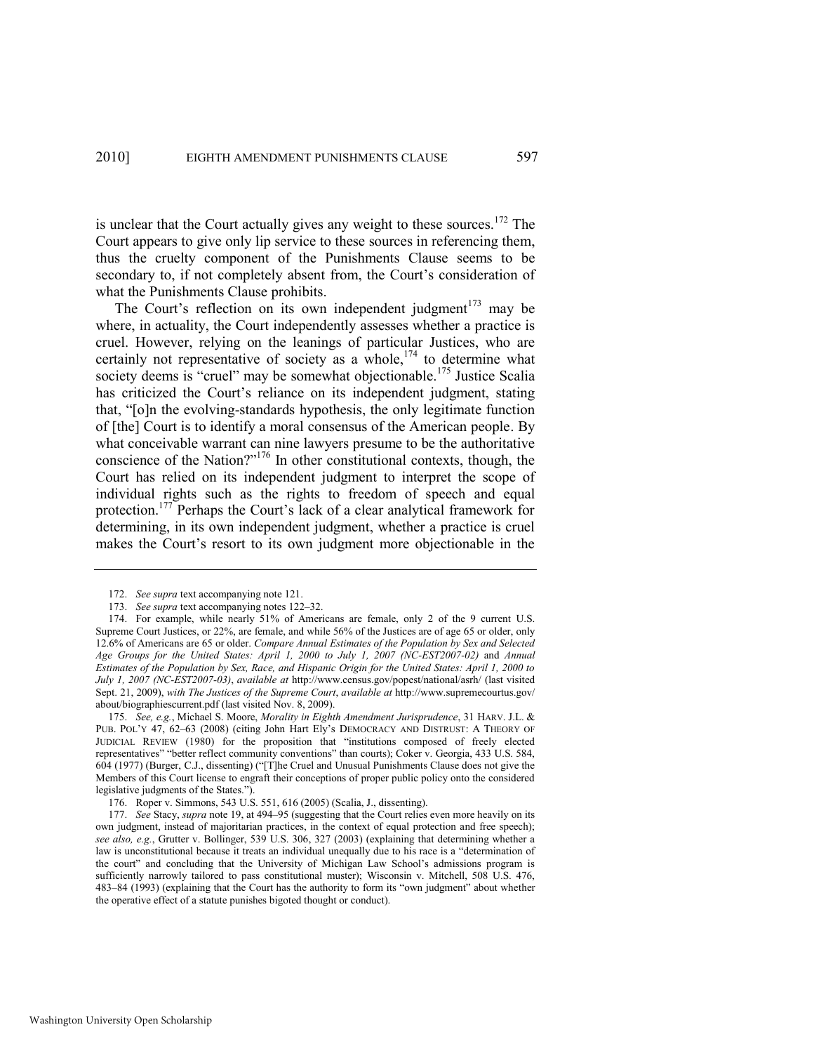is unclear that the Court actually gives any weight to these sources.[172] The Court appears to give only lip service to these sources in referencing them, thus the cruelty component of the Punishments Clause seems to be secondary to, if not completely absent from, the Court's consideration of what the Punishments Clause prohibits.

The Court's reflection on its own independent judgment[173] may be where, in actuality, the Court independently assesses whether a practice is cruel. However, relying on the leanings of particular Justices, who are certainly not representative of society as a whole,[174] to determine what society deems is "cruel" may be somewhat objectionable.[175] Justice Scalia has criticized the Court's reliance on its independent judgment, stating that, "[o]n the evolving-standards hypothesis, the only legitimate function of [the] Court is to identify a moral consensus of the American people. By what conceivable warrant can nine lawyers presume to be the authoritative conscience of the Nation?"[176] In other constitutional contexts, though, the Court has relied on its independent judgment to interpret the scope of individual rights such as the rights to freedom of speech and equal protection.[177] Perhaps the Court's lack of a clear analytical framework for determining, in its own independent judgment, whether a practice is cruel makes the Court's resort to its own judgment more objectionable in the

---

172. *See supra* text accompanying note 121.

173. *See supra* text accompanying notes 122–32.

174. For example, while nearly 51% of Americans are female, only 2 of the 9 current U.S. Supreme Court Justices, or 22%, are female, and while 56% of the Justices are of age 65 or older, only 12.6% of Americans are 65 or older. *Compare Annual Estimates of the Population by Sex and Selected Age Groups for the United States: April 1, 2000 to July 1, 2007 (NC-EST2007-02)* and *Annual Estimates of the Population by Sex, Race, and Hispanic Origin for the United States: April 1, 2000 to July 1, 2007 (NC-EST2007-03)*, *available at* http://www.census.gov/popest/national/asrh/ (last visited Sept. 21, 2009), *with The Justices of the Supreme Court*, *available at* http://www.supremecourtus.gov/about/biographiescurrent.pdf (last visited Nov. 8, 2009).

175. *See, e.g.*, Michael S. Moore, *Morality in Eighth Amendment Jurisprudence*, 31 HARV. J.L. & PUB. POL'Y 47, 62–63 (2008) (citing John Hart Ely's DEMOCRACY AND DISTRUST: A THEORY OF JUDICIAL REVIEW (1980) for the proposition that "institutions composed of freely elected representatives" "better reflect community conventions" than courts); Coker v. Georgia, 433 U.S. 584, 604 (1977) (Burger, C.J., dissenting) ("[T]he Cruel and Unusual Punishments Clause does not give the Members of this Court license to engraft their conceptions of proper public policy onto the considered legislative judgments of the States.").

176. Roper v. Simmons, 543 U.S. 551, 616 (2005) (Scalia, J., dissenting).

177. *See* Stacy, *supra* note 19, at 494–95 (suggesting that the Court relies even more heavily on its own judgment, instead of majoritarian practices, in the context of equal protection and free speech); *see also, e.g.*, Grutter v. Bollinger, 539 U.S. 306, 327 (2003) (explaining that determining whether a law is unconstitutional because it treats an individual unequally due to his race is a "determination of the court" and concluding that the University of Michigan Law School's admissions program is sufficiently narrowly tailored to pass constitutional muster); Wisconsin v. Mitchell, 508 U.S. 476, 483–84 (1993) (explaining that the Court has the authority to form its "own judgment" about whether the operative effect of a statute punishes bigoted thought or conduct).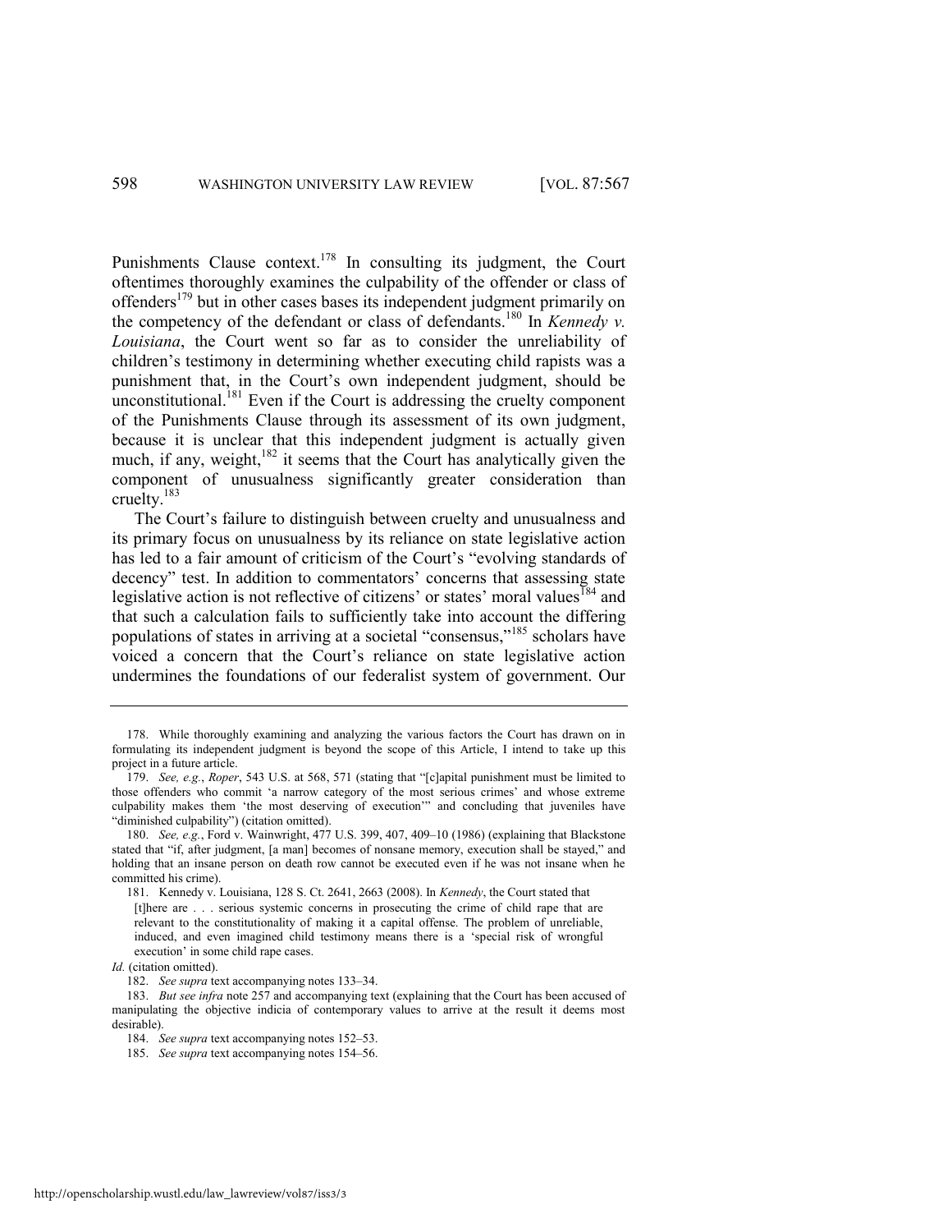Punishments Clause context.[178] In consulting its judgment, the Court oftentimes thoroughly examines the culpability of the offender or class of offenders[179] but in other cases bases its independent judgment primarily on the competency of the defendant or class of defendants.[180] In *Kennedy v. Louisiana*, the Court went so far as to consider the unreliability of children's testimony in determining whether executing child rapists was a punishment that, in the Court's own independent judgment, should be unconstitutional.[181] Even if the Court is addressing the cruelty component of the Punishments Clause through its assessment of its own judgment, because it is unclear that this independent judgment is actually given much, if any, weight,[182] it seems that the Court has analytically given the component of unusualness significantly greater consideration than cruelty.[183]

The Court's failure to distinguish between cruelty and unusualness and its primary focus on unusualness by its reliance on state legislative action has led to a fair amount of criticism of the Court's "evolving standards of decency" test. In addition to commentators' concerns that assessing state legislative action is not reflective of citizens' or states' moral values[184] and that such a calculation fails to sufficiently take into account the differing populations of states in arriving at a societal "consensus,"[185] scholars have voiced a concern that the Court's reliance on state legislative action undermines the foundations of our federalist system of government. Our

---

178. While thoroughly examining and analyzing the various factors the Court has drawn on in formulating its independent judgment is beyond the scope of this Article, I intend to take up this project in a future article.

179. *See, e.g.*, *Roper*, 543 U.S. at 568, 571 (stating that "[c]apital punishment must be limited to those offenders who commit 'a narrow category of the most serious crimes' and whose extreme culpability makes them 'the most deserving of execution'" and concluding that juveniles have "diminished culpability") (citation omitted).

180. *See, e.g.*, Ford v. Wainwright, 477 U.S. 399, 407, 409–10 (1986) (explaining that Blackstone stated that "if, after judgment, [a man] becomes of nonsane memory, execution shall be stayed," and holding that an insane person on death row cannot be executed even if he was not insane when he committed his crime).

181. Kennedy v. Louisiana, 128 S. Ct. 2641, 2663 (2008). In *Kennedy*, the Court stated that

> [t]here are . . . serious systemic concerns in prosecuting the crime of child rape that are relevant to the constitutionality of making it a capital offense. The problem of unreliable, induced, and even imagined child testimony means there is a 'special risk of wrongful execution' in some child rape cases.

*Id.* (citation omitted).

182. *See supra* text accompanying notes 133–34.

183. *But see infra* note 257 and accompanying text (explaining that the Court has been accused of manipulating the objective indicia of contemporary values to arrive at the result it deems most desirable).

184. *See supra* text accompanying notes 152–53.

185. *See supra* text accompanying notes 154–56.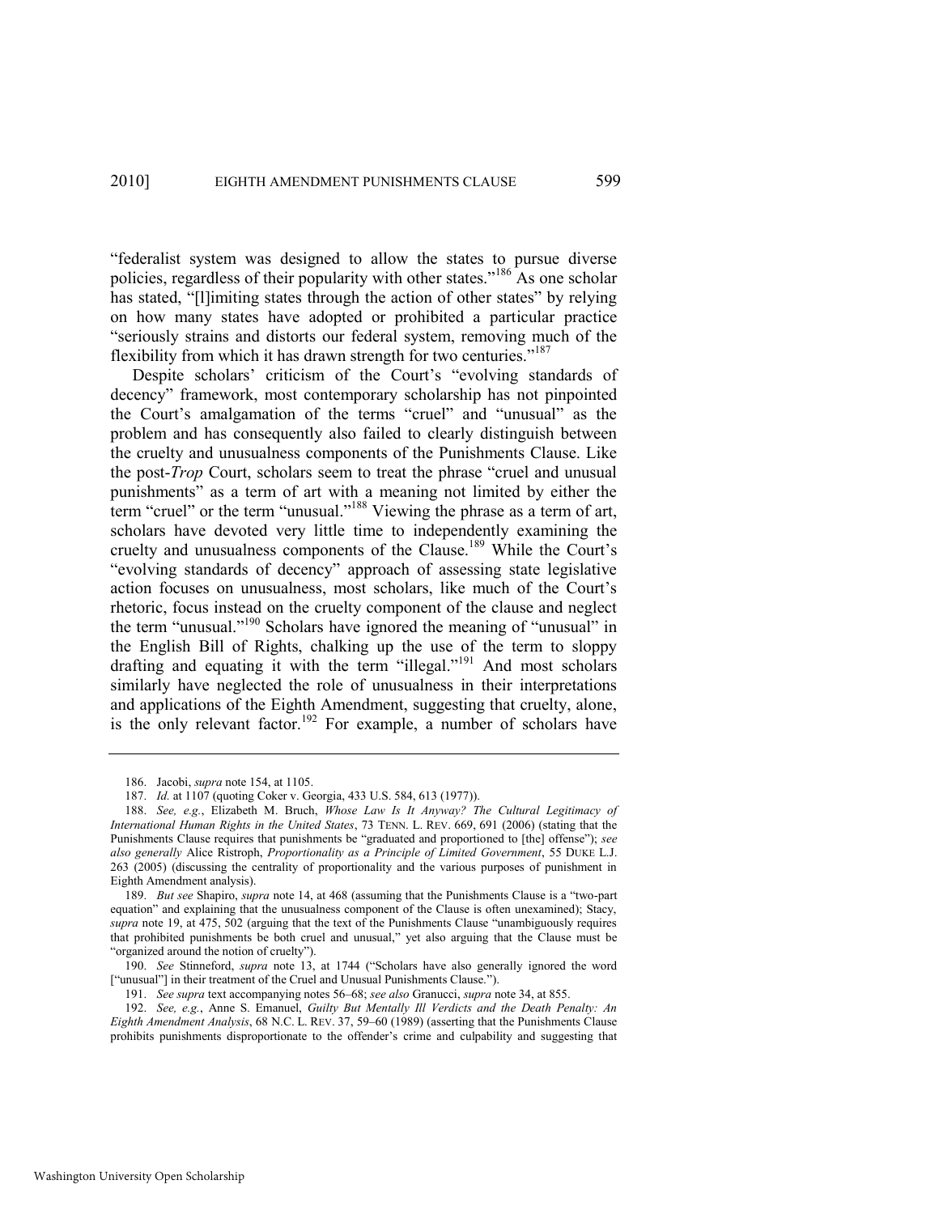"federalist system was designed to allow the states to pursue diverse policies, regardless of their popularity with other states."[186] As one scholar has stated, "[l]imiting states through the action of other states" by relying on how many states have adopted or prohibited a particular practice "seriously strains and distorts our federal system, removing much of the flexibility from which it has drawn strength for two centuries."[187]

Despite scholars' criticism of the Court's "evolving standards of decency" framework, most contemporary scholarship has not pinpointed the Court's amalgamation of the terms "cruel" and "unusual" as the problem and has consequently also failed to clearly distinguish between the cruelty and unusualness components of the Punishments Clause. Like the post-*Trop* Court, scholars seem to treat the phrase "cruel and unusual punishments" as a term of art with a meaning not limited by either the term "cruel" or the term "unusual."[188] Viewing the phrase as a term of art, scholars have devoted very little time to independently examining the cruelty and unusualness components of the Clause.[189] While the Court's "evolving standards of decency" approach of assessing state legislative action focuses on unusualness, most scholars, like much of the Court's rhetoric, focus instead on the cruelty component of the clause and neglect the term "unusual."[190] Scholars have ignored the meaning of "unusual" in the English Bill of Rights, chalking up the use of the term to sloppy drafting and equating it with the term "illegal."[191] And most scholars similarly have neglected the role of unusualness in their interpretations and applications of the Eighth Amendment, suggesting that cruelty, alone, is the only relevant factor.[192] For example, a number of scholars have

---

186. Jacobi, *supra* note 154, at 1105.

187. *Id.* at 1107 (quoting Coker v. Georgia, 433 U.S. 584, 613 (1977)).

188. *See, e.g.*, Elizabeth M. Bruch, *Whose Law Is It Anyway? The Cultural Legitimacy of International Human Rights in the United States*, 73 TENN. L. REV. 669, 691 (2006) (stating that the Punishments Clause requires that punishments be "graduated and proportioned to [the] offense"); *see also generally* Alice Ristroph, *Proportionality as a Principle of Limited Government*, 55 DUKE L.J. 263 (2005) (discussing the centrality of proportionality and the various purposes of punishment in Eighth Amendment analysis).

189. *But see* Shapiro, *supra* note 14, at 468 (assuming that the Punishments Clause is a "two-part equation" and explaining that the unusualness component of the Clause is often unexamined); Stacy, *supra* note 19, at 475, 502 (arguing that the text of the Punishments Clause "unambiguously requires that prohibited punishments be both cruel and unusual," yet also arguing that the Clause must be "organized around the notion of cruelty").

190. *See* Stinneford, *supra* note 13, at 1744 ("Scholars have also generally ignored the word ["unusual"] in their treatment of the Cruel and Unusual Punishments Clause.").

191. *See supra* text accompanying notes 56–68; *see also* Granucci, *supra* note 34, at 855.

192. *See, e.g.*, Anne S. Emanuel, *Guilty But Mentally Ill Verdicts and the Death Penalty: An Eighth Amendment Analysis*, 68 N.C. L. REV. 37, 59–60 (1989) (asserting that the Punishments Clause prohibits punishments disproportionate to the offender's crime and culpability and suggesting that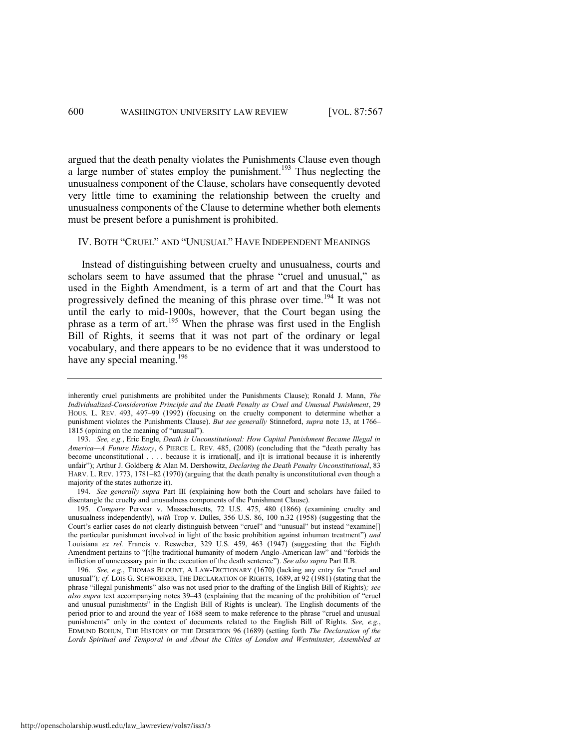argued that the death penalty violates the Punishments Clause even though a large number of states employ the punishment.[193] Thus neglecting the unusualness component of the Clause, scholars have consequently devoted very little time to examining the relationship between the cruelty and unusualness components of the Clause to determine whether both elements must be present before a punishment is prohibited.

## IV. BOTH "CRUEL" AND "UNUSUAL" HAVE INDEPENDENT MEANINGS

Instead of distinguishing between cruelty and unusualness, courts and scholars seem to have assumed that the phrase "cruel and unusual," as used in the Eighth Amendment, is a term of art and that the Court has progressively defined the meaning of this phrase over time.[194] It was not until the early to mid-1900s, however, that the Court began using the phrase as a term of art.[195] When the phrase was first used in the English Bill of Rights, it seems that it was not part of the ordinary or legal vocabulary, and there appears to be no evidence that it was understood to have any special meaning.[196]

---

inherently cruel punishments are prohibited under the Punishments Clause); Ronald J. Mann, *The Individualized-Consideration Principle and the Death Penalty as Cruel and Unusual Punishment*, 29 HOUS. L. REV. 493, 497–99 (1992) (focusing on the cruelty component to determine whether a punishment violates the Punishments Clause). *But see generally* Stinneford, *supra* note 13, at 1766–1815 (opining on the meaning of "unusual").

193. *See, e.g.*, Eric Engle, *Death is Unconstitutional: How Capital Punishment Became Illegal in America—A Future History*, 6 PIERCE L. REV. 485, (2008) (concluding that the "death penalty has become unconstitutional . . . . because it is irrational[, and i]t is irrational because it is inherently unfair"); Arthur J. Goldberg & Alan M. Dershowitz, *Declaring the Death Penalty Unconstitutional*, 83 HARV. L. REV. 1773, 1781–82 (1970) (arguing that the death penalty is unconstitutional even though a majority of the states authorize it).

194. *See generally supra* Part III (explaining how both the Court and scholars have failed to disentangle the cruelty and unusualness components of the Punishment Clause).

195. *Compare* Pervear v. Massachusetts, 72 U.S. 475, 480 (1866) (examining cruelty and unusualness independently), *with* Trop v. Dulles, 356 U.S. 86, 100 n.32 (1958) (suggesting that the Court's earlier cases do not clearly distinguish between "cruel" and "unusual" but instead "examine[] the particular punishment involved in light of the basic prohibition against inhuman treatment") *and* Louisiana *ex rel.* Francis v. Resweber, 329 U.S. 459, 463 (1947) (suggesting that the Eighth Amendment pertains to "[t]he traditional humanity of modern Anglo-American law" and "forbids the infliction of unnecessary pain in the execution of the death sentence"). *See also supra* Part II.B.

196. *See, e.g.*, THOMAS BLOUNT, A LAW-DICTIONARY (1670) (lacking any entry for "cruel and unusual")*; cf.* LOIS G. SCHWOERER, THE DECLARATION OF RIGHTS, 1689, at 92 (1981) (stating that the phrase "illegal punishments" also was not used prior to the drafting of the English Bill of Rights)*; see also supra* text accompanying notes 39–43 (explaining that the meaning of the prohibition of "cruel and unusual punishments" in the English Bill of Rights is unclear). The English documents of the period prior to and around the year of 1688 seem to make reference to the phrase "cruel and unusual punishments" only in the context of documents related to the English Bill of Rights. *See, e.g.*, EDMUND BOHUN, THE HISTORY OF THE DESERTION 96 (1689) (setting forth *The Declaration of the Lords Spiritual and Temporal in and About the Cities of London and Westminster, Assembled at*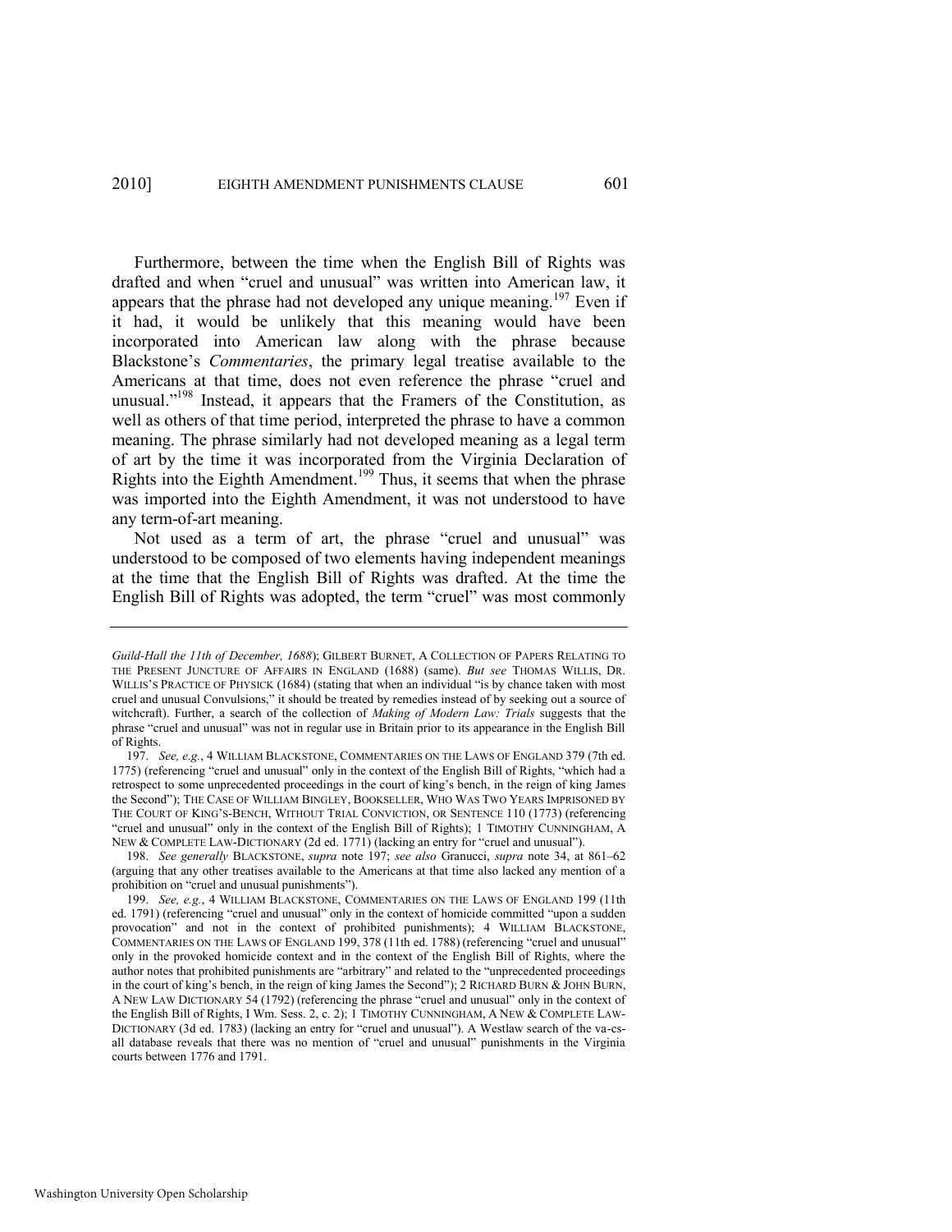Furthermore, between the time when the English Bill of Rights was drafted and when "cruel and unusual" was written into American law, it appears that the phrase had not developed any unique meaning.[197] Even if it had, it would be unlikely that this meaning would have been incorporated into American law along with the phrase because Blackstone's *Commentaries*, the primary legal treatise available to the Americans at that time, does not even reference the phrase "cruel and unusual."[198] Instead, it appears that the Framers of the Constitution, as well as others of that time period, interpreted the phrase to have a common meaning. The phrase similarly had not developed meaning as a legal term of art by the time it was incorporated from the Virginia Declaration of Rights into the Eighth Amendment.[199] Thus, it seems that when the phrase was imported into the Eighth Amendment, it was not understood to have any term-of-art meaning.

Not used as a term of art, the phrase "cruel and unusual" was understood to be composed of two elements having independent meanings at the time that the English Bill of Rights was drafted. At the time the English Bill of Rights was adopted, the term "cruel" was most commonly

---

*Guild-Hall the 11th of December, 1688*); GILBERT BURNET, A COLLECTION OF PAPERS RELATING TO THE PRESENT JUNCTURE OF AFFAIRS IN ENGLAND (1688) (same). *But see* THOMAS WILLIS, DR. WILLIS'S PRACTICE OF PHYSICK (1684) (stating that when an individual "is by chance taken with most cruel and unusual Convulsions," it should be treated by remedies instead of by seeking out a source of witchcraft). Further, a search of the collection of *Making of Modern Law: Trials* suggests that the phrase "cruel and unusual" was not in regular use in Britain prior to its appearance in the English Bill of Rights.

197. *See, e.g.*, 4 WILLIAM BLACKSTONE, COMMENTARIES ON THE LAWS OF ENGLAND 379 (7th ed. 1775) (referencing "cruel and unusual" only in the context of the English Bill of Rights, "which had a retrospect to some unprecedented proceedings in the court of king's bench, in the reign of king James the Second"); THE CASE OF WILLIAM BINGLEY, BOOKSELLER, WHO WAS TWO YEARS IMPRISONED BY THE COURT OF KING'S-BENCH, WITHOUT TRIAL CONVICTION, OR SENTENCE 110 (1773) (referencing "cruel and unusual" only in the context of the English Bill of Rights); 1 TIMOTHY CUNNINGHAM, A NEW & COMPLETE LAW-DICTIONARY (2d ed. 1771) (lacking an entry for "cruel and unusual").

198. *See generally* BLACKSTONE, *supra* note 197; *see also* Granucci, *supra* note 34, at 861–62 (arguing that any other treatises available to the Americans at that time also lacked any mention of a prohibition on "cruel and unusual punishments").

199. *See, e.g.*, 4 WILLIAM BLACKSTONE, COMMENTARIES ON THE LAWS OF ENGLAND 199 (11th ed. 1791) (referencing "cruel and unusual" only in the context of homicide committed "upon a sudden provocation" and not in the context of prohibited punishments); 4 WILLIAM BLACKSTONE, COMMENTARIES ON THE LAWS OF ENGLAND 199, 378 (11th ed. 1788) (referencing "cruel and unusual" only in the provoked homicide context and in the context of the English Bill of Rights, where the author notes that prohibited punishments are "arbitrary" and related to the "unprecedented proceedings in the court of king's bench, in the reign of king James the Second"); 2 RICHARD BURN & JOHN BURN, A NEW LAW DICTIONARY 54 (1792) (referencing the phrase "cruel and unusual" only in the context of the English Bill of Rights, I Wm. Sess. 2, c. 2); 1 TIMOTHY CUNNINGHAM, A NEW & COMPLETE LAW-DICTIONARY (3d ed. 1783) (lacking an entry for "cruel and unusual"). A Westlaw search of the va-cs-all database reveals that there was no mention of "cruel and unusual" punishments in the Virginia courts between 1776 and 1791.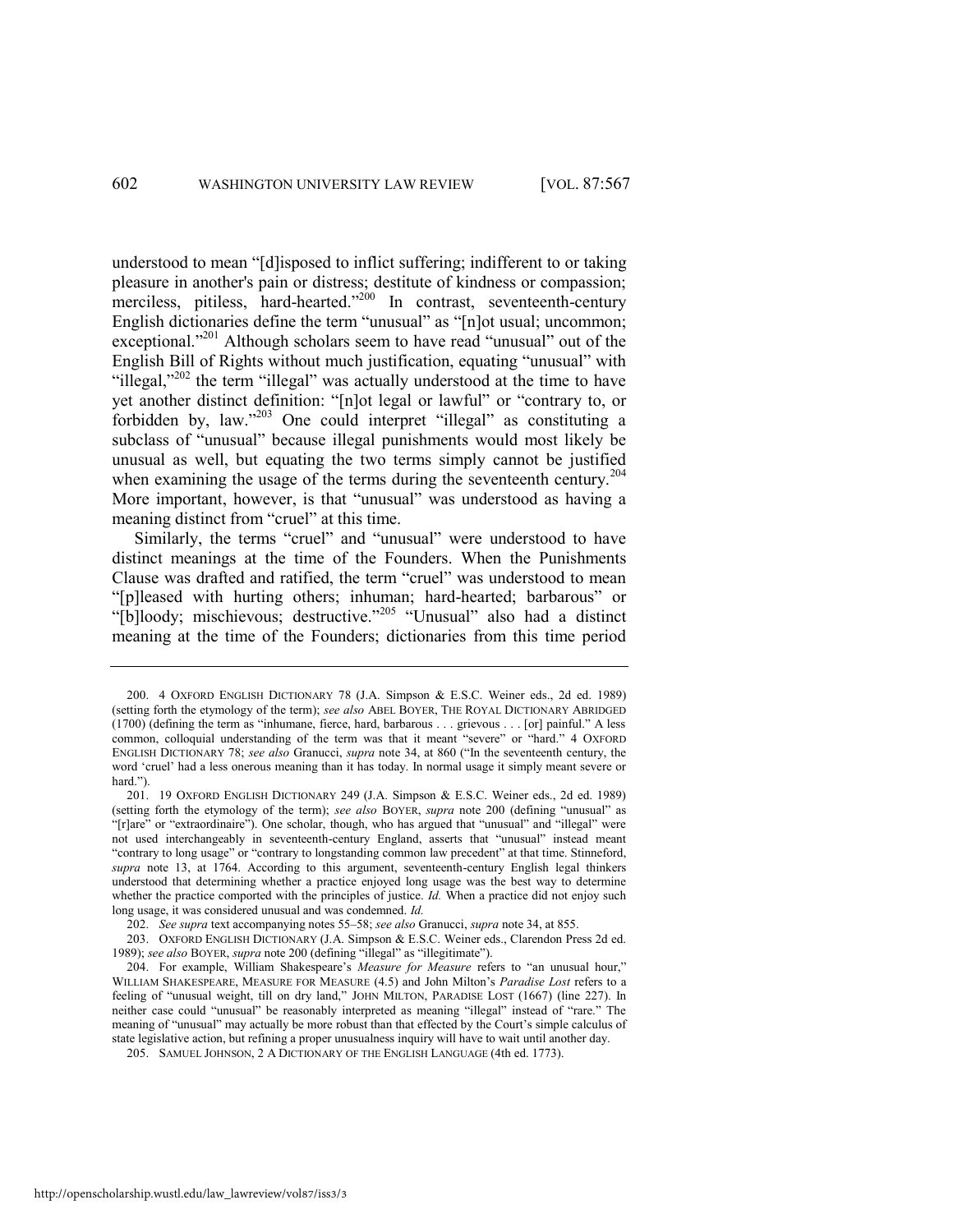understood to mean "[d]isposed to inflict suffering; indifferent to or taking pleasure in another's pain or distress; destitute of kindness or compassion; merciless, pitiless, hard-hearted."[200] In contrast, seventeenth-century English dictionaries define the term "unusual" as "[n]ot usual; uncommon; exceptional."[201] Although scholars seem to have read "unusual" out of the English Bill of Rights without much justification, equating "unusual" with "illegal,"[202] the term "illegal" was actually understood at the time to have yet another distinct definition: "[n]ot legal or lawful" or "contrary to, or forbidden by, law."[203] One could interpret "illegal" as constituting a subclass of "unusual" because illegal punishments would most likely be unusual as well, but equating the two terms simply cannot be justified when examining the usage of the terms during the seventeenth century.[204] More important, however, is that "unusual" was understood as having a meaning distinct from "cruel" at this time.

Similarly, the terms "cruel" and "unusual" were understood to have distinct meanings at the time of the Founders. When the Punishments Clause was drafted and ratified, the term "cruel" was understood to mean "[p]leased with hurting others; inhuman; hard-hearted; barbarous" or "[b]loody; mischievous; destructive."[205] "Unusual" also had a distinct meaning at the time of the Founders; dictionaries from this time period

---

200. 4 OXFORD ENGLISH DICTIONARY 78 (J.A. Simpson & E.S.C. Weiner eds., 2d ed. 1989) (setting forth the etymology of the term); *see also* ABEL BOYER, THE ROYAL DICTIONARY ABRIDGED (1700) (defining the term as "inhumane, fierce, hard, barbarous . . . grievous . . . [or] painful." A less common, colloquial understanding of the term was that it meant "severe" or "hard." 4 OXFORD ENGLISH DICTIONARY 78; *see also* Granucci, *supra* note 34, at 860 ("In the seventeenth century, the word 'cruel' had a less onerous meaning than it has today. In normal usage it simply meant severe or hard.").

201. 19 OXFORD ENGLISH DICTIONARY 249 (J.A. Simpson & E.S.C. Weiner eds., 2d ed. 1989) (setting forth the etymology of the term); *see also* BOYER, *supra* note 200 (defining "unusual" as "[r]are" or "extraordinaire"). One scholar, though, who has argued that "unusual" and "illegal" were not used interchangeably in seventeenth-century England, asserts that "unusual" instead meant "contrary to long usage" or "contrary to longstanding common law precedent" at that time. Stinneford, *supra* note 13, at 1764. According to this argument, seventeenth-century English legal thinkers understood that determining whether a practice enjoyed long usage was the best way to determine whether the practice comported with the principles of justice. *Id.* When a practice did not enjoy such long usage, it was considered unusual and was condemned. *Id.*

202. *See supra* text accompanying notes 55–58; *see also* Granucci, *supra* note 34, at 855.

203. OXFORD ENGLISH DICTIONARY (J.A. Simpson & E.S.C. Weiner eds., Clarendon Press 2d ed. 1989); *see also* BOYER, *supra* note 200 (defining "illegal" as "illegitimate").

204. For example, William Shakespeare's *Measure for Measure* refers to "an unusual hour," WILLIAM SHAKESPEARE, MEASURE FOR MEASURE (4.5) and John Milton's *Paradise Lost* refers to a feeling of "unusual weight, till on dry land," JOHN MILTON, PARADISE LOST (1667) (line 227). In neither case could "unusual" be reasonably interpreted as meaning "illegal" instead of "rare." The meaning of "unusual" may actually be more robust than that effected by the Court's simple calculus of state legislative action, but refining a proper unusualness inquiry will have to wait until another day.

205. SAMUEL JOHNSON, 2 A DICTIONARY OF THE ENGLISH LANGUAGE (4th ed. 1773).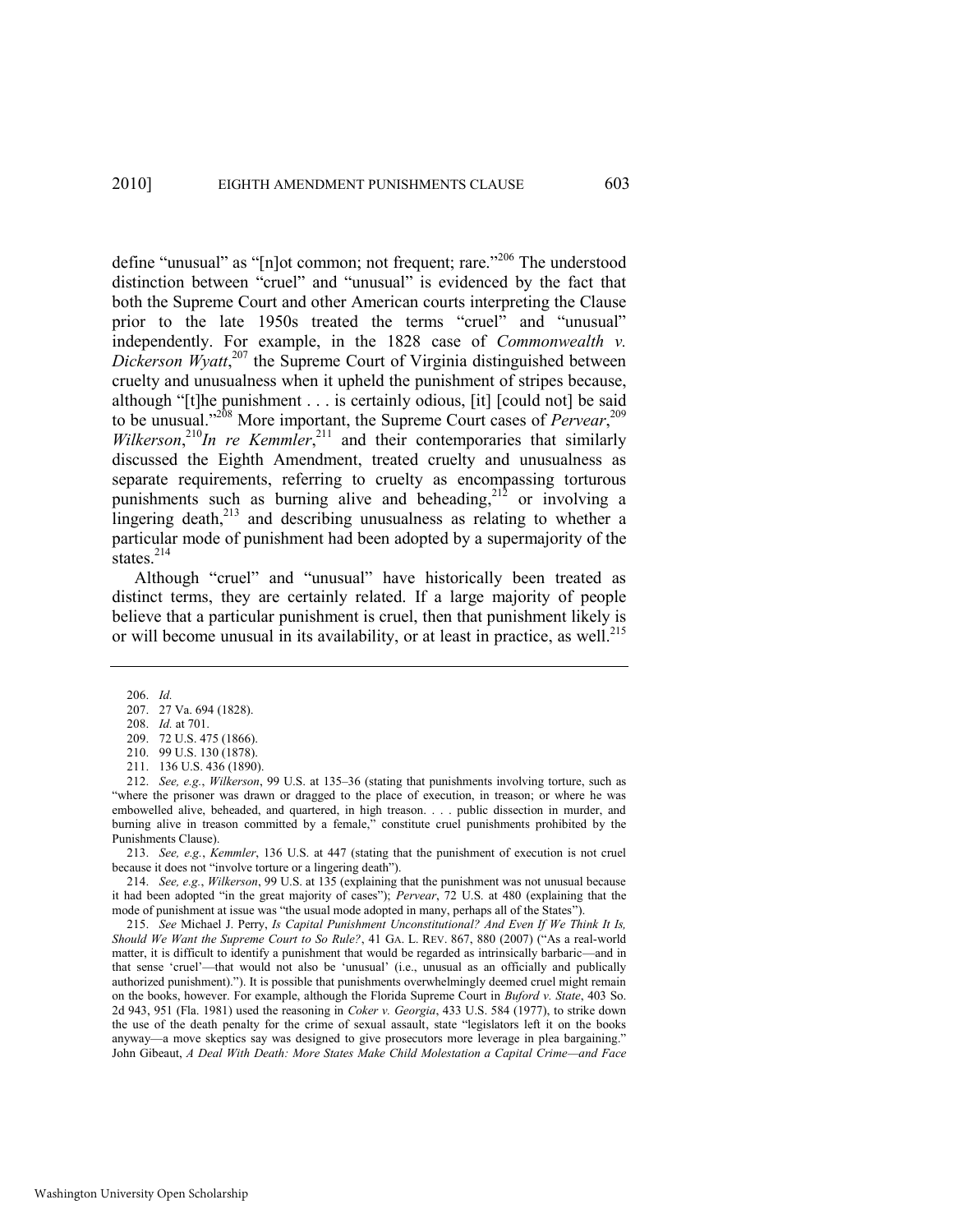define "unusual" as "[n]ot common; not frequent; rare."[206] The understood distinction between "cruel" and "unusual" is evidenced by the fact that both the Supreme Court and other American courts interpreting the Clause prior to the late 1950s treated the terms "cruel" and "unusual" independently. For example, in the 1828 case of *Commonwealth v. Dickerson Wyatt*,[207] the Supreme Court of Virginia distinguished between cruelty and unusualness when it upheld the punishment of stripes because, although "[t]he punishment . . . is certainly odious, [it] [could not] be said to be unusual."[208] More important, the Supreme Court cases of *Pervear*,[209] *Wilkerson*,[210] *In re Kemmler*,[211] and their contemporaries that similarly discussed the Eighth Amendment, treated cruelty and unusualness as separate requirements, referring to cruelty as encompassing torturous punishments such as burning alive and beheading,[212] or involving a lingering death,[213] and describing unusualness as relating to whether a particular mode of punishment had been adopted by a supermajority of the states.[214]

Although "cruel" and "unusual" have historically been treated as distinct terms, they are certainly related. If a large majority of people believe that a particular punishment is cruel, then that punishment likely is or will become unusual in its availability, or at least in practice, as well.[215]

---

206. *Id.*

207. 27 Va. 694 (1828).

208. *Id.* at 701.

209. 72 U.S. 475 (1866).

210. 99 U.S. 130 (1878).

211. 136 U.S. 436 (1890).

212. *See, e.g.*, *Wilkerson*, 99 U.S. at 135–36 (stating that punishments involving torture, such as "where the prisoner was drawn or dragged to the place of execution, in treason; or where he was embowelled alive, beheaded, and quartered, in high treason. . . . public dissection in murder, and burning alive in treason committed by a female," constitute cruel punishments prohibited by the Punishments Clause).

213. *See, e.g.*, *Kemmler*, 136 U.S. at 447 (stating that the punishment of execution is not cruel because it does not "involve torture or a lingering death").

214. *See, e.g.*, *Wilkerson*, 99 U.S. at 135 (explaining that the punishment was not unusual because it had been adopted "in the great majority of cases"); *Pervear*, 72 U.S. at 480 (explaining that the mode of punishment at issue was "the usual mode adopted in many, perhaps all of the States").

215. *See* Michael J. Perry, *Is Capital Punishment Unconstitutional? And Even If We Think It Is, Should We Want the Supreme Court to So Rule?*, 41 GA. L. REV. 867, 880 (2007) ("As a real-world matter, it is difficult to identify a punishment that would be regarded as intrinsically barbaric—and in that sense 'cruel'—that would not also be 'unusual' (i.e., unusual as an officially and publically authorized punishment)."). It is possible that punishments overwhelmingly deemed cruel might remain on the books, however. For example, although the Florida Supreme Court in *Buford v. State*, 403 So. 2d 943, 951 (Fla. 1981) used the reasoning in *Coker v. Georgia*, 433 U.S. 584 (1977), to strike down the use of the death penalty for the crime of sexual assault, state "legislators left it on the books anyway—a move skeptics say was designed to give prosecutors more leverage in plea bargaining." John Gibeaut, *A Deal With Death: More States Make Child Molestation a Capital Crime—and Face*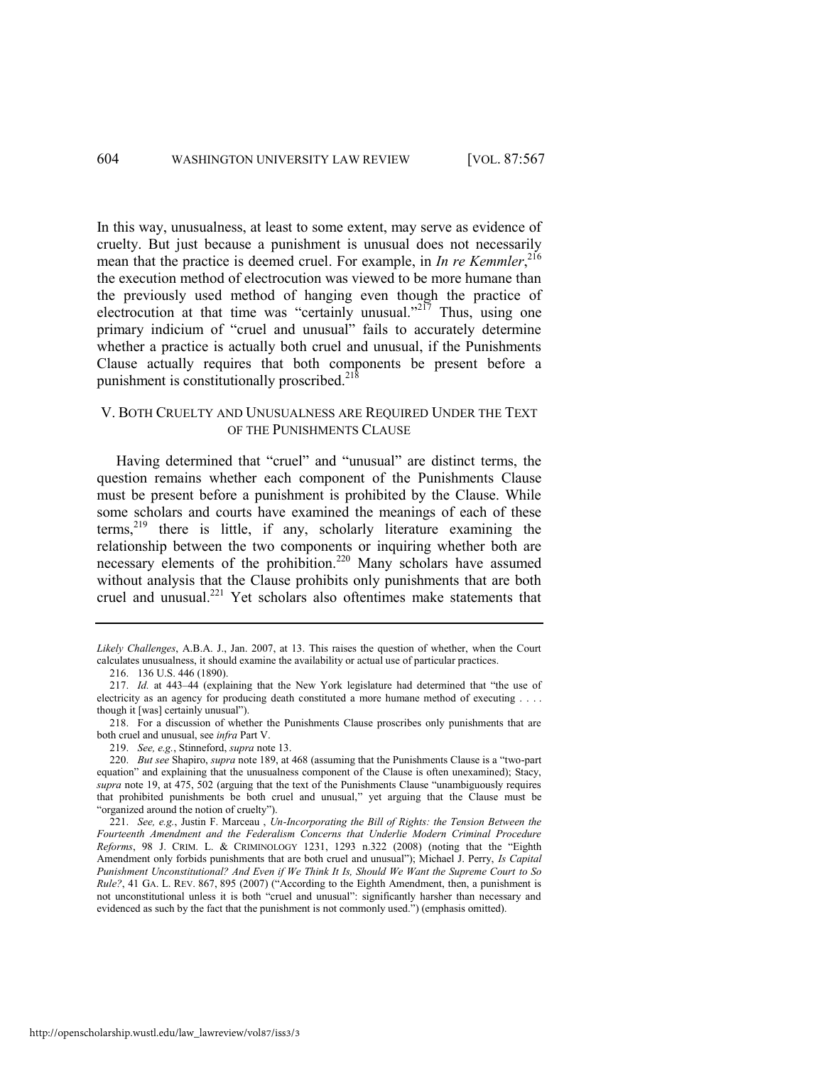In this way, unusualness, at least to some extent, may serve as evidence of cruelty. But just because a punishment is unusual does not necessarily mean that the practice is deemed cruel. For example, in *In re Kemmler*,[216] the execution method of electrocution was viewed to be more humane than the previously used method of hanging even though the practice of electrocution at that time was "certainly unusual."[217] Thus, using one primary indicium of "cruel and unusual" fails to accurately determine whether a practice is actually both cruel and unusual, if the Punishments Clause actually requires that both components be present before a punishment is constitutionally proscribed.[218]

## V. BOTH CRUELTY AND UNUSUALNESS ARE REQUIRED UNDER THE TEXT OF THE PUNISHMENTS CLAUSE

Having determined that "cruel" and "unusual" are distinct terms, the question remains whether each component of the Punishments Clause must be present before a punishment is prohibited by the Clause. While some scholars and courts have examined the meanings of each of these terms,[219] there is little, if any, scholarly literature examining the relationship between the two components or inquiring whether both are necessary elements of the prohibition.[220] Many scholars have assumed without analysis that the Clause prohibits only punishments that are both cruel and unusual.[221] Yet scholars also oftentimes make statements that

---

*Likely Challenges*, A.B.A. J., Jan. 2007, at 13. This raises the question of whether, when the Court calculates unusualness, it should examine the availability or actual use of particular practices.

216. 136 U.S. 446 (1890).

217. *Id.* at 443–44 (explaining that the New York legislature had determined that "the use of electricity as an agency for producing death constituted a more humane method of executing . . . . though it [was] certainly unusual").

218. For a discussion of whether the Punishments Clause proscribes only punishments that are both cruel and unusual, see *infra* Part V.

219. *See, e.g.*, Stinneford, *supra* note 13.

220. *But see* Shapiro, *supra* note 189, at 468 (assuming that the Punishments Clause is a "two-part equation" and explaining that the unusualness component of the Clause is often unexamined); Stacy, *supra* note 19, at 475, 502 (arguing that the text of the Punishments Clause "unambiguously requires that prohibited punishments be both cruel and unusual," yet arguing that the Clause must be "organized around the notion of cruelty").

221. *See, e.g.*, Justin F. Marceau , *Un-Incorporating the Bill of Rights: the Tension Between the Fourteenth Amendment and the Federalism Concerns that Underlie Modern Criminal Procedure Reforms*, 98 J. CRIM. L. & CRIMINOLOGY 1231, 1293 n.322 (2008) (noting that the "Eighth Amendment only forbids punishments that are both cruel and unusual"); Michael J. Perry, *Is Capital Punishment Unconstitutional? And Even if We Think It Is, Should We Want the Supreme Court to So Rule?*, 41 GA. L. REV. 867, 895 (2007) ("According to the Eighth Amendment, then, a punishment is not unconstitutional unless it is both "cruel and unusual": significantly harsher than necessary and evidenced as such by the fact that the punishment is not commonly used.") (emphasis omitted).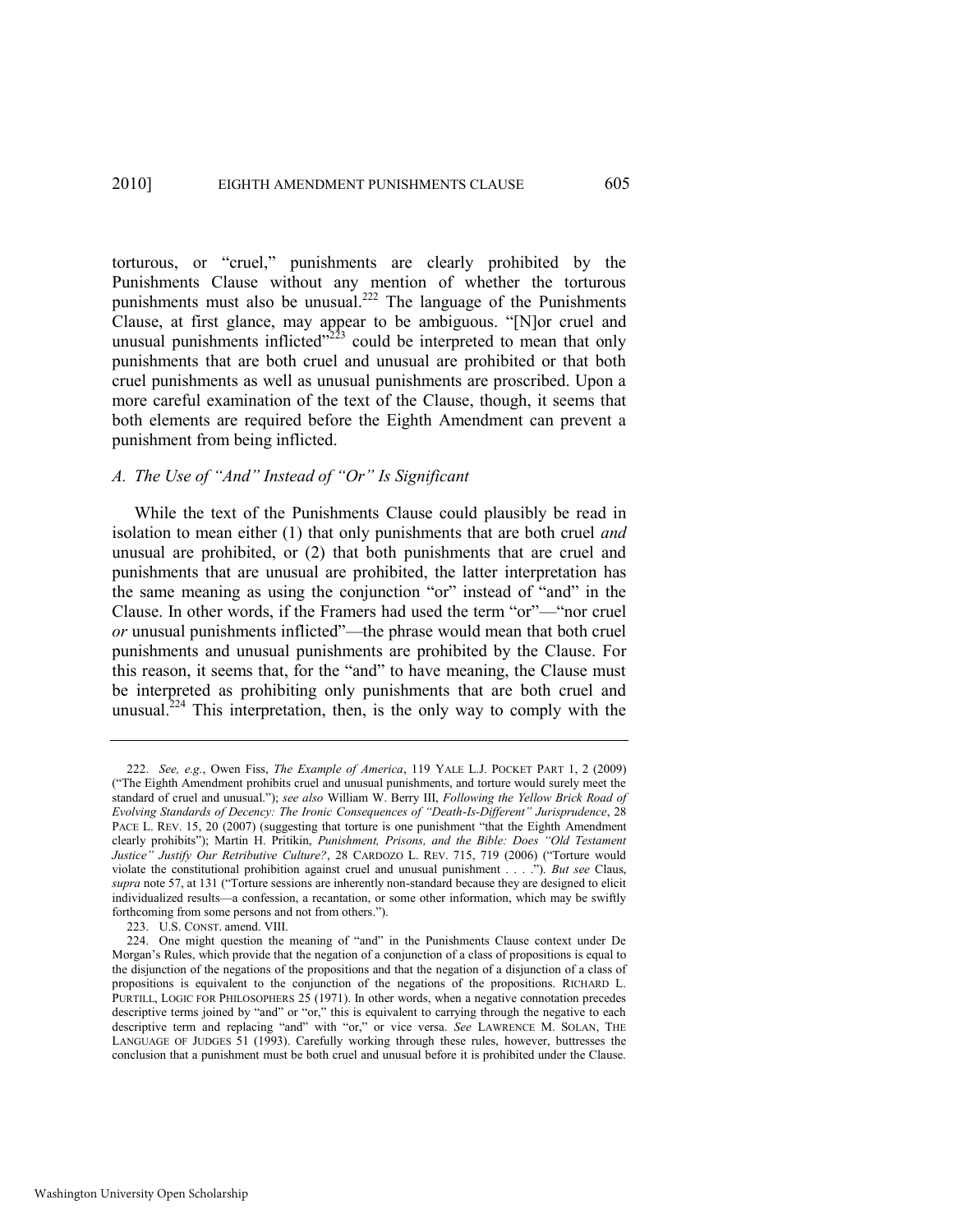torturous, or "cruel," punishments are clearly prohibited by the Punishments Clause without any mention of whether the torturous punishments must also be unusual.[222] The language of the Punishments Clause, at first glance, may appear to be ambiguous. "[N]or cruel and unusual punishments inflicted"[223] could be interpreted to mean that only punishments that are both cruel and unusual are prohibited or that both cruel punishments as well as unusual punishments are proscribed. Upon a more careful examination of the text of the Clause, though, it seems that both elements are required before the Eighth Amendment can prevent a punishment from being inflicted.

### *A. The Use of "And" Instead of "Or" Is Significant*

While the text of the Punishments Clause could plausibly be read in isolation to mean either (1) that only punishments that are both cruel *and* unusual are prohibited, or (2) that both punishments that are cruel and punishments that are unusual are prohibited, the latter interpretation has the same meaning as using the conjunction "or" instead of "and" in the Clause. In other words, if the Framers had used the term "or"—"nor cruel *or* unusual punishments inflicted"—the phrase would mean that both cruel punishments and unusual punishments are prohibited by the Clause. For this reason, it seems that, for the "and" to have meaning, the Clause must be interpreted as prohibiting only punishments that are both cruel and unusual.[224] This interpretation, then, is the only way to comply with the

---

222. *See, e.g.*, Owen Fiss, *The Example of America*, 119 YALE L.J. POCKET PART 1, 2 (2009) ("The Eighth Amendment prohibits cruel and unusual punishments, and torture would surely meet the standard of cruel and unusual."); *see also* William W. Berry III, *Following the Yellow Brick Road of Evolving Standards of Decency: The Ironic Consequences of "Death-Is-Different" Jurisprudence*, 28 PACE L. REV. 15, 20 (2007) (suggesting that torture is one punishment "that the Eighth Amendment clearly prohibits"); Martin H. Pritikin, *Punishment, Prisons, and the Bible: Does "Old Testament Justice" Justify Our Retributive Culture?*, 28 CARDOZO L. REV. 715, 719 (2006) ("Torture would violate the constitutional prohibition against cruel and unusual punishment . . . ."). *But see* Claus, *supra* note 57, at 131 ("Torture sessions are inherently non-standard because they are designed to elicit individualized results—a confession, a recantation, or some other information, which may be swiftly forthcoming from some persons and not from others.").

223. U.S. CONST. amend. VIII.

224. One might question the meaning of "and" in the Punishments Clause context under De Morgan's Rules, which provide that the negation of a conjunction of a class of propositions is equal to the disjunction of the negations of the propositions and that the negation of a disjunction of a class of propositions is equivalent to the conjunction of the negations of the propositions. RICHARD L. PURTILL, LOGIC FOR PHILOSOPHERS 25 (1971). In other words, when a negative connotation precedes descriptive terms joined by "and" or "or," this is equivalent to carrying through the negative to each descriptive term and replacing "and" with "or," or vice versa. *See* LAWRENCE M. SOLAN, THE LANGUAGE OF JUDGES 51 (1993). Carefully working through these rules, however, buttresses the conclusion that a punishment must be both cruel and unusual before it is prohibited under the Clause.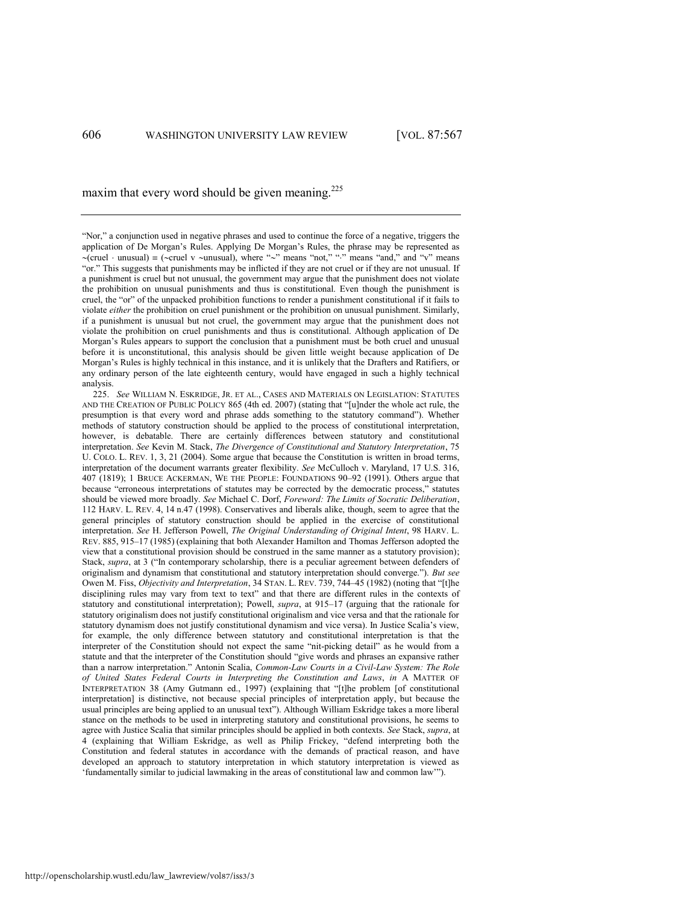maxim that every word should be given meaning.[225]

---

"Nor," a conjunction used in negative phrases and used to continue the force of a negative, triggers the application of De Morgan's Rules. Applying De Morgan's Rules, the phrase may be represented as ~(cruel · unusual) ≡ (~cruel v ~unusual), where "~" means "not," "·" means "and," and "v" means "or." This suggests that punishments may be inflicted if they are not cruel or if they are not unusual. If a punishment is cruel but not unusual, the government may argue that the punishment does not violate the prohibition on unusual punishments and thus is constitutional. Even though the punishment is cruel, the "or" of the unpacked prohibition functions to render a punishment constitutional if it fails to violate *either* the prohibition on cruel punishment or the prohibition on unusual punishment. Similarly, if a punishment is unusual but not cruel, the government may argue that the punishment does not violate the prohibition on cruel punishments and thus is constitutional. Although application of De Morgan's Rules appears to support the conclusion that a punishment must be both cruel and unusual before it is unconstitutional, this analysis should be given little weight because application of De Morgan's Rules is highly technical in this instance, and it is unlikely that the Drafters and Ratifiers, or any ordinary person of the late eighteenth century, would have engaged in such a highly technical analysis.

225. *See* WILLIAM N. ESKRIDGE, JR. ET AL., CASES AND MATERIALS ON LEGISLATION: STATUTES AND THE CREATION OF PUBLIC POLICY 865 (4th ed. 2007) (stating that "[u]nder the whole act rule, the presumption is that every word and phrase adds something to the statutory command"). Whether methods of statutory construction should be applied to the process of constitutional interpretation, however, is debatable. There are certainly differences between statutory and constitutional interpretation. *See* Kevin M. Stack, *The Divergence of Constitutional and Statutory Interpretation*, 75 U. COLO. L. REV. 1, 3, 21 (2004). Some argue that because the Constitution is written in broad terms, interpretation of the document warrants greater flexibility. *See* McCulloch v. Maryland, 17 U.S. 316, 407 (1819); 1 BRUCE ACKERMAN, WE THE PEOPLE: FOUNDATIONS 90–92 (1991). Others argue that because "erroneous interpretations of statutes may be corrected by the democratic process," statutes should be viewed more broadly. *See* Michael C. Dorf, *Foreword: The Limits of Socratic Deliberation*, 112 HARV. L. REV. 4, 14 n.47 (1998). Conservatives and liberals alike, though, seem to agree that the general principles of statutory construction should be applied in the exercise of constitutional interpretation. *See* H. Jefferson Powell, *The Original Understanding of Original Intent*, 98 HARV. L. REV. 885, 915–17 (1985) (explaining that both Alexander Hamilton and Thomas Jefferson adopted the view that a constitutional provision should be construed in the same manner as a statutory provision); Stack, *supra*, at 3 ("In contemporary scholarship, there is a peculiar agreement between defenders of originalism and dynamism that constitutional and statutory interpretation should converge."). *But see* Owen M. Fiss, *Objectivity and Interpretation*, 34 STAN. L. REV. 739, 744–45 (1982) (noting that "[t]he disciplining rules may vary from text to text" and that there are different rules in the contexts of statutory and constitutional interpretation); Powell, *supra*, at 915–17 (arguing that the rationale for statutory originalism does not justify constitutional originalism and vice versa and that the rationale for statutory dynamism does not justify constitutional dynamism and vice versa). In Justice Scalia's view, for example, the only difference between statutory and constitutional interpretation is that the interpreter of the Constitution should not expect the same "nit-picking detail" as he would from a statute and that the interpreter of the Constitution should "give words and phrases an expansive rather than a narrow interpretation." Antonin Scalia, *Common-Law Courts in a Civil-Law System: The Role of United States Federal Courts in Interpreting the Constitution and Laws*, *in* A MATTER OF INTERPRETATION 38 (Amy Gutmann ed., 1997) (explaining that "[t]he problem [of constitutional interpretation] is distinctive, not because special principles of interpretation apply, but because the usual principles are being applied to an unusual text"). Although William Eskridge takes a more liberal stance on the methods to be used in interpreting statutory and constitutional provisions, he seems to agree with Justice Scalia that similar principles should be applied in both contexts. *See* Stack, *supra*, at 4 (explaining that William Eskridge, as well as Philip Frickey, "defend interpreting both the Constitution and federal statutes in accordance with the demands of practical reason, and have developed an approach to statutory interpretation in which statutory interpretation is viewed as 'fundamentally similar to judicial lawmaking in the areas of constitutional law and common law'").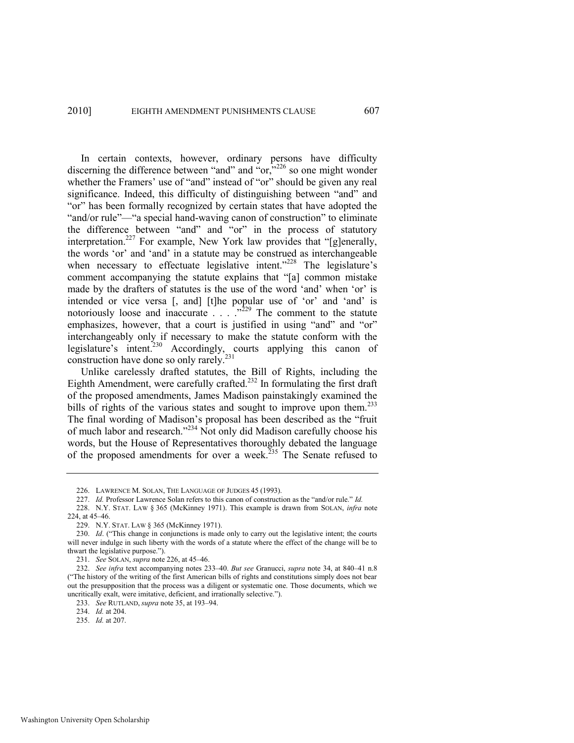In certain contexts, however, ordinary persons have difficulty discerning the difference between "and" and "or,"[226] so one might wonder whether the Framers' use of "and" instead of "or" should be given any real significance. Indeed, this difficulty of distinguishing between "and" and "or" has been formally recognized by certain states that have adopted the "and/or rule"—"a special hand-waving canon of construction" to eliminate the difference between "and" and "or" in the process of statutory interpretation.[227] For example, New York law provides that "[g]enerally, the words 'or' and 'and' in a statute may be construed as interchangeable when necessary to effectuate legislative intent."[228] The legislature's comment accompanying the statute explains that "[a] common mistake made by the drafters of statutes is the use of the word 'and' when 'or' is intended or vice versa [, and] [t]he popular use of 'or' and 'and' is notoriously loose and inaccurate . . . ."[229] The comment to the statute emphasizes, however, that a court is justified in using "and" and "or" interchangeably only if necessary to make the statute conform with the legislature's intent.[230] Accordingly, courts applying this canon of construction have done so only rarely.[231]

Unlike carelessly drafted statutes, the Bill of Rights, including the Eighth Amendment, were carefully crafted.[232] In formulating the first draft of the proposed amendments, James Madison painstakingly examined the bills of rights of the various states and sought to improve upon them.[233] The final wording of Madison's proposal has been described as the "fruit of much labor and research."[234] Not only did Madison carefully choose his words, but the House of Representatives thoroughly debated the language of the proposed amendments for over a week.[235] The Senate refused to

---

226. LAWRENCE M. SOLAN, THE LANGUAGE OF JUDGES 45 (1993).

227. *Id.* Professor Lawrence Solan refers to this canon of construction as the "and/or rule." *Id.*

228. N.Y. STAT. LAW § 365 (McKinney 1971). This example is drawn from SOLAN, *infra* note 224, at 45–46.

229. N.Y. STAT. LAW § 365 (McKinney 1971).

230. *Id*. ("This change in conjunctions is made only to carry out the legislative intent; the courts will never indulge in such liberty with the words of a statute where the effect of the change will be to thwart the legislative purpose.").

231. *See* SOLAN, *supra* note 226, at 45–46.

232. *See infra* text accompanying notes 233–40. *But see* Granucci, *supra* note 34, at 840–41 n.8 ("The history of the writing of the first American bills of rights and constitutions simply does not bear out the presupposition that the process was a diligent or systematic one. Those documents, which we uncritically exalt, were imitative, deficient, and irrationally selective.").

233. *See* RUTLAND, *supra* note 35, at 193–94.

234. *Id.* at 204.

235. *Id.* at 207.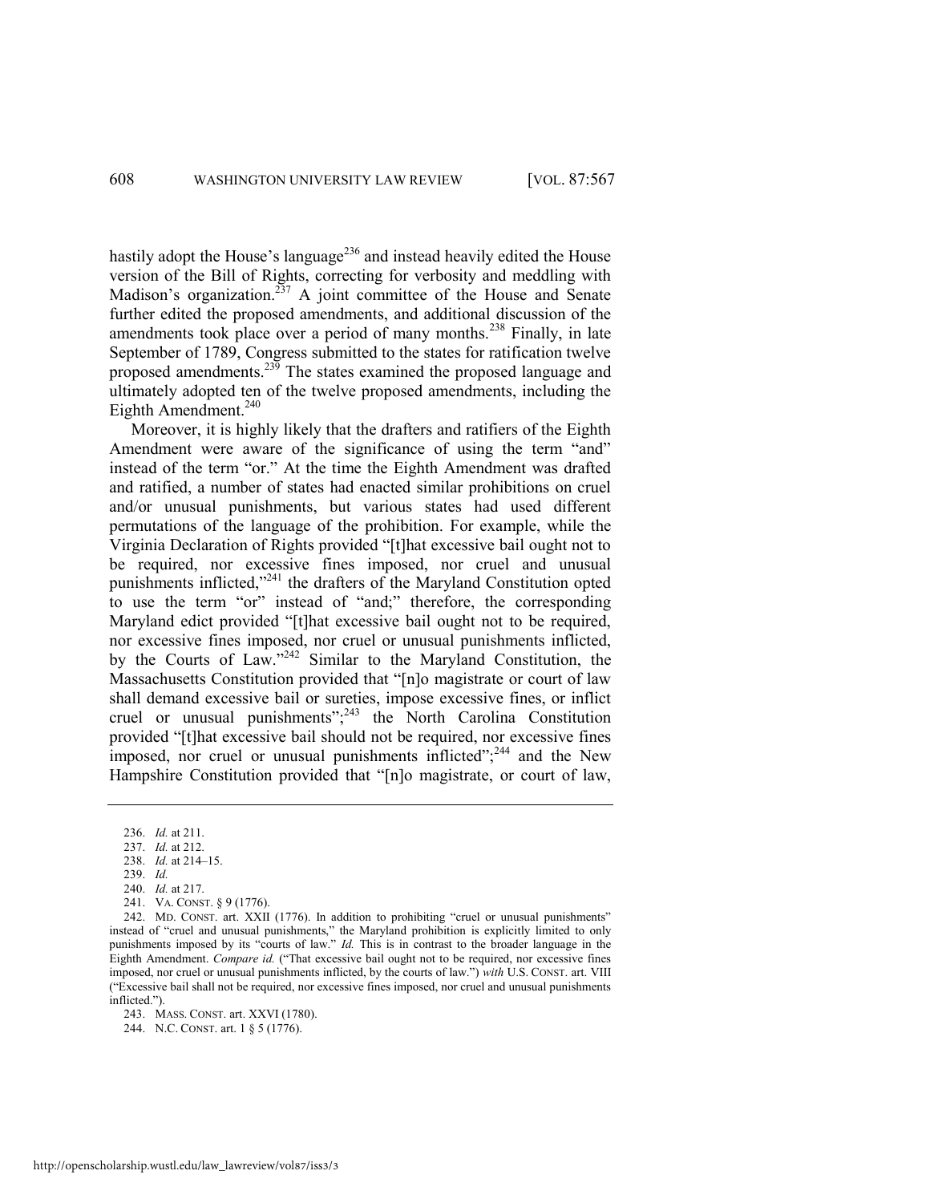hastily adopt the House's language[236] and instead heavily edited the House version of the Bill of Rights, correcting for verbosity and meddling with Madison's organization.[237] A joint committee of the House and Senate further edited the proposed amendments, and additional discussion of the amendments took place over a period of many months.[238] Finally, in late September of 1789, Congress submitted to the states for ratification twelve proposed amendments.[239] The states examined the proposed language and ultimately adopted ten of the twelve proposed amendments, including the Eighth Amendment.[240]

Moreover, it is highly likely that the drafters and ratifiers of the Eighth Amendment were aware of the significance of using the term "and" instead of the term "or." At the time the Eighth Amendment was drafted and ratified, a number of states had enacted similar prohibitions on cruel and/or unusual punishments, but various states had used different permutations of the language of the prohibition. For example, while the Virginia Declaration of Rights provided "[t]hat excessive bail ought not to be required, nor excessive fines imposed, nor cruel and unusual punishments inflicted,"[241] the drafters of the Maryland Constitution opted to use the term "or" instead of "and;" therefore, the corresponding Maryland edict provided "[t]hat excessive bail ought not to be required, nor excessive fines imposed, nor cruel or unusual punishments inflicted, by the Courts of Law."[242] Similar to the Maryland Constitution, the Massachusetts Constitution provided that "[n]o magistrate or court of law shall demand excessive bail or sureties, impose excessive fines, or inflict cruel or unusual punishments";[243] the North Carolina Constitution provided "[t]hat excessive bail should not be required, nor excessive fines imposed, nor cruel or unusual punishments inflicted";[244] and the New Hampshire Constitution provided that "[n]o magistrate, or court of law,

---

236. *Id.* at 211.

237. *Id.* at 212.

238. *Id.* at 214–15.

239. *Id.*

240. *Id.* at 217.

241. VA. CONST. § 9 (1776).

242. MD. CONST. art. XXII (1776). In addition to prohibiting "cruel or unusual punishments" instead of "cruel and unusual punishments," the Maryland prohibition is explicitly limited to only punishments imposed by its "courts of law." *Id.* This is in contrast to the broader language in the Eighth Amendment. *Compare id.* ("That excessive bail ought not to be required, nor excessive fines imposed, nor cruel or unusual punishments inflicted, by the courts of law.") *with* U.S. CONST. art. VIII ("Excessive bail shall not be required, nor excessive fines imposed, nor cruel and unusual punishments inflicted.").

243. MASS. CONST. art. XXVI (1780).

244. N.C. CONST. art. 1 § 5 (1776).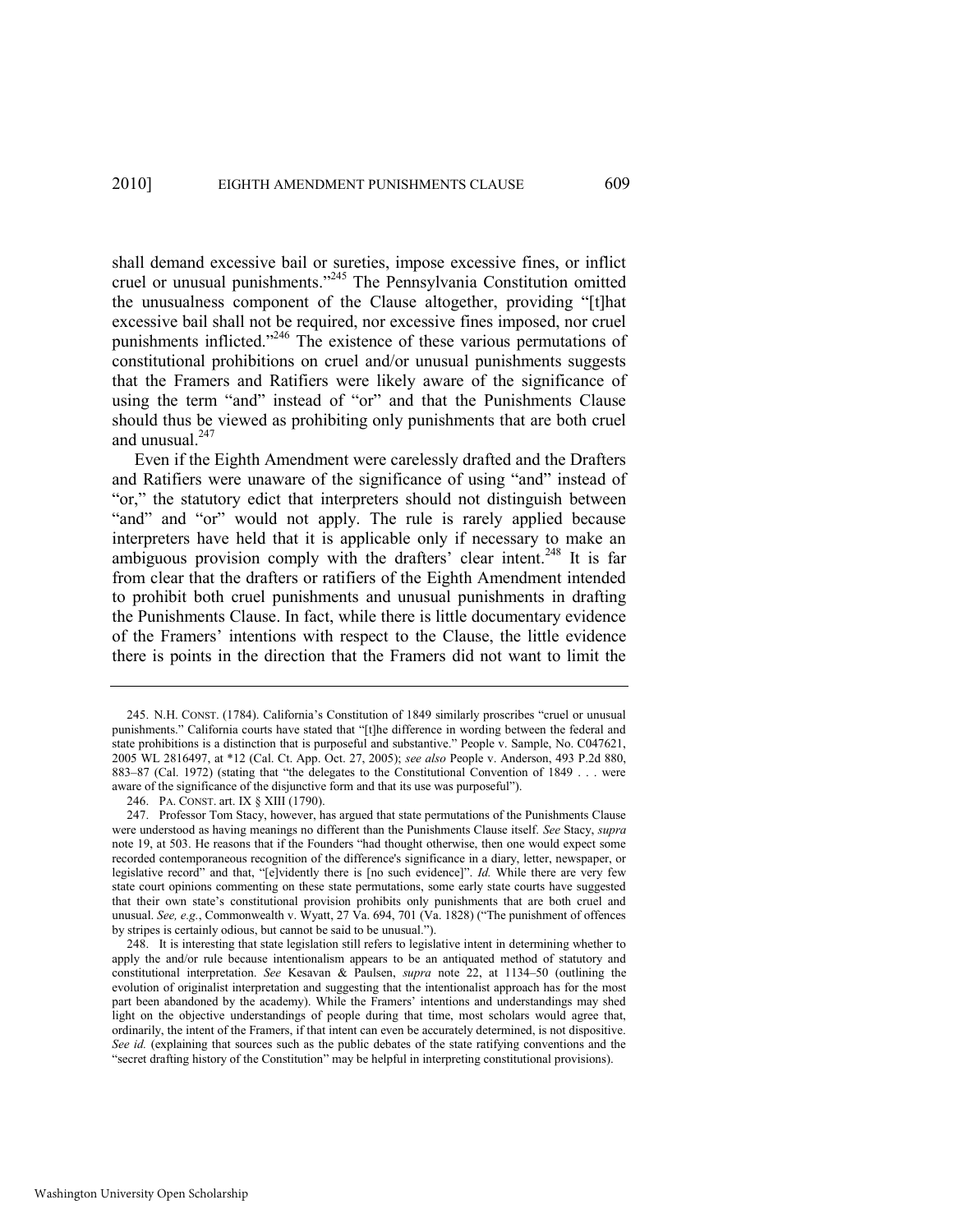shall demand excessive bail or sureties, impose excessive fines, or inflict cruel or unusual punishments."[245] The Pennsylvania Constitution omitted the unusualness component of the Clause altogether, providing "[t]hat excessive bail shall not be required, nor excessive fines imposed, nor cruel punishments inflicted."[246] The existence of these various permutations of constitutional prohibitions on cruel and/or unusual punishments suggests that the Framers and Ratifiers were likely aware of the significance of using the term "and" instead of "or" and that the Punishments Clause should thus be viewed as prohibiting only punishments that are both cruel and unusual.[247]

Even if the Eighth Amendment were carelessly drafted and the Drafters and Ratifiers were unaware of the significance of using "and" instead of "or," the statutory edict that interpreters should not distinguish between "and" and "or" would not apply. The rule is rarely applied because interpreters have held that it is applicable only if necessary to make an ambiguous provision comply with the drafters' clear intent.[248] It is far from clear that the drafters or ratifiers of the Eighth Amendment intended to prohibit both cruel punishments and unusual punishments in drafting the Punishments Clause. In fact, while there is little documentary evidence of the Framers' intentions with respect to the Clause, the little evidence there is points in the direction that the Framers did not want to limit the

---

245. N.H. CONST. (1784). California's Constitution of 1849 similarly proscribes "cruel or unusual punishments." California courts have stated that "[t]he difference in wording between the federal and state prohibitions is a distinction that is purposeful and substantive." People v. Sample, No. C047621, 2005 WL 2816497, at *12 (Cal. Ct. App. Oct. 27, 2005); *see also* People v. Anderson, 493 P.2d 880, 883–87 (Cal. 1972) (stating that "the delegates to the Constitutional Convention of 1849 . . . were aware of the significance of the disjunctive form and that its use was purposeful").

246. PA. CONST. art. IX § XIII (1790).

247. Professor Tom Stacy, however, has argued that state permutations of the Punishments Clause were understood as having meanings no different than the Punishments Clause itself. *See* Stacy, *supra* note 19, at 503. He reasons that if the Founders "had thought otherwise, then one would expect some recorded contemporaneous recognition of the difference's significance in a diary, letter, newspaper, or legislative record" and that, "[e]vidently there is [no such evidence]". *Id.* While there are very few state court opinions commenting on these state permutations, some early state courts have suggested that their own state's constitutional provision prohibits only punishments that are both cruel and unusual. *See, e.g.*, Commonwealth v. Wyatt, 27 Va. 694, 701 (Va. 1828) ("The punishment of offences by stripes is certainly odious, but cannot be said to be unusual.").

248. It is interesting that state legislation still refers to legislative intent in determining whether to apply the and/or rule because intentionalism appears to be an antiquated method of statutory and constitutional interpretation. *See* Kesavan & Paulsen, *supra* note 22, at 1134–50 (outlining the evolution of originalist interpretation and suggesting that the intentionalist approach has for the most part been abandoned by the academy). While the Framers' intentions and understandings may shed light on the objective understandings of people during that time, most scholars would agree that, ordinarily, the intent of the Framers, if that intent can even be accurately determined, is not dispositive. *See id.* (explaining that sources such as the public debates of the state ratifying conventions and the "secret drafting history of the Constitution" may be helpful in interpreting constitutional provisions).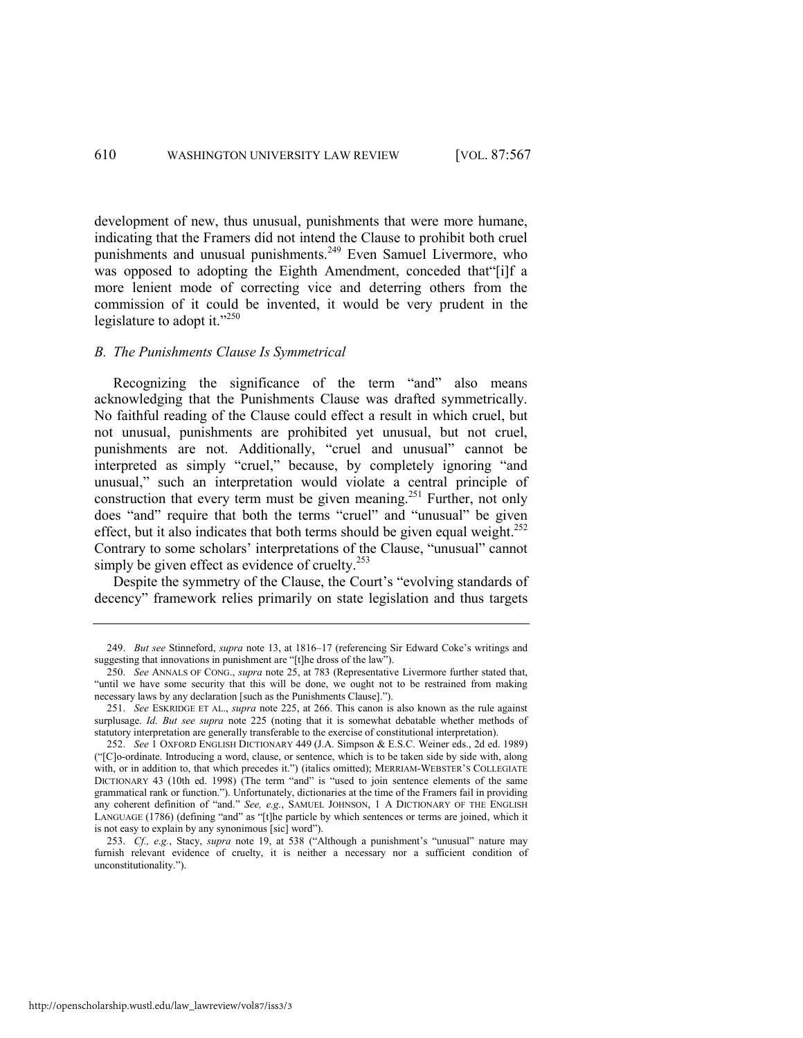development of new, thus unusual, punishments that were more humane, indicating that the Framers did not intend the Clause to prohibit both cruel punishments and unusual punishments.[249] Even Samuel Livermore, who was opposed to adopting the Eighth Amendment, conceded that"[i]f a more lenient mode of correcting vice and deterring others from the commission of it could be invented, it would be very prudent in the legislature to adopt it."[250]

### *B. The Punishments Clause Is Symmetrical*

Recognizing the significance of the term "and" also means acknowledging that the Punishments Clause was drafted symmetrically. No faithful reading of the Clause could effect a result in which cruel, but not unusual, punishments are prohibited yet unusual, but not cruel, punishments are not. Additionally, "cruel and unusual" cannot be interpreted as simply "cruel," because, by completely ignoring "and unusual," such an interpretation would violate a central principle of construction that every term must be given meaning.[251] Further, not only does "and" require that both the terms "cruel" and "unusual" be given effect, but it also indicates that both terms should be given equal weight.[252] Contrary to some scholars' interpretations of the Clause, "unusual" cannot simply be given effect as evidence of cruelty.[253]

Despite the symmetry of the Clause, the Court's "evolving standards of decency" framework relies primarily on state legislation and thus targets

---

249. *But see* Stinneford, *supra* note 13, at 1816–17 (referencing Sir Edward Coke's writings and suggesting that innovations in punishment are "[t]he dross of the law").

250. *See* ANNALS OF CONG., *supra* note 25, at 783 (Representative Livermore further stated that, "until we have some security that this will be done, we ought not to be restrained from making necessary laws by any declaration [such as the Punishments Clause].").

251. *See* ESKRIDGE ET AL., *supra* note 225, at 266. This canon is also known as the rule against surplusage. *Id. But see supra* note 225 (noting that it is somewhat debatable whether methods of statutory interpretation are generally transferable to the exercise of constitutional interpretation).

252. *See* 1 OXFORD ENGLISH DICTIONARY 449 (J.A. Simpson & E.S.C. Weiner eds., 2d ed. 1989) ("[C]o-ordinate. Introducing a word, clause, or sentence, which is to be taken side by side with, along with, or in addition to, that which precedes it.") (italics omitted); MERRIAM-WEBSTER'S COLLEGIATE DICTIONARY 43 (10th ed. 1998) (The term "and" is "used to join sentence elements of the same grammatical rank or function."). Unfortunately, dictionaries at the time of the Framers fail in providing any coherent definition of "and." *See, e.g.*, SAMUEL JOHNSON, 1 A DICTIONARY OF THE ENGLISH LANGUAGE (1786) (defining "and" as "[t]he particle by which sentences or terms are joined, which it is not easy to explain by any synonimous [sic] word").

253. *Cf., e.g.*, Stacy, *supra* note 19, at 538 ("Although a punishment's "unusual" nature may furnish relevant evidence of cruelty, it is neither a necessary nor a sufficient condition of unconstitutionality.").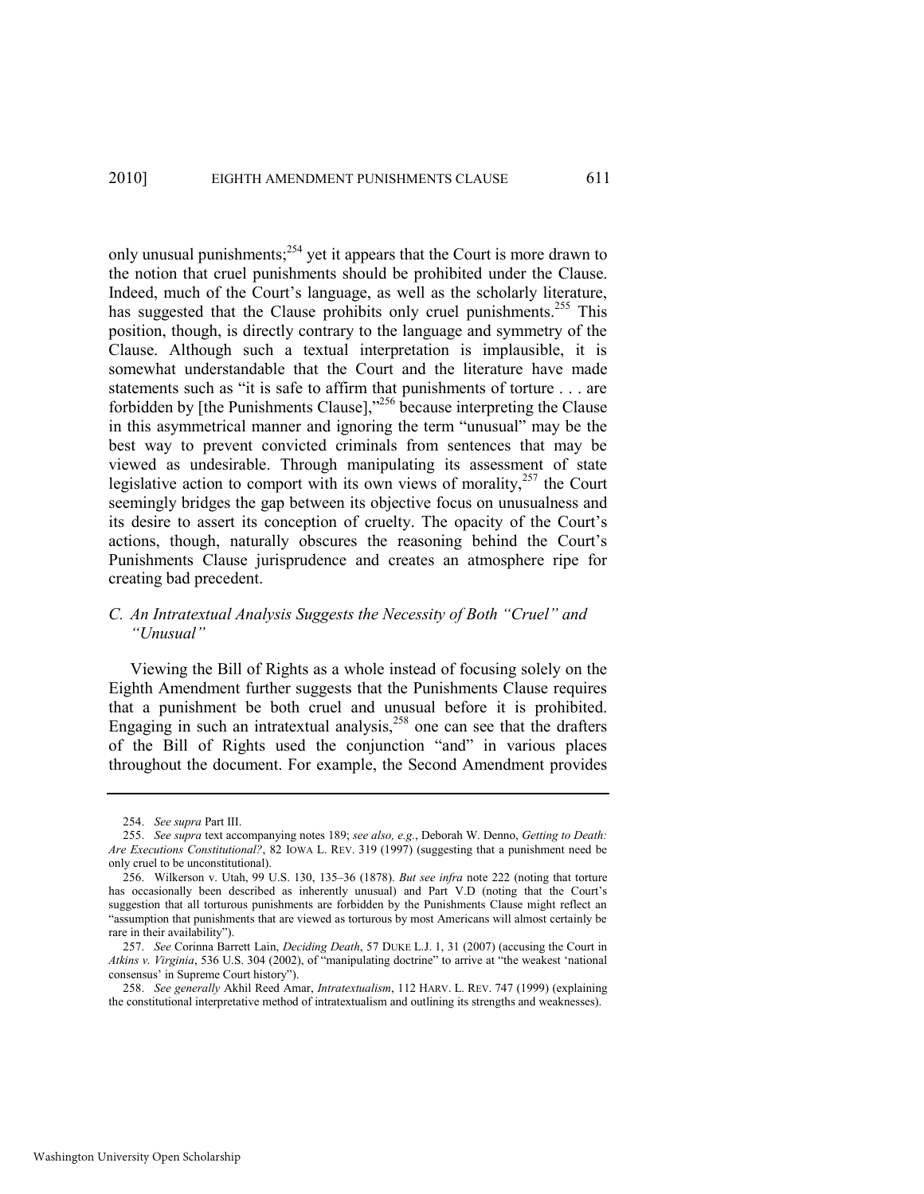only unusual punishments;[254] yet it appears that the Court is more drawn to the notion that cruel punishments should be prohibited under the Clause. Indeed, much of the Court's language, as well as the scholarly literature, has suggested that the Clause prohibits only cruel punishments.[255] This position, though, is directly contrary to the language and symmetry of the Clause. Although such a textual interpretation is implausible, it is somewhat understandable that the Court and the literature have made statements such as "it is safe to affirm that punishments of torture . . . are forbidden by [the Punishments Clause],"[256] because interpreting the Clause in this asymmetrical manner and ignoring the term "unusual" may be the best way to prevent convicted criminals from sentences that may be viewed as undesirable. Through manipulating its assessment of state legislative action to comport with its own views of morality,[257] the Court seemingly bridges the gap between its objective focus on unusualness and its desire to assert its conception of cruelty. The opacity of the Court's actions, though, naturally obscures the reasoning behind the Court's Punishments Clause jurisprudence and creates an atmosphere ripe for creating bad precedent.

### *C. An Intratextual Analysis Suggests the Necessity of Both "Cruel" and "Unusual"*

Viewing the Bill of Rights as a whole instead of focusing solely on the Eighth Amendment further suggests that the Punishments Clause requires that a punishment be both cruel and unusual before it is prohibited. Engaging in such an intratextual analysis,[258] one can see that the drafters of the Bill of Rights used the conjunction "and" in various places throughout the document. For example, the Second Amendment provides

---

254. *See supra* Part III.

255. *See supra* text accompanying notes 189; *see also, e.g.*, Deborah W. Denno, *Getting to Death: Are Executions Constitutional?*, 82 IOWA L. REV. 319 (1997) (suggesting that a punishment need be only cruel to be unconstitutional).

256. Wilkerson v. Utah, 99 U.S. 130, 135–36 (1878). *But see infra* note 222 (noting that torture has occasionally been described as inherently unusual) and Part V.D (noting that the Court's suggestion that all torturous punishments are forbidden by the Punishments Clause might reflect an "assumption that punishments that are viewed as torturous by most Americans will almost certainly be rare in their availability").

257. *See* Corinna Barrett Lain, *Deciding Death*, 57 DUKE L.J. 1, 31 (2007) (accusing the Court in *Atkins v. Virginia*, 536 U.S. 304 (2002), of "manipulating doctrine" to arrive at "the weakest 'national consensus' in Supreme Court history").

258. *See generally* Akhil Reed Amar, *Intratextualism*, 112 HARV. L. REV. 747 (1999) (explaining the constitutional interpretative method of intratextualism and outlining its strengths and weaknesses).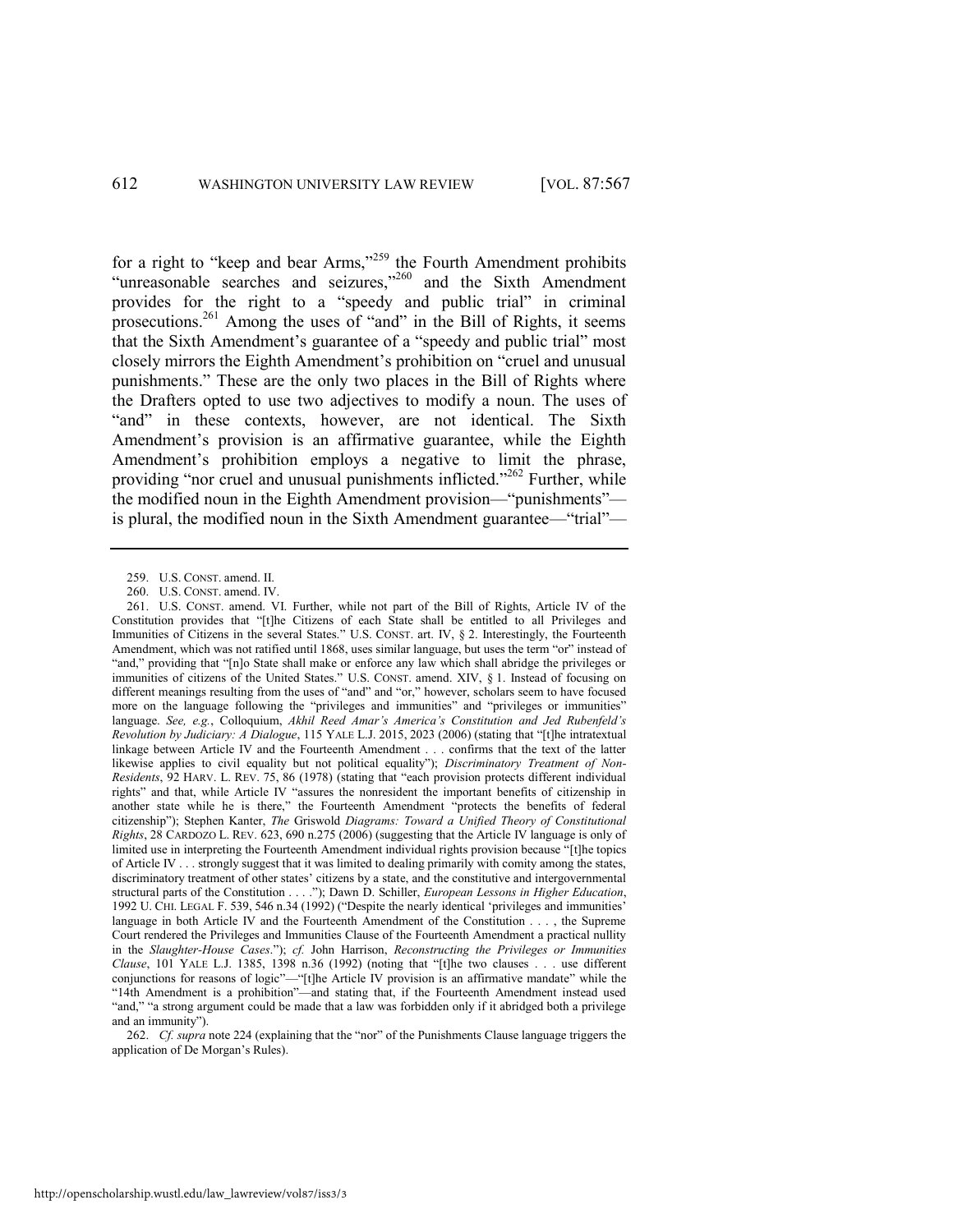for a right to "keep and bear Arms,"[259] the Fourth Amendment prohibits "unreasonable searches and seizures,"[260] and the Sixth Amendment provides for the right to a "speedy and public trial" in criminal prosecutions.[261] Among the uses of "and" in the Bill of Rights, it seems that the Sixth Amendment's guarantee of a "speedy and public trial" most closely mirrors the Eighth Amendment's prohibition on "cruel and unusual punishments." These are the only two places in the Bill of Rights where the Drafters opted to use two adjectives to modify a noun. The uses of "and" in these contexts, however, are not identical. The Sixth Amendment's provision is an affirmative guarantee, while the Eighth Amendment's prohibition employs a negative to limit the phrase, providing "nor cruel and unusual punishments inflicted."[262] Further, while the modified noun in the Eighth Amendment provision—"punishments"—is plural, the modified noun in the Sixth Amendment guarantee—"trial"—

---

259. U.S. CONST. amend. II.

260. U.S. CONST. amend. IV.

261. U.S. CONST. amend. VI. Further, while not part of the Bill of Rights, Article IV of the Constitution provides that "[t]he Citizens of each State shall be entitled to all Privileges and Immunities of Citizens in the several States." U.S. CONST. art. IV, § 2. Interestingly, the Fourteenth Amendment, which was not ratified until 1868, uses similar language, but uses the term "or" instead of "and," providing that "[n]o State shall make or enforce any law which shall abridge the privileges or immunities of citizens of the United States." U.S. CONST. amend. XIV, § 1. Instead of focusing on different meanings resulting from the uses of "and" and "or," however, scholars seem to have focused more on the language following the "privileges and immunities" and "privileges or immunities" language. *See, e.g.*, Colloquium, *Akhil Reed Amar's America's Constitution and Jed Rubenfeld's Revolution by Judiciary: A Dialogue*, 115 YALE L.J. 2015, 2023 (2006) (stating that "[t]he intratextual linkage between Article IV and the Fourteenth Amendment . . . confirms that the text of the latter likewise applies to civil equality but not political equality"); *Discriminatory Treatment of Non-Residents*, 92 HARV. L. REV. 75, 86 (1978) (stating that "each provision protects different individual rights" and that, while Article IV "assures the nonresident the important benefits of citizenship in another state while he is there," the Fourteenth Amendment "protects the benefits of federal citizenship"); Stephen Kanter, *The* Griswold *Diagrams: Toward a Unified Theory of Constitutional Rights*, 28 CARDOZO L. REV. 623, 690 n.275 (2006) (suggesting that the Article IV language is only of limited use in interpreting the Fourteenth Amendment individual rights provision because "[t]he topics of Article IV . . . strongly suggest that it was limited to dealing primarily with comity among the states, discriminatory treatment of other states' citizens by a state, and the constitutive and intergovernmental structural parts of the Constitution . . . ."); Dawn D. Schiller, *European Lessons in Higher Education*, 1992 U. CHI. LEGAL F. 539, 546 n.34 (1992) ("Despite the nearly identical 'privileges and immunities' language in both Article IV and the Fourteenth Amendment of the Constitution . . . , the Supreme Court rendered the Privileges and Immunities Clause of the Fourteenth Amendment a practical nullity in the *Slaughter-House Cases*."); *cf.* John Harrison, *Reconstructing the Privileges or Immunities Clause*, 101 YALE L.J. 1385, 1398 n.36 (1992) (noting that "[t]he two clauses . . . use different conjunctions for reasons of logic"—"[t]he Article IV provision is an affirmative mandate" while the "14th Amendment is a prohibition"—and stating that, if the Fourteenth Amendment instead used "and," "a strong argument could be made that a law was forbidden only if it abridged both a privilege and an immunity").

262. *Cf. supra* note 224 (explaining that the "nor" of the Punishments Clause language triggers the application of De Morgan's Rules).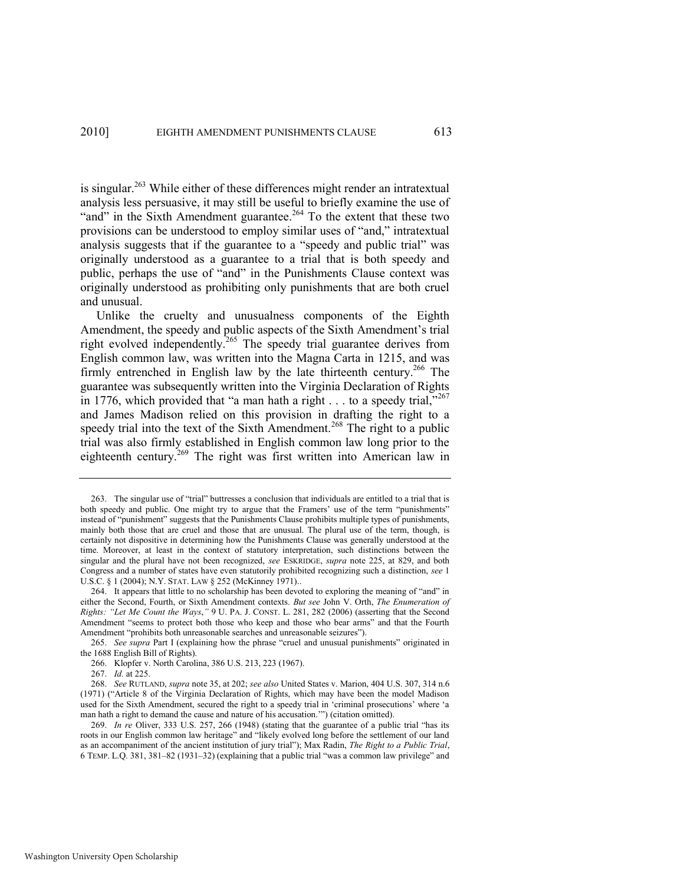is singular.[263] While either of these differences might render an intratextual analysis less persuasive, it may still be useful to briefly examine the use of "and" in the Sixth Amendment guarantee.[264] To the extent that these two provisions can be understood to employ similar uses of "and," intratextual analysis suggests that if the guarantee to a "speedy and public trial" was originally understood as a guarantee to a trial that is both speedy and public, perhaps the use of "and" in the Punishments Clause context was originally understood as prohibiting only punishments that are both cruel and unusual.

Unlike the cruelty and unusualness components of the Eighth Amendment, the speedy and public aspects of the Sixth Amendment's trial right evolved independently.[265] The speedy trial guarantee derives from English common law, was written into the Magna Carta in 1215, and was firmly entrenched in English law by the late thirteenth century.[266] The guarantee was subsequently written into the Virginia Declaration of Rights in 1776, which provided that "a man hath a right . . . to a speedy trial,"[267] and James Madison relied on this provision in drafting the right to a speedy trial into the text of the Sixth Amendment.[268] The right to a public trial was also firmly established in English common law long prior to the eighteenth century.[269] The right was first written into American law in

---

263. The singular use of "trial" buttresses a conclusion that individuals are entitled to a trial that is both speedy and public. One might try to argue that the Framers' use of the term "punishments" instead of "punishment" suggests that the Punishments Clause prohibits multiple types of punishments, mainly both those that are cruel and those that are unusual. The plural use of the term, though, is certainly not dispositive in determining how the Punishments Clause was generally understood at the time. Moreover, at least in the context of statutory interpretation, such distinctions between the singular and the plural have not been recognized, *see* ESKRIDGE, *supra* note 225, at 829, and both Congress and a number of states have even statutorily prohibited recognizing such a distinction, *see* 1 U.S.C. § 1 (2004); N.Y. STAT. LAW § 252 (McKinney 1971)..

264. It appears that little to no scholarship has been devoted to exploring the meaning of "and" in either the Second, Fourth, or Sixth Amendment contexts. *But see* John V. Orth, *The Enumeration of Rights: "Let Me Count the Ways*,*"* 9 U. PA. J. CONST. L. 281, 282 (2006) (asserting that the Second Amendment "seems to protect both those who keep and those who bear arms" and that the Fourth Amendment "prohibits both unreasonable searches and unreasonable seizures").

265. *See supra* Part I (explaining how the phrase "cruel and unusual punishments" originated in the 1688 English Bill of Rights).

266. Klopfer v. North Carolina, 386 U.S. 213, 223 (1967).

267. *Id.* at 225.

268. *See* RUTLAND, *supra* note 35, at 202; *see also* United States v. Marion, 404 U.S. 307, 314 n.6 (1971) ("Article 8 of the Virginia Declaration of Rights, which may have been the model Madison used for the Sixth Amendment, secured the right to a speedy trial in 'criminal prosecutions' where 'a man hath a right to demand the cause and nature of his accusation.'") (citation omitted).

269. *In re* Oliver, 333 U.S. 257, 266 (1948) (stating that the guarantee of a public trial "has its roots in our English common law heritage" and "likely evolved long before the settlement of our land as an accompaniment of the ancient institution of jury trial"); Max Radin, *The Right to a Public Trial*, 6 TEMP. L.Q. 381, 381–82 (1931–32) (explaining that a public trial "was a common law privilege" and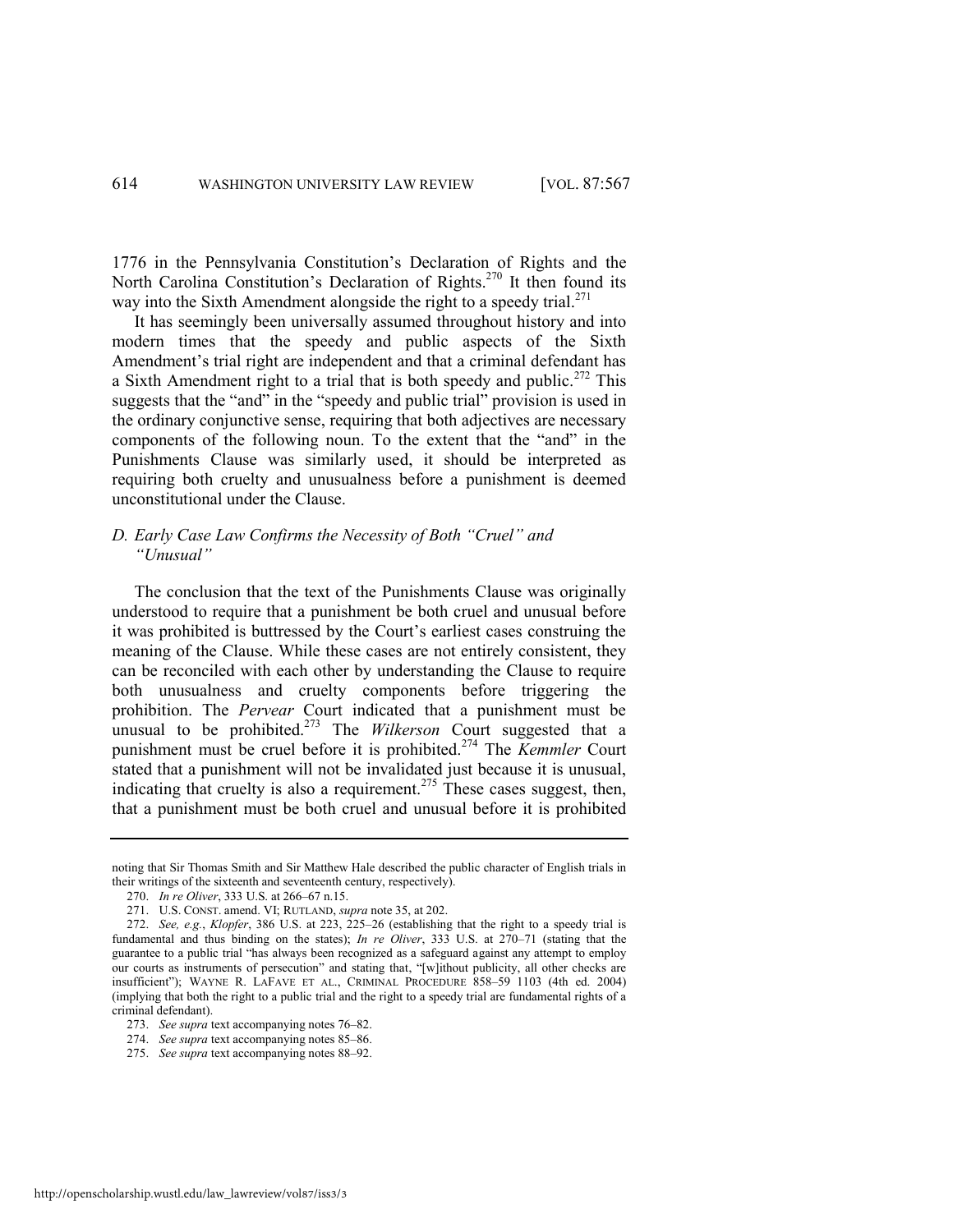1776 in the Pennsylvania Constitution's Declaration of Rights and the North Carolina Constitution's Declaration of Rights.[270] It then found its way into the Sixth Amendment alongside the right to a speedy trial.[271]

It has seemingly been universally assumed throughout history and into modern times that the speedy and public aspects of the Sixth Amendment's trial right are independent and that a criminal defendant has a Sixth Amendment right to a trial that is both speedy and public.[272] This suggests that the "and" in the "speedy and public trial" provision is used in the ordinary conjunctive sense, requiring that both adjectives are necessary components of the following noun. To the extent that the "and" in the Punishments Clause was similarly used, it should be interpreted as requiring both cruelty and unusualness before a punishment is deemed unconstitutional under the Clause.

### *D. Early Case Law Confirms the Necessity of Both "Cruel" and "Unusual"*

The conclusion that the text of the Punishments Clause was originally understood to require that a punishment be both cruel and unusual before it was prohibited is buttressed by the Court's earliest cases construing the meaning of the Clause. While these cases are not entirely consistent, they can be reconciled with each other by understanding the Clause to require both unusualness and cruelty components before triggering the prohibition. The *Pervear* Court indicated that a punishment must be unusual to be prohibited.[273] The *Wilkerson* Court suggested that a punishment must be cruel before it is prohibited.[274] The *Kemmler* Court stated that a punishment will not be invalidated just because it is unusual, indicating that cruelty is also a requirement.[275] These cases suggest, then, that a punishment must be both cruel and unusual before it is prohibited

---

noting that Sir Thomas Smith and Sir Matthew Hale described the public character of English trials in their writings of the sixteenth and seventeenth century, respectively).

270. *In re Oliver*, 333 U.S. at 266–67 n.15.

271. U.S. CONST. amend. VI; RUTLAND, *supra* note 35, at 202.

272. *See, e.g.*, *Klopfer*, 386 U.S. at 223, 225–26 (establishing that the right to a speedy trial is fundamental and thus binding on the states); *In re Oliver*, 333 U.S. at 270–71 (stating that the guarantee to a public trial "has always been recognized as a safeguard against any attempt to employ our courts as instruments of persecution" and stating that, "[w]ithout publicity, all other checks are insufficient"); WAYNE R. LAFAVE ET AL., CRIMINAL PROCEDURE 858–59 1103 (4th ed. 2004) (implying that both the right to a public trial and the right to a speedy trial are fundamental rights of a criminal defendant).

273. *See supra* text accompanying notes 76–82.

274. *See supra* text accompanying notes 85–86.

275. *See supra* text accompanying notes 88–92.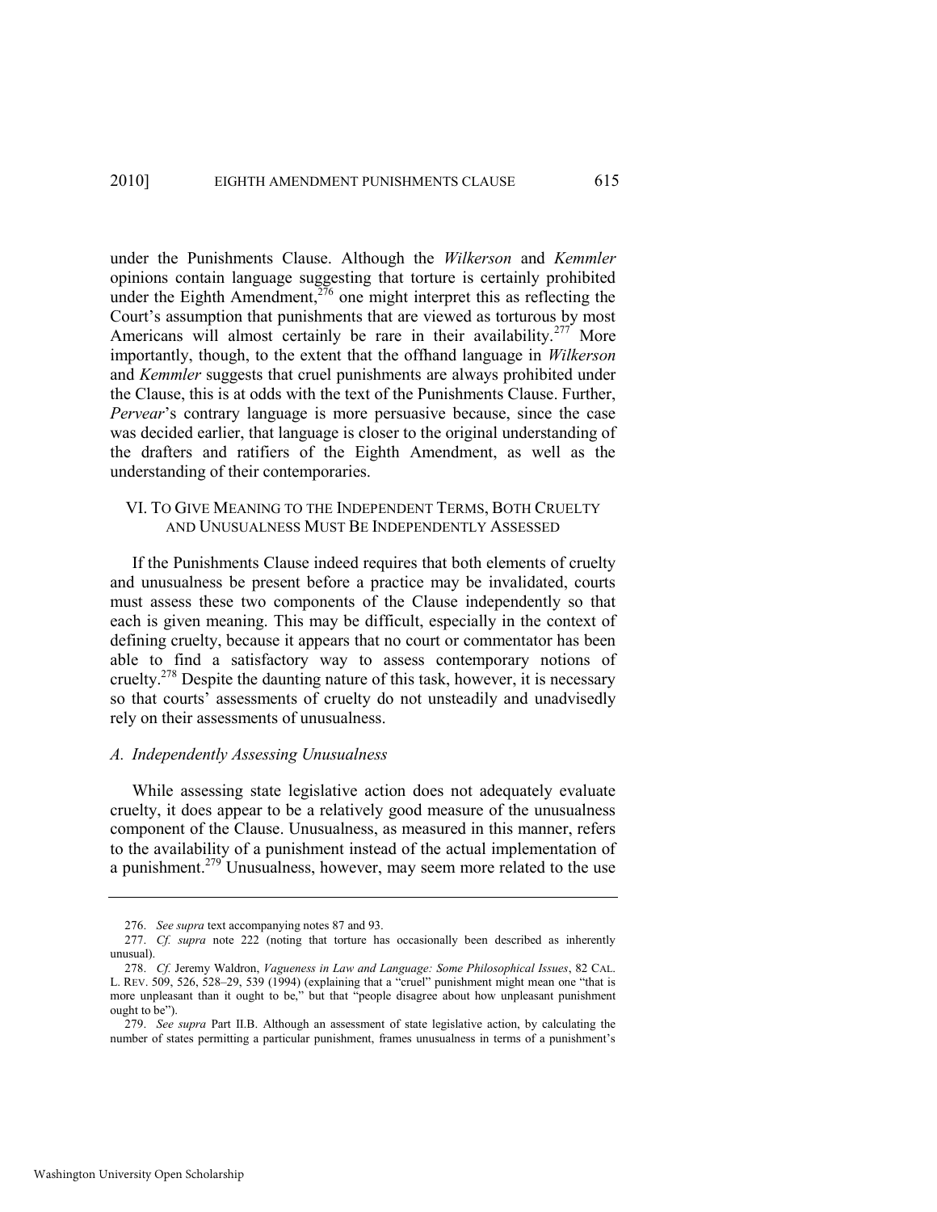under the Punishments Clause. Although the *Wilkerson* and *Kemmler* opinions contain language suggesting that torture is certainly prohibited under the Eighth Amendment,[276] one might interpret this as reflecting the Court's assumption that punishments that are viewed as torturous by most Americans will almost certainly be rare in their availability.[277] More importantly, though, to the extent that the offhand language in *Wilkerson* and *Kemmler* suggests that cruel punishments are always prohibited under the Clause, this is at odds with the text of the Punishments Clause. Further, *Pervear*'s contrary language is more persuasive because, since the case was decided earlier, that language is closer to the original understanding of the drafters and ratifiers of the Eighth Amendment, as well as the understanding of their contemporaries.

## VI. To Give Meaning to the Independent Terms, Both Cruelty and Unusualness Must Be Independently Assessed

If the Punishments Clause indeed requires that both elements of cruelty and unusualness be present before a practice may be invalidated, courts must assess these two components of the Clause independently so that each is given meaning. This may be difficult, especially in the context of defining cruelty, because it appears that no court or commentator has been able to find a satisfactory way to assess contemporary notions of cruelty.[278] Despite the daunting nature of this task, however, it is necessary so that courts' assessments of cruelty do not unsteadily and unadvisedly rely on their assessments of unusualness.

### *A. Independently Assessing Unusualness*

While assessing state legislative action does not adequately evaluate cruelty, it does appear to be a relatively good measure of the unusualness component of the Clause. Unusualness, as measured in this manner, refers to the availability of a punishment instead of the actual implementation of a punishment.[279] Unusualness, however, may seem more related to the use

---

276. *See supra* text accompanying notes 87 and 93.

277. *Cf. supra* note 222 (noting that torture has occasionally been described as inherently unusual).

278. *Cf.* Jeremy Waldron, *Vagueness in Law and Language: Some Philosophical Issues*, 82 CAL. L. REV. 509, 526, 528–29, 539 (1994) (explaining that a "cruel" punishment might mean one "that is more unpleasant than it ought to be," but that "people disagree about how unpleasant punishment ought to be").

279. *See supra* Part II.B. Although an assessment of state legislative action, by calculating the number of states permitting a particular punishment, frames unusualness in terms of a punishment's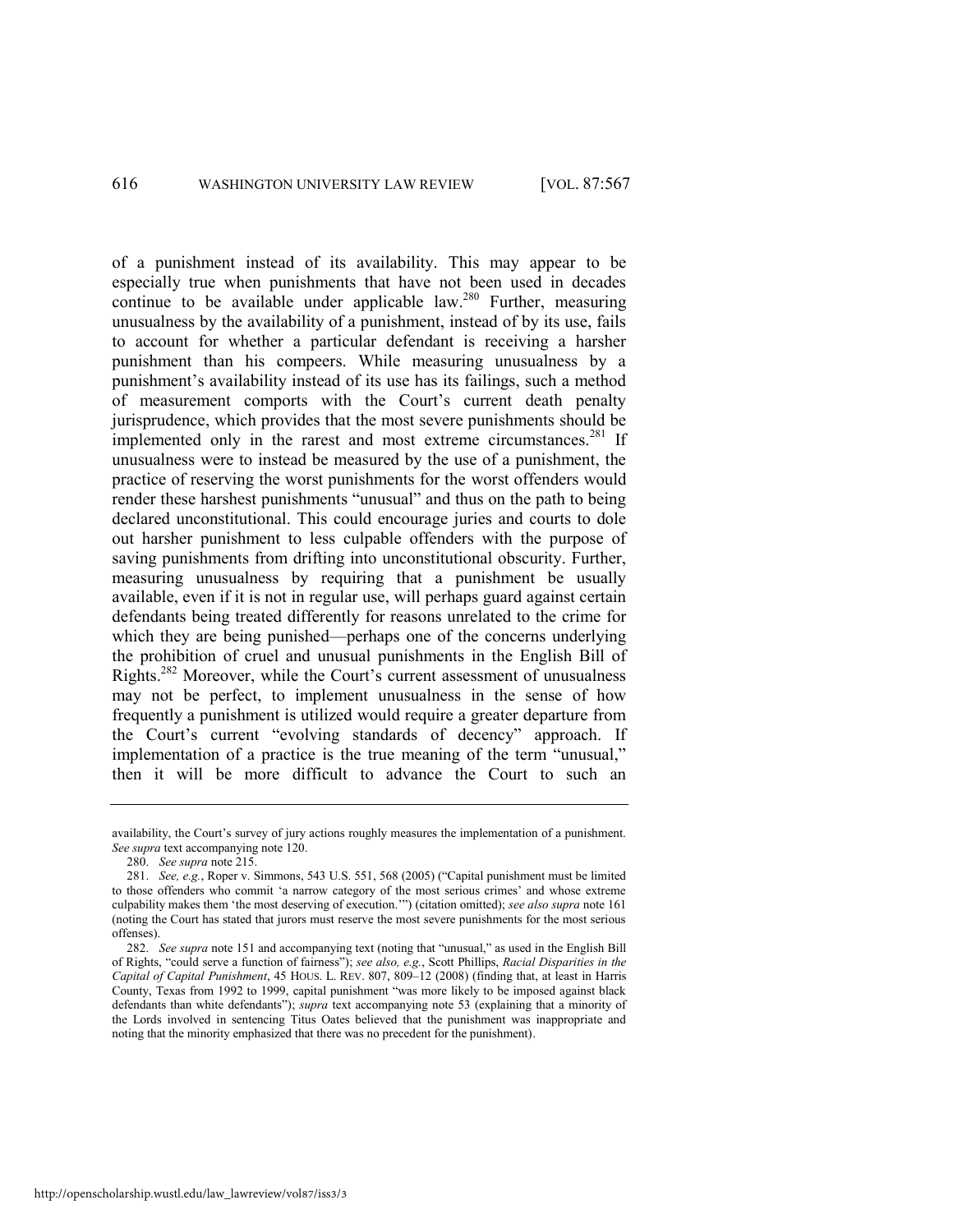of a punishment instead of its availability. This may appear to be especially true when punishments that have not been used in decades continue to be available under applicable law.[280] Further, measuring unusualness by the availability of a punishment, instead of by its use, fails to account for whether a particular defendant is receiving a harsher punishment than his compeers. While measuring unusualness by a punishment's availability instead of its use has its failings, such a method of measurement comports with the Court's current death penalty jurisprudence, which provides that the most severe punishments should be implemented only in the rarest and most extreme circumstances.[281] If unusualness were to instead be measured by the use of a punishment, the practice of reserving the worst punishments for the worst offenders would render these harshest punishments "unusual" and thus on the path to being declared unconstitutional. This could encourage juries and courts to dole out harsher punishment to less culpable offenders with the purpose of saving punishments from drifting into unconstitutional obscurity. Further, measuring unusualness by requiring that a punishment be usually available, even if it is not in regular use, will perhaps guard against certain defendants being treated differently for reasons unrelated to the crime for which they are being punished—perhaps one of the concerns underlying the prohibition of cruel and unusual punishments in the English Bill of Rights.[282] Moreover, while the Court's current assessment of unusualness may not be perfect, to implement unusualness in the sense of how frequently a punishment is utilized would require a greater departure from the Court's current "evolving standards of decency" approach. If implementation of a practice is the true meaning of the term "unusual," then it will be more difficult to advance the Court to such an

---

availability, the Court's survey of jury actions roughly measures the implementation of a punishment. *See supra* text accompanying note 120.

280. *See supra* note 215.

281. *See, e.g.*, Roper v. Simmons, 543 U.S. 551, 568 (2005) ("Capital punishment must be limited to those offenders who commit 'a narrow category of the most serious crimes' and whose extreme culpability makes them 'the most deserving of execution.'") (citation omitted); *see also supra* note 161 (noting the Court has stated that jurors must reserve the most severe punishments for the most serious offenses).

282. *See supra* note 151 and accompanying text (noting that "unusual," as used in the English Bill of Rights, "could serve a function of fairness"); *see also, e.g.*, Scott Phillips, *Racial Disparities in the Capital of Capital Punishment*, 45 HOUS. L. REV. 807, 809–12 (2008) (finding that, at least in Harris County, Texas from 1992 to 1999, capital punishment "was more likely to be imposed against black defendants than white defendants"); *supra* text accompanying note 53 (explaining that a minority of the Lords involved in sentencing Titus Oates believed that the punishment was inappropriate and noting that the minority emphasized that there was no precedent for the punishment).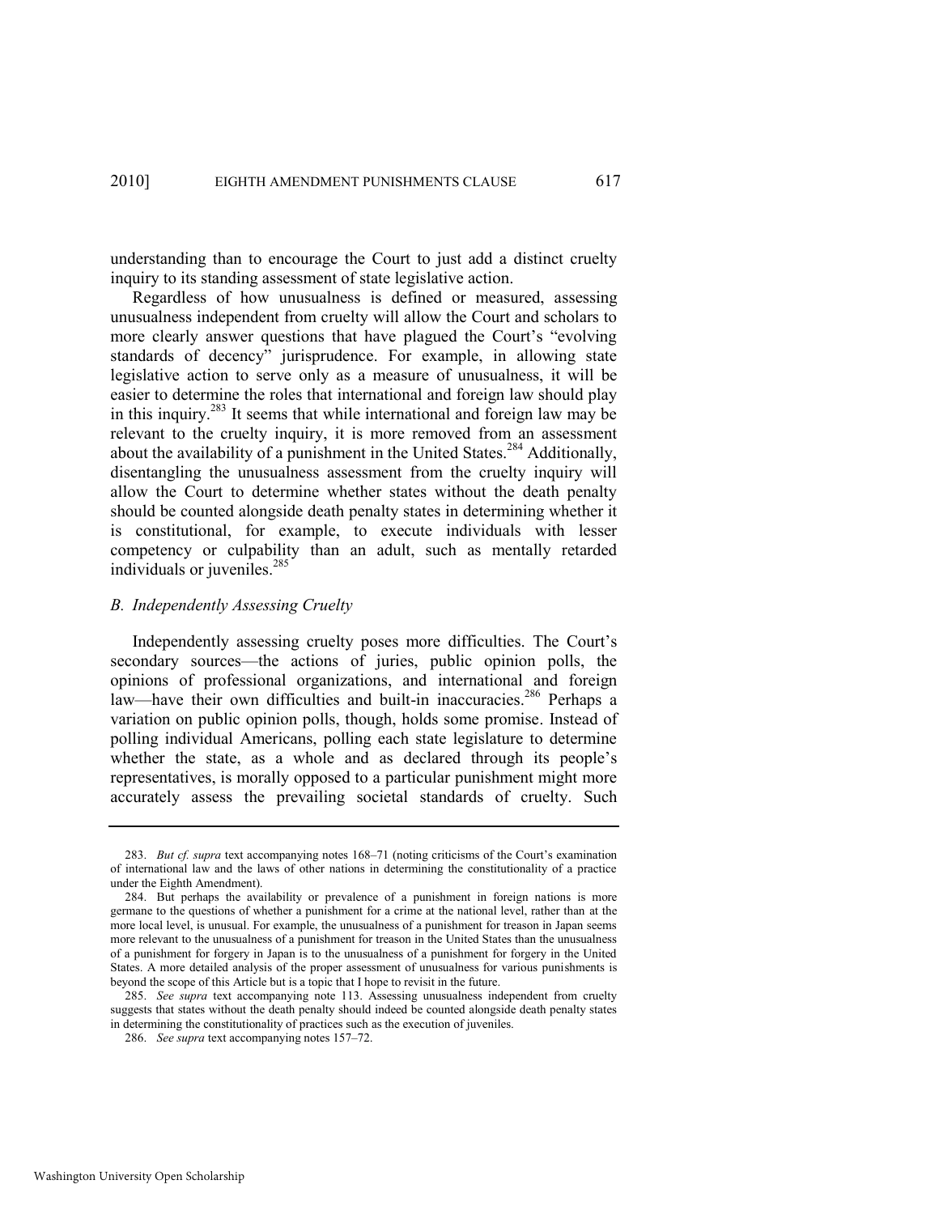understanding than to encourage the Court to just add a distinct cruelty inquiry to its standing assessment of state legislative action.

Regardless of how unusualness is defined or measured, assessing unusualness independent from cruelty will allow the Court and scholars to more clearly answer questions that have plagued the Court's "evolving standards of decency" jurisprudence. For example, in allowing state legislative action to serve only as a measure of unusualness, it will be easier to determine the roles that international and foreign law should play in this inquiry.[283] It seems that while international and foreign law may be relevant to the cruelty inquiry, it is more removed from an assessment about the availability of a punishment in the United States.[284] Additionally, disentangling the unusualness assessment from the cruelty inquiry will allow the Court to determine whether states without the death penalty should be counted alongside death penalty states in determining whether it is constitutional, for example, to execute individuals with lesser competency or culpability than an adult, such as mentally retarded individuals or juveniles.[285]

### *B. Independently Assessing Cruelty*

Independently assessing cruelty poses more difficulties. The Court's secondary sources—the actions of juries, public opinion polls, the opinions of professional organizations, and international and foreign law—have their own difficulties and built-in inaccuracies.[286] Perhaps a variation on public opinion polls, though, holds some promise. Instead of polling individual Americans, polling each state legislature to determine whether the state, as a whole and as declared through its people's representatives, is morally opposed to a particular punishment might more accurately assess the prevailing societal standards of cruelty. Such

---

283. *But cf. supra* text accompanying notes 168–71 (noting criticisms of the Court's examination of international law and the laws of other nations in determining the constitutionality of a practice under the Eighth Amendment).

284. But perhaps the availability or prevalence of a punishment in foreign nations is more germane to the questions of whether a punishment for a crime at the national level, rather than at the more local level, is unusual. For example, the unusualness of a punishment for treason in Japan seems more relevant to the unusualness of a punishment for treason in the United States than the unusualness of a punishment for forgery in Japan is to the unusualness of a punishment for forgery in the United States. A more detailed analysis of the proper assessment of unusualness for various punishments is beyond the scope of this Article but is a topic that I hope to revisit in the future.

285. *See supra* text accompanying note 113. Assessing unusualness independent from cruelty suggests that states without the death penalty should indeed be counted alongside death penalty states in determining the constitutionality of practices such as the execution of juveniles.

286. *See supra* text accompanying notes 157–72.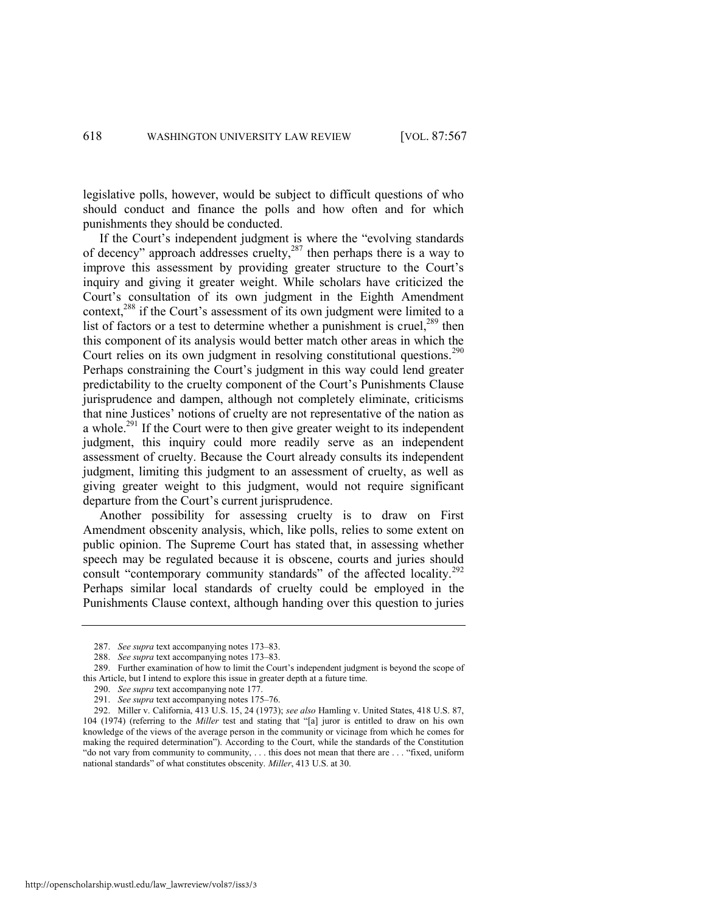legislative polls, however, would be subject to difficult questions of who should conduct and finance the polls and how often and for which punishments they should be conducted.

If the Court's independent judgment is where the "evolving standards of decency" approach addresses cruelty,[287] then perhaps there is a way to improve this assessment by providing greater structure to the Court's inquiry and giving it greater weight. While scholars have criticized the Court's consultation of its own judgment in the Eighth Amendment context,[288] if the Court's assessment of its own judgment were limited to a list of factors or a test to determine whether a punishment is cruel,[289] then this component of its analysis would better match other areas in which the Court relies on its own judgment in resolving constitutional questions.[290] Perhaps constraining the Court's judgment in this way could lend greater predictability to the cruelty component of the Court's Punishments Clause jurisprudence and dampen, although not completely eliminate, criticisms that nine Justices' notions of cruelty are not representative of the nation as a whole.[291] If the Court were to then give greater weight to its independent judgment, this inquiry could more readily serve as an independent assessment of cruelty. Because the Court already consults its independent judgment, limiting this judgment to an assessment of cruelty, as well as giving greater weight to this judgment, would not require significant departure from the Court's current jurisprudence.

Another possibility for assessing cruelty is to draw on First Amendment obscenity analysis, which, like polls, relies to some extent on public opinion. The Supreme Court has stated that, in assessing whether speech may be regulated because it is obscene, courts and juries should consult "contemporary community standards" of the affected locality.[292] Perhaps similar local standards of cruelty could be employed in the Punishments Clause context, although handing over this question to juries

---

287. *See supra* text accompanying notes 173–83.

288. *See supra* text accompanying notes 173–83.

289. Further examination of how to limit the Court's independent judgment is beyond the scope of this Article, but I intend to explore this issue in greater depth at a future time.

290. *See supra* text accompanying note 177.

291. *See supra* text accompanying notes 175–76.

292. Miller v. California, 413 U.S. 15, 24 (1973); *see also* Hamling v. United States, 418 U.S. 87, 104 (1974) (referring to the *Miller* test and stating that "[a] juror is entitled to draw on his own knowledge of the views of the average person in the community or vicinage from which he comes for making the required determination"). According to the Court, while the standards of the Constitution "do not vary from community to community, . . . this does not mean that there are . . . "fixed, uniform national standards" of what constitutes obscenity. *Miller*, 413 U.S. at 30.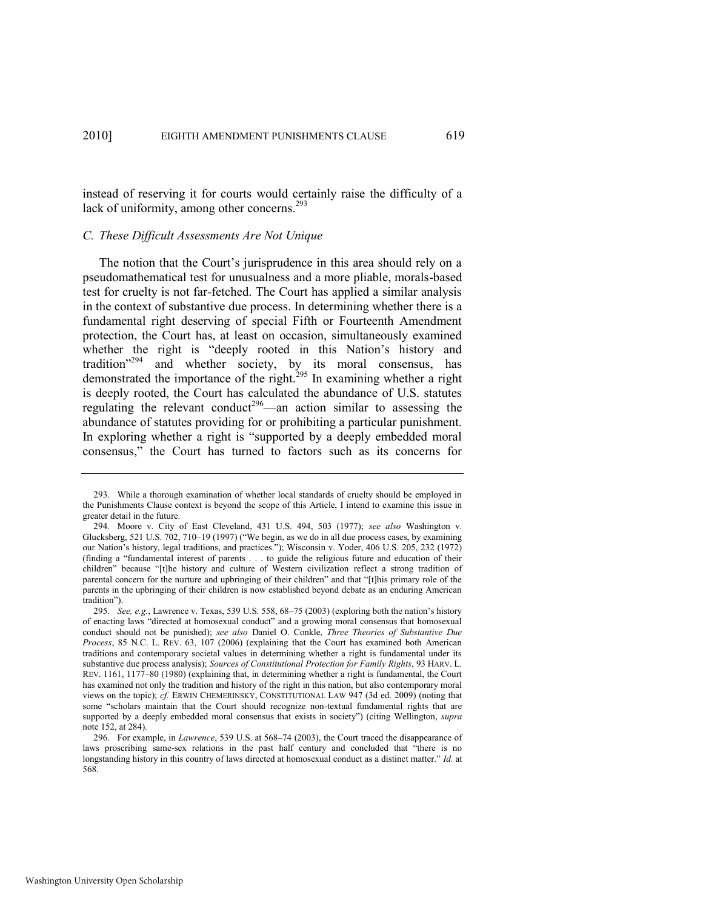instead of reserving it for courts would certainly raise the difficulty of a lack of uniformity, among other concerns.[293]

### *C. These Difficult Assessments Are Not Unique*

The notion that the Court's jurisprudence in this area should rely on a pseudomathematical test for unusualness and a more pliable, morals-based test for cruelty is not far-fetched. The Court has applied a similar analysis in the context of substantive due process. In determining whether there is a fundamental right deserving of special Fifth or Fourteenth Amendment protection, the Court has, at least on occasion, simultaneously examined whether the right is "deeply rooted in this Nation's history and tradition"[294] and whether society, by its moral consensus, has demonstrated the importance of the right.[295] In examining whether a right is deeply rooted, the Court has calculated the abundance of U.S. statutes regulating the relevant conduct[296]—an action similar to assessing the abundance of statutes providing for or prohibiting a particular punishment. In exploring whether a right is "supported by a deeply embedded moral consensus," the Court has turned to factors such as its concerns for

---

293. While a thorough examination of whether local standards of cruelty should be employed in the Punishments Clause context is beyond the scope of this Article, I intend to examine this issue in greater detail in the future.

294. Moore v. City of East Cleveland, 431 U.S. 494, 503 (1977); *see also* Washington v. Glucksberg, 521 U.S. 702, 710–19 (1997) ("We begin, as we do in all due process cases, by examining our Nation's history, legal traditions, and practices."); Wisconsin v. Yoder, 406 U.S. 205, 232 (1972) (finding a "fundamental interest of parents . . . to guide the religious future and education of their children" because "[t]he history and culture of Western civilization reflect a strong tradition of parental concern for the nurture and upbringing of their children" and that "[t]his primary role of the parents in the upbringing of their children is now established beyond debate as an enduring American tradition").

295. *See, e.g.*, Lawrence v. Texas, 539 U.S. 558, 68–75 (2003) (exploring both the nation's history of enacting laws "directed at homosexual conduct" and a growing moral consensus that homosexual conduct should not be punished); *see also* Daniel O. Conkle, *Three Theories of Substantive Due Process*, 85 N.C. L. REV. 63, 107 (2006) (explaining that the Court has examined both American traditions and contemporary societal values in determining whether a right is fundamental under its substantive due process analysis); *Sources of Constitutional Protection for Family Rights*, 93 HARV. L. REV. 1161, 1177–80 (1980) (explaining that, in determining whether a right is fundamental, the Court has examined not only the tradition and history of the right in this nation, but also contemporary moral views on the topic); *cf.* ERWIN CHEMERINSKY, CONSTITUTIONAL LAW 947 (3d ed. 2009) (noting that some "scholars maintain that the Court should recognize non-textual fundamental rights that are supported by a deeply embedded moral consensus that exists in society") (citing Wellington, *supra* note 152, at 284).

296. For example, in *Lawrence*, 539 U.S. at 568–74 (2003), the Court traced the disappearance of laws proscribing same-sex relations in the past half century and concluded that "there is no longstanding history in this country of laws directed at homosexual conduct as a distinct matter." *Id.* at 568.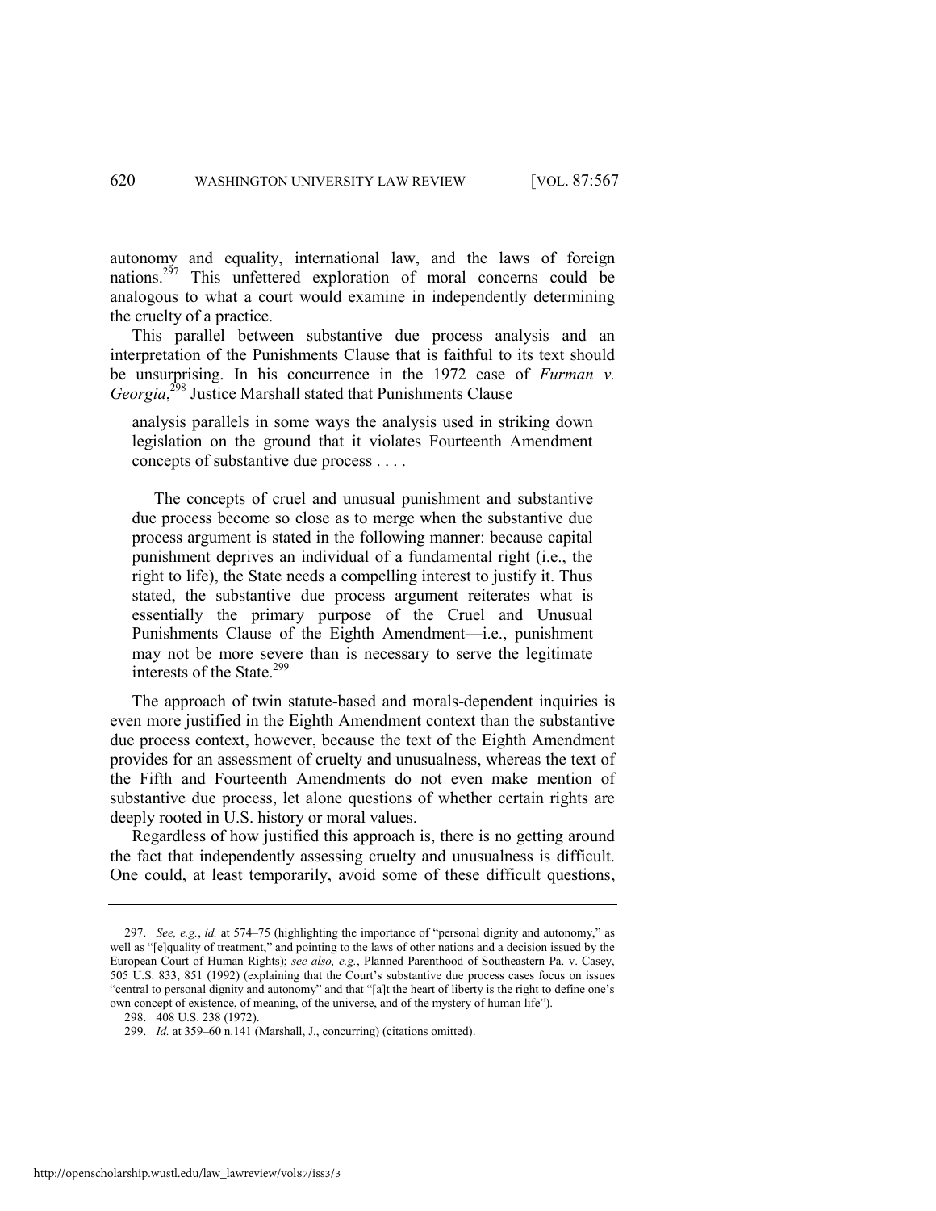autonomy and equality, international law, and the laws of foreign nations.[297] This unfettered exploration of moral concerns could be analogous to what a court would examine in independently determining the cruelty of a practice.

This parallel between substantive due process analysis and an interpretation of the Punishments Clause that is faithful to its text should be unsurprising. In his concurrence in the 1972 case of *Furman v. Georgia*,[298] Justice Marshall stated that Punishments Clause

> analysis parallels in some ways the analysis used in striking down legislation on the ground that it violates Fourteenth Amendment concepts of substantive due process . . . .
>
> The concepts of cruel and unusual punishment and substantive due process become so close as to merge when the substantive due process argument is stated in the following manner: because capital punishment deprives an individual of a fundamental right (i.e., the right to life), the State needs a compelling interest to justify it. Thus stated, the substantive due process argument reiterates what is essentially the primary purpose of the Cruel and Unusual Punishments Clause of the Eighth Amendment—i.e., punishment may not be more severe than is necessary to serve the legitimate interests of the State.[299]

The approach of twin statute-based and morals-dependent inquiries is even more justified in the Eighth Amendment context than the substantive due process context, however, because the text of the Eighth Amendment provides for an assessment of cruelty and unusualness, whereas the text of the Fifth and Fourteenth Amendments do not even make mention of substantive due process, let alone questions of whether certain rights are deeply rooted in U.S. history or moral values.

Regardless of how justified this approach is, there is no getting around the fact that independently assessing cruelty and unusualness is difficult. One could, at least temporarily, avoid some of these difficult questions,

---

297. *See, e.g.*, *id.* at 574–75 (highlighting the importance of "personal dignity and autonomy," as well as "[e]quality of treatment," and pointing to the laws of other nations and a decision issued by the European Court of Human Rights); *see also, e.g.*, Planned Parenthood of Southeastern Pa. v. Casey, 505 U.S. 833, 851 (1992) (explaining that the Court's substantive due process cases focus on issues "central to personal dignity and autonomy" and that "[a]t the heart of liberty is the right to define one's own concept of existence, of meaning, of the universe, and of the mystery of human life").

298. 408 U.S. 238 (1972).

299. *Id.* at 359–60 n.141 (Marshall, J., concurring) (citations omitted).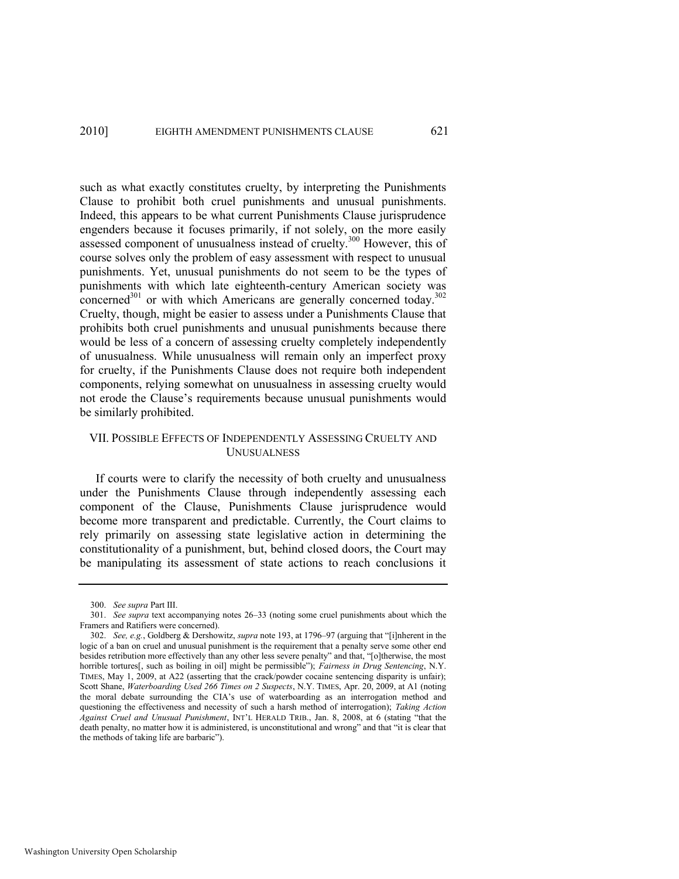such as what exactly constitutes cruelty, by interpreting the Punishments Clause to prohibit both cruel punishments and unusual punishments. Indeed, this appears to be what current Punishments Clause jurisprudence engenders because it focuses primarily, if not solely, on the more easily assessed component of unusualness instead of cruelty.[300] However, this of course solves only the problem of easy assessment with respect to unusual punishments. Yet, unusual punishments do not seem to be the types of punishments with which late eighteenth-century American society was concerned[301] or with which Americans are generally concerned today.[302] Cruelty, though, might be easier to assess under a Punishments Clause that prohibits both cruel punishments and unusual punishments because there would be less of a concern of assessing cruelty completely independently of unusualness. While unusualness will remain only an imperfect proxy for cruelty, if the Punishments Clause does not require both independent components, relying somewhat on unusualness in assessing cruelty would not erode the Clause's requirements because unusual punishments would be similarly prohibited.

## VII. Possible Effects of Independently Assessing Cruelty and Unusualness

If courts were to clarify the necessity of both cruelty and unusualness under the Punishments Clause through independently assessing each component of the Clause, Punishments Clause jurisprudence would become more transparent and predictable. Currently, the Court claims to rely primarily on assessing state legislative action in determining the constitutionality of a punishment, but, behind closed doors, the Court may be manipulating its assessment of state actions to reach conclusions it

---

300. *See supra* Part III.

301. *See supra* text accompanying notes 26–33 (noting some cruel punishments about which the Framers and Ratifiers were concerned).

302. *See, e.g.*, Goldberg & Dershowitz, *supra* note 193, at 1796–97 (arguing that "[i]nherent in the logic of a ban on cruel and unusual punishment is the requirement that a penalty serve some other end besides retribution more effectively than any other less severe penalty" and that, "[o]therwise, the most horrible tortures[, such as boiling in oil] might be permissible"); *Fairness in Drug Sentencing*, N.Y. TIMES, May 1, 2009, at A22 (asserting that the crack/powder cocaine sentencing disparity is unfair); Scott Shane, *Waterboarding Used 266 Times on 2 Suspects*, N.Y. TIMES, Apr. 20, 2009, at A1 (noting the moral debate surrounding the CIA's use of waterboarding as an interrogation method and questioning the effectiveness and necessity of such a harsh method of interrogation); *Taking Action Against Cruel and Unusual Punishment*, INT'L HERALD TRIB., Jan. 8, 2008, at 6 (stating "that the death penalty, no matter how it is administered, is unconstitutional and wrong" and that "it is clear that the methods of taking life are barbaric").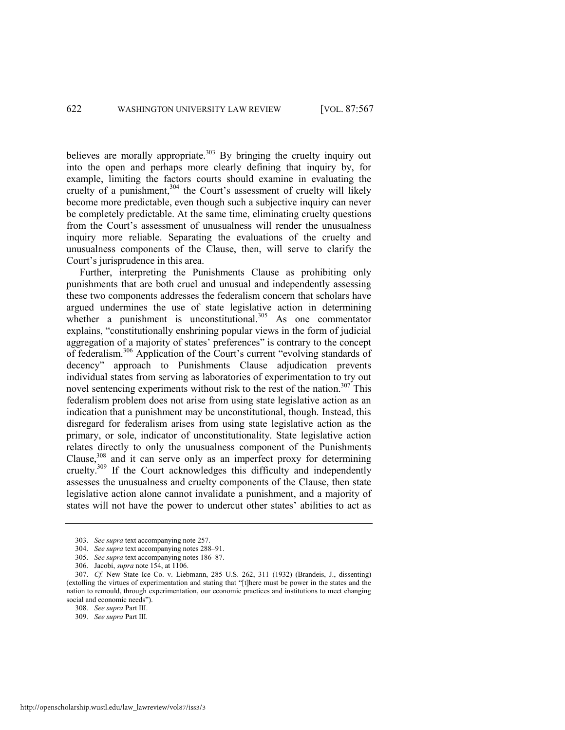believes are morally appropriate.[303] By bringing the cruelty inquiry out into the open and perhaps more clearly defining that inquiry by, for example, limiting the factors courts should examine in evaluating the cruelty of a punishment,[304] the Court's assessment of cruelty will likely become more predictable, even though such a subjective inquiry can never be completely predictable. At the same time, eliminating cruelty questions from the Court's assessment of unusualness will render the unusualness inquiry more reliable. Separating the evaluations of the cruelty and unusualness components of the Clause, then, will serve to clarify the Court's jurisprudence in this area.

Further, interpreting the Punishments Clause as prohibiting only punishments that are both cruel and unusual and independently assessing these two components addresses the federalism concern that scholars have argued undermines the use of state legislative action in determining whether a punishment is unconstitutional.[305] As one commentator explains, "constitutionally enshrining popular views in the form of judicial aggregation of a majority of states' preferences" is contrary to the concept of federalism.[306] Application of the Court's current "evolving standards of decency" approach to Punishments Clause adjudication prevents individual states from serving as laboratories of experimentation to try out novel sentencing experiments without risk to the rest of the nation.[307] This federalism problem does not arise from using state legislative action as an indication that a punishment may be unconstitutional, though. Instead, this disregard for federalism arises from using state legislative action as the primary, or sole, indicator of unconstitutionality. State legislative action relates directly to only the unusualness component of the Punishments Clause,[308] and it can serve only as an imperfect proxy for determining cruelty.[309] If the Court acknowledges this difficulty and independently assesses the unusualness and cruelty components of the Clause, then state legislative action alone cannot invalidate a punishment, and a majority of states will not have the power to undercut other states' abilities to act as

---

303. *See supra* text accompanying note 257.

304. *See supra* text accompanying notes 288–91.

305. *See supra* text accompanying notes 186–87.

306. Jacobi, *supra* note 154, at 1106.

307. *Cf.* New State Ice Co. v. Liebmann, 285 U.S. 262, 311 (1932) (Brandeis, J., dissenting) (extolling the virtues of experimentation and stating that "[t]here must be power in the states and the nation to remould, through experimentation, our economic practices and institutions to meet changing social and economic needs").

308. *See supra* Part III.

309. *See supra* Part III.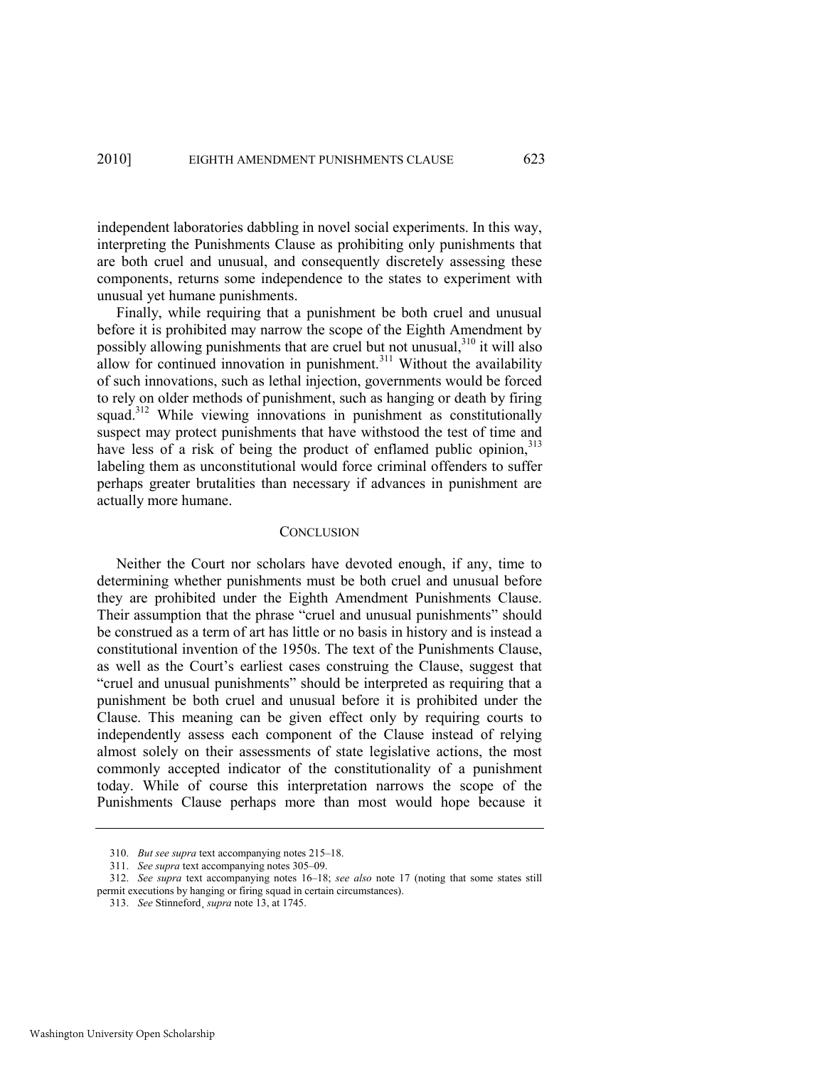independent laboratories dabbling in novel social experiments. In this way, interpreting the Punishments Clause as prohibiting only punishments that are both cruel and unusual, and consequently discretely assessing these components, returns some independence to the states to experiment with unusual yet humane punishments.

Finally, while requiring that a punishment be both cruel and unusual before it is prohibited may narrow the scope of the Eighth Amendment by possibly allowing punishments that are cruel but not unusual,[310] it will also allow for continued innovation in punishment.[311] Without the availability of such innovations, such as lethal injection, governments would be forced to rely on older methods of punishment, such as hanging or death by firing squad.[312] While viewing innovations in punishment as constitutionally suspect may protect punishments that have withstood the test of time and have less of a risk of being the product of enflamed public opinion,[313] labeling them as unconstitutional would force criminal offenders to suffer perhaps greater brutalities than necessary if advances in punishment are actually more humane.

## CONCLUSION

Neither the Court nor scholars have devoted enough, if any, time to determining whether punishments must be both cruel and unusual before they are prohibited under the Eighth Amendment Punishments Clause. Their assumption that the phrase "cruel and unusual punishments" should be construed as a term of art has little or no basis in history and is instead a constitutional invention of the 1950s. The text of the Punishments Clause, as well as the Court's earliest cases construing the Clause, suggest that "cruel and unusual punishments" should be interpreted as requiring that a punishment be both cruel and unusual before it is prohibited under the Clause. This meaning can be given effect only by requiring courts to independently assess each component of the Clause instead of relying almost solely on their assessments of state legislative actions, the most commonly accepted indicator of the constitutionality of a punishment today. While of course this interpretation narrows the scope of the Punishments Clause perhaps more than most would hope because it

---

310. *But see supra* text accompanying notes 215–18.

311. *See supra* text accompanying notes 305–09.

312. *See supra* text accompanying notes 16–18; *see also* note 17 (noting that some states still permit executions by hanging or firing squad in certain circumstances).

313. *See* Stinneford¸ *supra* note 13, at 1745.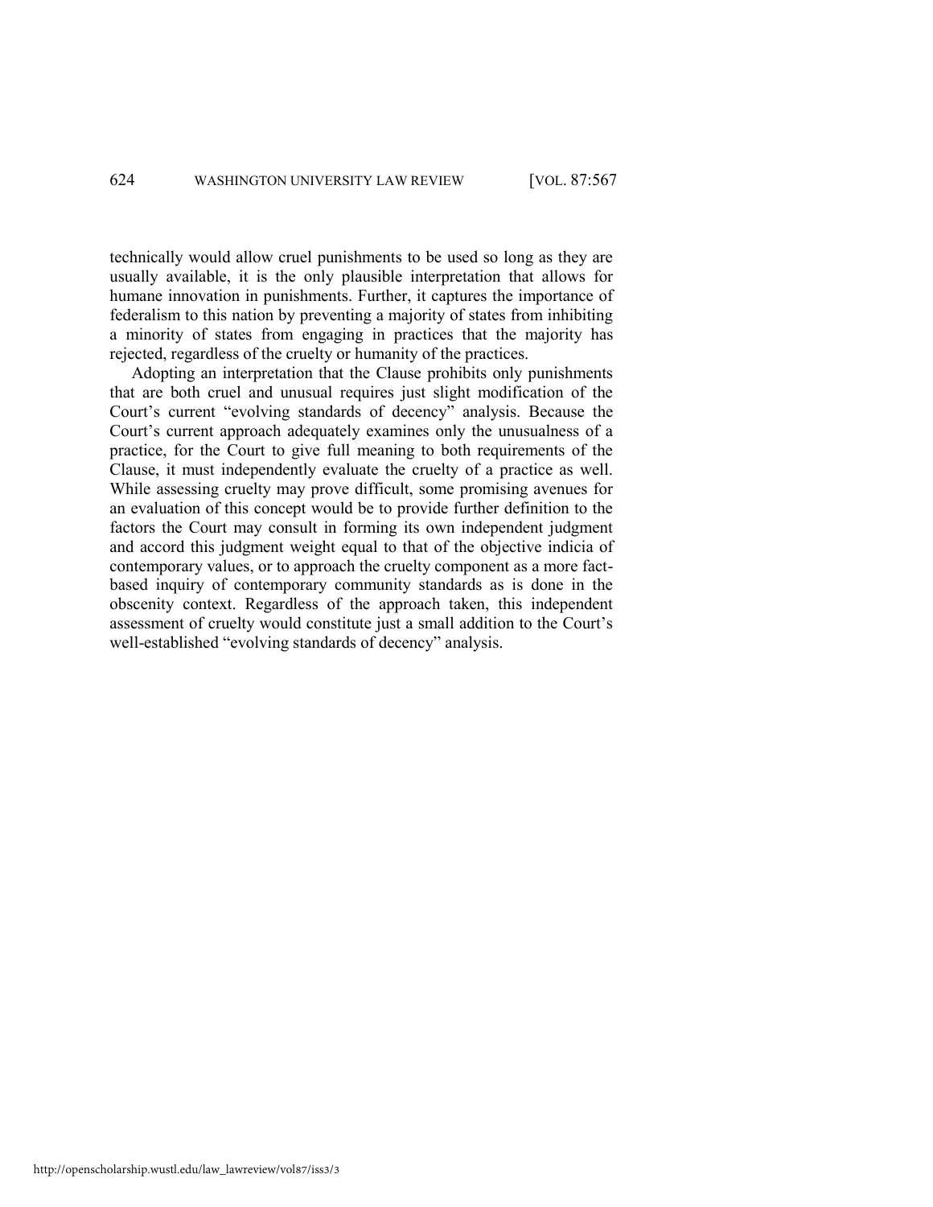technically would allow cruel punishments to be used so long as they are usually available, it is the only plausible interpretation that allows for humane innovation in punishments. Further, it captures the importance of federalism to this nation by preventing a majority of states from inhibiting a minority of states from engaging in practices that the majority has rejected, regardless of the cruelty or humanity of the practices.

Adopting an interpretation that the Clause prohibits only punishments that are both cruel and unusual requires just slight modification of the Court's current "evolving standards of decency" analysis. Because the Court's current approach adequately examines only the unusualness of a practice, for the Court to give full meaning to both requirements of the Clause, it must independently evaluate the cruelty of a practice as well. While assessing cruelty may prove difficult, some promising avenues for an evaluation of this concept would be to provide further definition to the factors the Court may consult in forming its own independent judgment and accord this judgment weight equal to that of the objective indicia of contemporary values, or to approach the cruelty component as a more fact-based inquiry of contemporary community standards as is done in the obscenity context. Regardless of the approach taken, this independent assessment of cruelty would constitute just a small addition to the Court's well-established "evolving standards of decency" analysis.